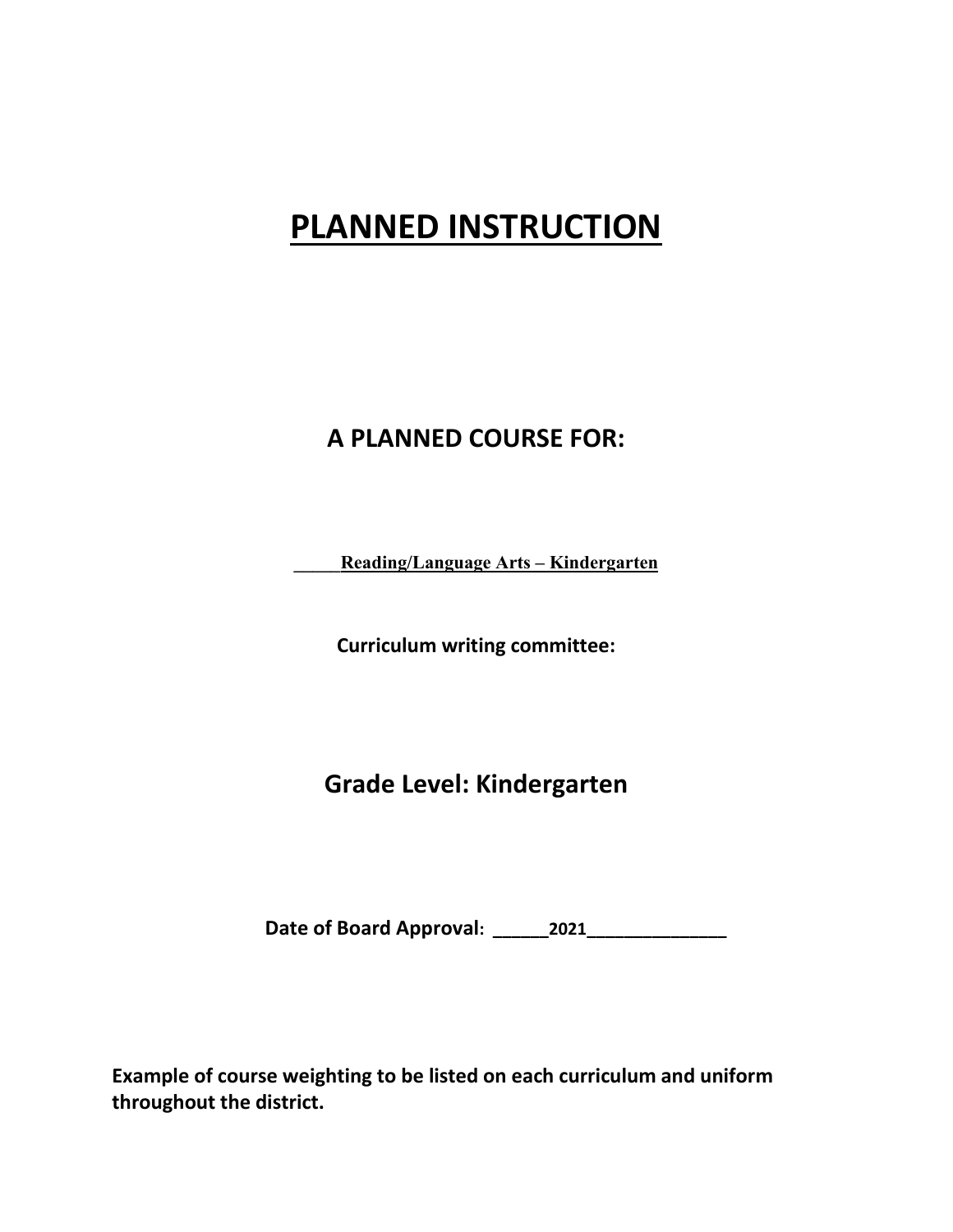# PLANNED INSTRUCTION

## A PLANNED COURSE FOR:

_____Reading/Language Arts – Kindergarten

**Curriculum writing committee:**

## Grade Level: Kindergarten

**Date of Board Approval: ______2021______________**

**Example of course weighting to be listed on each curriculum and uniform throughout the district.**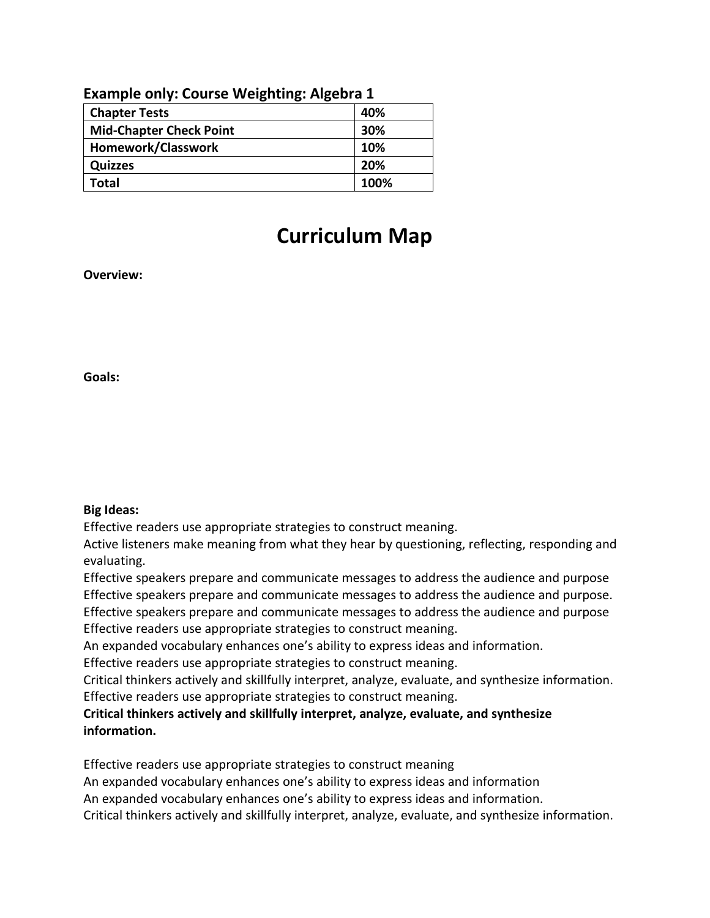**Example only: Course Weighting: Algebra 1**

| **Chapter Tests** | **40%** |
|---|---|
| **Mid-Chapter Check Point** | **30%** |
| **Homework/Classwork** | **10%** |
| **Quizzes** | **20%** |
| **Total** | **100%** |

# Curriculum Map

**Overview:**

**Goals:**

**Big Ideas:**

Effective readers use appropriate strategies to construct meaning.
Active listeners make meaning from what they hear by questioning, reflecting, responding and evaluating.
Effective speakers prepare and communicate messages to address the audience and purpose
Effective speakers prepare and communicate messages to address the audience and purpose.
Effective speakers prepare and communicate messages to address the audience and purpose
Effective readers use appropriate strategies to construct meaning.
An expanded vocabulary enhances one's ability to express ideas and information.
Effective readers use appropriate strategies to construct meaning.
Critical thinkers actively and skillfully interpret, analyze, evaluate, and synthesize information.
Effective readers use appropriate strategies to construct meaning.
**Critical thinkers actively and skillfully interpret, analyze, evaluate, and synthesize information.**

Effective readers use appropriate strategies to construct meaning
An expanded vocabulary enhances one's ability to express ideas and information
An expanded vocabulary enhances one's ability to express ideas and information.
Critical thinkers actively and skillfully interpret, analyze, evaluate, and synthesize information.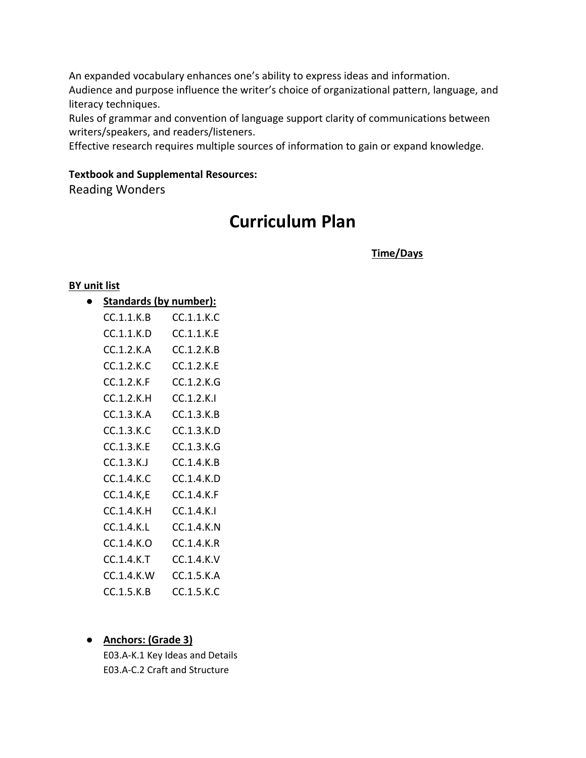An expanded vocabulary enhances one's ability to express ideas and information.
Audience and purpose influence the writer's choice of organizational pattern, language, and literacy techniques.
Rules of grammar and convention of language support clarity of communications between writers/speakers, and readers/listeners.
Effective research requires multiple sources of information to gain or expand knowledge.

**Textbook and Supplemental Resources:**
Reading Wonders

# Curriculum Plan

**Time/Days**

**BY unit list**

- **Standards (by number):**

  CC.1.1.K.B CC.1.1.K.C
  CC.1.1.K.D CC.1.1.K.E
  CC.1.2.K.A CC.1.2.K.B
  CC.1.2.K.C CC.1.2.K.E
  CC.1.2.K.F CC.1.2.K.G
  CC.1.2.K.H CC.1.2.K.I
  CC.1.3.K.A CC.1.3.K.B
  CC.1.3.K.C CC.1.3.K.D
  CC.1.3.K.E CC.1.3.K.G
  CC.1.3.K.J CC.1.4.K.B
  CC.1.4.K.C CC.1.4.K.D
  CC.1.4.K,E CC.1.4.K.F
  CC.1.4.K.H CC.1.4.K.I
  CC.1.4.K.L CC.1.4.K.N
  CC.1.4.K.O CC.1.4.K.R
  CC.1.4.K.T CC.1.4.K.V
  CC.1.4.K.W CC.1.5.K.A
  CC.1.5.K.B CC.1.5.K.C

- **Anchors: (Grade 3)**

  E03.A-K.1 Key Ideas and Details
  E03.A-C.2 Craft and Structure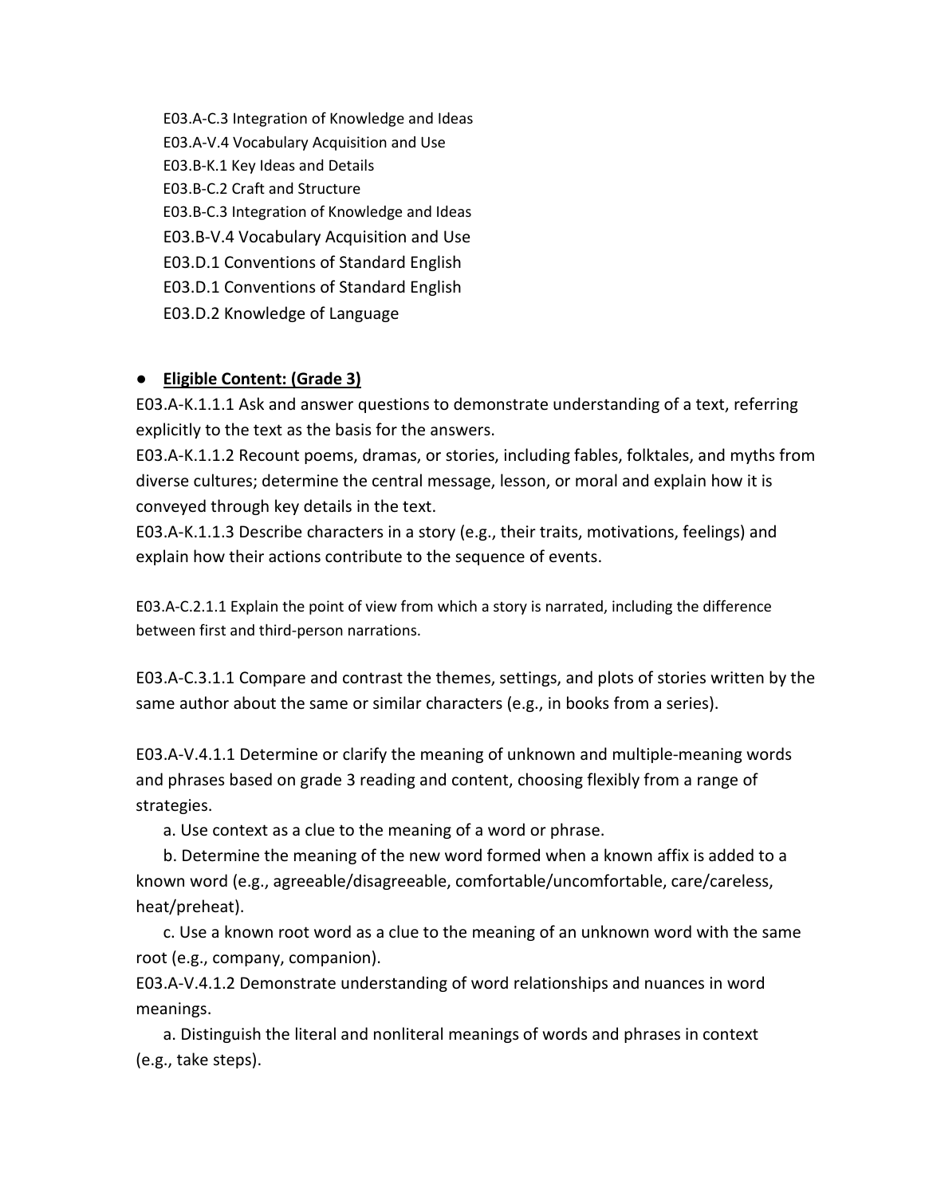E03.A-C.3 Integration of Knowledge and Ideas
E03.A-V.4 Vocabulary Acquisition and Use
E03.B-K.1 Key Ideas and Details
E03.B-C.2 Craft and Structure
E03.B-C.3 Integration of Knowledge and Ideas
E03.B-V.4 Vocabulary Acquisition and Use
E03.D.1 Conventions of Standard English
E03.D.1 Conventions of Standard English
E03.D.2 Knowledge of Language

- **Eligible Content: (Grade 3)**

E03.A-K.1.1.1 Ask and answer questions to demonstrate understanding of a text, referring explicitly to the text as the basis for the answers.
E03.A-K.1.1.2 Recount poems, dramas, or stories, including fables, folktales, and myths from diverse cultures; determine the central message, lesson, or moral and explain how it is conveyed through key details in the text.
E03.A-K.1.1.3 Describe characters in a story (e.g., their traits, motivations, feelings) and explain how their actions contribute to the sequence of events.

E03.A-C.2.1.1 Explain the point of view from which a story is narrated, including the difference between first and third-person narrations.

E03.A-C.3.1.1 Compare and contrast the themes, settings, and plots of stories written by the same author about the same or similar characters (e.g., in books from a series).

E03.A-V.4.1.1 Determine or clarify the meaning of unknown and multiple-meaning words and phrases based on grade 3 reading and content, choosing flexibly from a range of strategies.
  a. Use context as a clue to the meaning of a word or phrase.
  b. Determine the meaning of the new word formed when a known affix is added to a known word (e.g., agreeable/disagreeable, comfortable/uncomfortable, care/careless, heat/preheat).
  c. Use a known root word as a clue to the meaning of an unknown word with the same root (e.g., company, companion).
E03.A-V.4.1.2 Demonstrate understanding of word relationships and nuances in word meanings.
  a. Distinguish the literal and nonliteral meanings of words and phrases in context (e.g., take steps).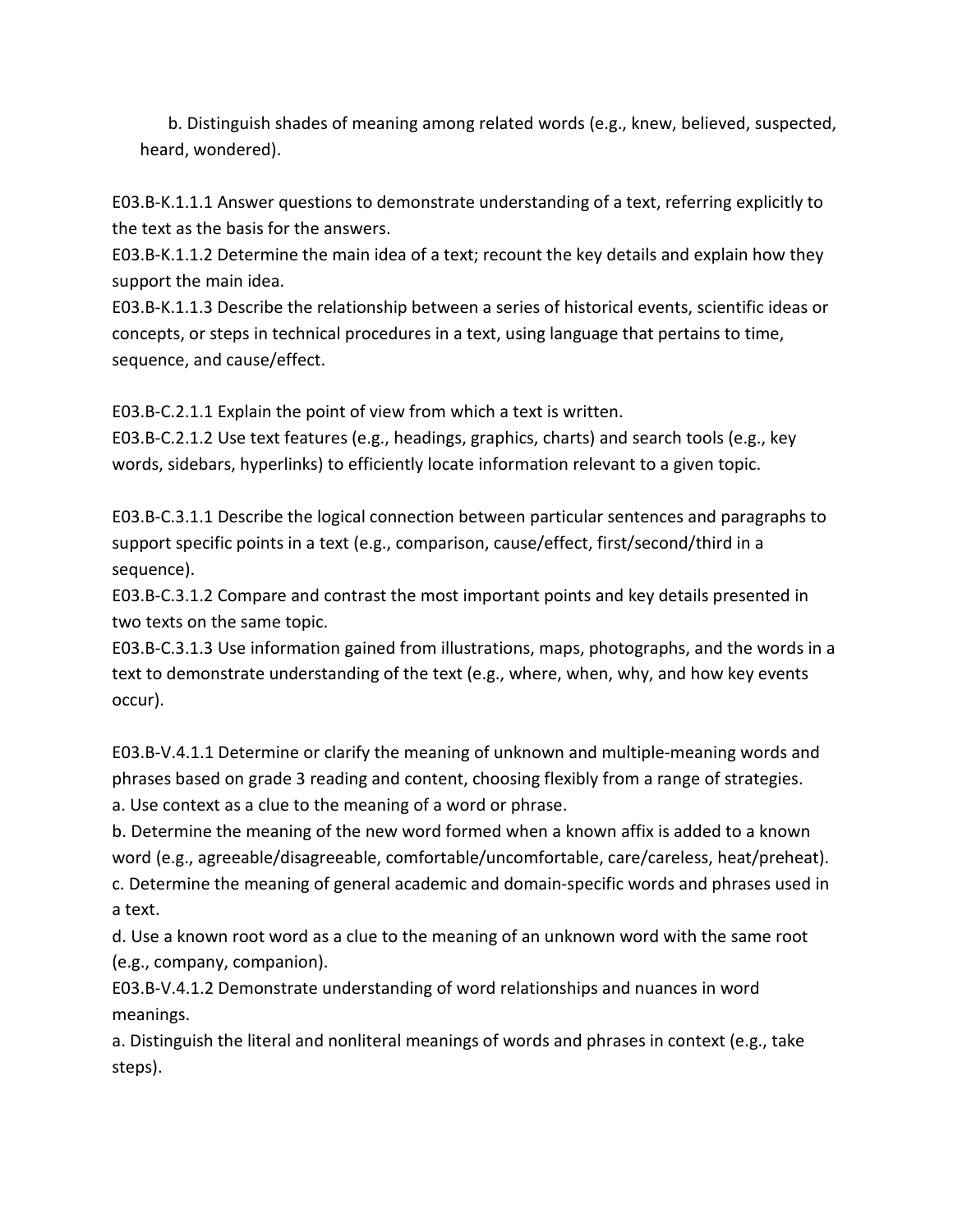b. Distinguish shades of meaning among related words (e.g., knew, believed, suspected, heard, wondered).

E03.B-K.1.1.1 Answer questions to demonstrate understanding of a text, referring explicitly to the text as the basis for the answers.
E03.B-K.1.1.2 Determine the main idea of a text; recount the key details and explain how they support the main idea.
E03.B-K.1.1.3 Describe the relationship between a series of historical events, scientific ideas or concepts, or steps in technical procedures in a text, using language that pertains to time, sequence, and cause/effect.

E03.B-C.2.1.1 Explain the point of view from which a text is written.
E03.B-C.2.1.2 Use text features (e.g., headings, graphics, charts) and search tools (e.g., key words, sidebars, hyperlinks) to efficiently locate information relevant to a given topic.

E03.B-C.3.1.1 Describe the logical connection between particular sentences and paragraphs to support specific points in a text (e.g., comparison, cause/effect, first/second/third in a sequence).
E03.B-C.3.1.2 Compare and contrast the most important points and key details presented in two texts on the same topic.
E03.B-C.3.1.3 Use information gained from illustrations, maps, photographs, and the words in a text to demonstrate understanding of the text (e.g., where, when, why, and how key events occur).

E03.B-V.4.1.1 Determine or clarify the meaning of unknown and multiple-meaning words and phrases based on grade 3 reading and content, choosing flexibly from a range of strategies.
a. Use context as a clue to the meaning of a word or phrase.
b. Determine the meaning of the new word formed when a known affix is added to a known word (e.g., agreeable/disagreeable, comfortable/uncomfortable, care/careless, heat/preheat).
c. Determine the meaning of general academic and domain-specific words and phrases used in a text.
d. Use a known root word as a clue to the meaning of an unknown word with the same root (e.g., company, companion).
E03.B-V.4.1.2 Demonstrate understanding of word relationships and nuances in word meanings.
a. Distinguish the literal and nonliteral meanings of words and phrases in context (e.g., take steps).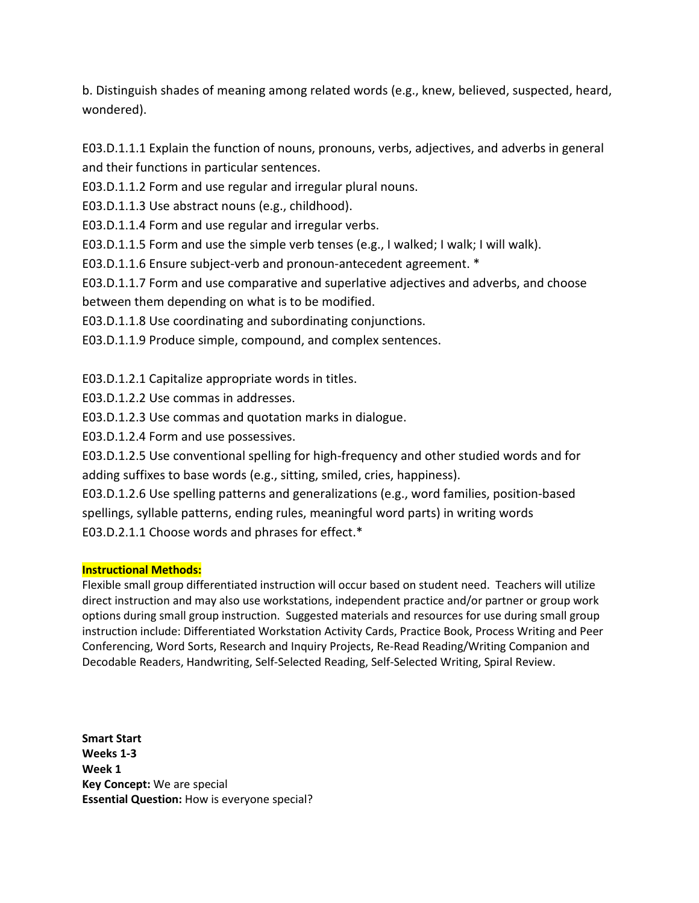b. Distinguish shades of meaning among related words (e.g., knew, believed, suspected, heard, wondered).

E03.D.1.1.1 Explain the function of nouns, pronouns, verbs, adjectives, and adverbs in general and their functions in particular sentences.
E03.D.1.1.2 Form and use regular and irregular plural nouns.
E03.D.1.1.3 Use abstract nouns (e.g., childhood).
E03.D.1.1.4 Form and use regular and irregular verbs.
E03.D.1.1.5 Form and use the simple verb tenses (e.g., I walked; I walk; I will walk).
E03.D.1.1.6 Ensure subject-verb and pronoun-antecedent agreement. *
E03.D.1.1.7 Form and use comparative and superlative adjectives and adverbs, and choose between them depending on what is to be modified.
E03.D.1.1.8 Use coordinating and subordinating conjunctions.
E03.D.1.1.9 Produce simple, compound, and complex sentences.

E03.D.1.2.1 Capitalize appropriate words in titles.
E03.D.1.2.2 Use commas in addresses.
E03.D.1.2.3 Use commas and quotation marks in dialogue.
E03.D.1.2.4 Form and use possessives.
E03.D.1.2.5 Use conventional spelling for high-frequency and other studied words and for adding suffixes to base words (e.g., sitting, smiled, cries, happiness).
E03.D.1.2.6 Use spelling patterns and generalizations (e.g., word families, position-based spellings, syllable patterns, ending rules, meaningful word parts) in writing words
E03.D.2.1.1 Choose words and phrases for effect.*

**Instructional Methods:**

Flexible small group differentiated instruction will occur based on student need. Teachers will utilize direct instruction and may also use workstations, independent practice and/or partner or group work options during small group instruction. Suggested materials and resources for use during small group instruction include: Differentiated Workstation Activity Cards, Practice Book, Process Writing and Peer Conferencing, Word Sorts, Research and Inquiry Projects, Re-Read Reading/Writing Companion and Decodable Readers, Handwriting, Self-Selected Reading, Self-Selected Writing, Spiral Review.

**Smart Start**
**Weeks 1-3**
**Week 1**
**Key Concept:** We are special
**Essential Question:** How is everyone special?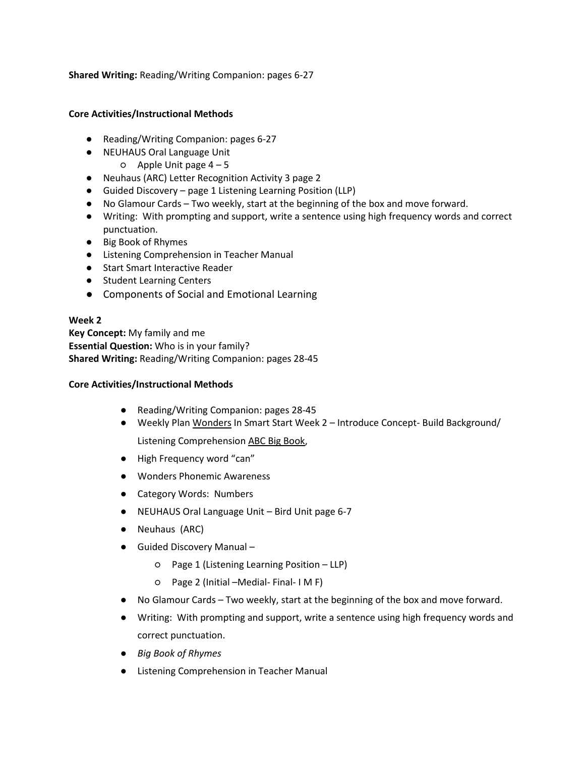**Shared Writing:** Reading/Writing Companion: pages 6-27

**Core Activities/Instructional Methods**

- Reading/Writing Companion: pages 6-27
- NEUHAUS Oral Language Unit
  - Apple Unit page 4 – 5
- Neuhaus (ARC) Letter Recognition Activity 3 page 2
- Guided Discovery – page 1 Listening Learning Position (LLP)
- No Glamour Cards – Two weekly, start at the beginning of the box and move forward.
- Writing: With prompting and support, write a sentence using high frequency words and correct punctuation.
- Big Book of Rhymes
- Listening Comprehension in Teacher Manual
- Start Smart Interactive Reader
- Student Learning Centers
- Components of Social and Emotional Learning

**Week 2**
**Key Concept:** My family and me
**Essential Question:** Who is in your family?
**Shared Writing:** Reading/Writing Companion: pages 28-45

**Core Activities/Instructional Methods**

- Reading/Writing Companion: pages 28-45
- Weekly Plan <u>Wonders</u> In Smart Start Week 2 – Introduce Concept- Build Background/ Listening Comprehension <u>ABC Big Book</u>,
- High Frequency word “can”
- Wonders Phonemic Awareness
- Category Words: Numbers
- NEUHAUS Oral Language Unit – Bird Unit page 6-7
- Neuhaus (ARC)
- Guided Discovery Manual –
  - Page 1 (Listening Learning Position – LLP)
  - Page 2 (Initial –Medial- Final- I M F)
- No Glamour Cards – Two weekly, start at the beginning of the box and move forward.
- Writing: With prompting and support, write a sentence using high frequency words and correct punctuation.
- *Big Book of Rhymes*
- Listening Comprehension in Teacher Manual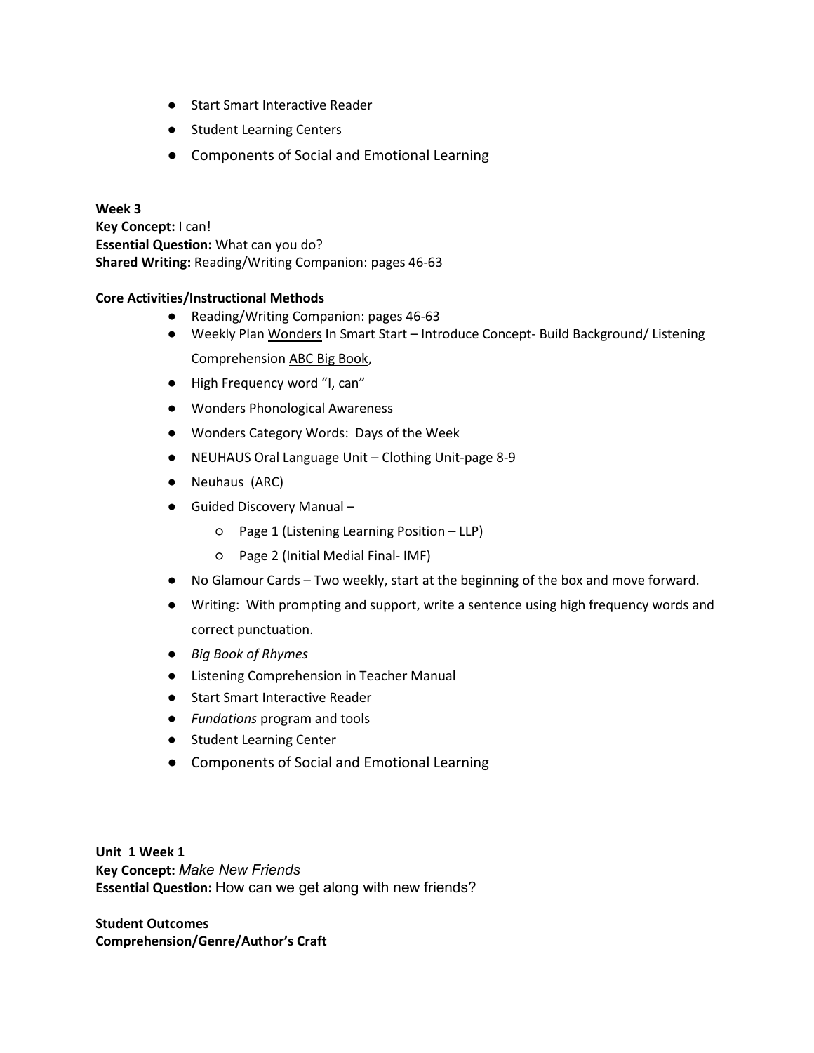- Start Smart Interactive Reader
- Student Learning Centers
- Components of Social and Emotional Learning

**Week 3**
**Key Concept:** I can!
**Essential Question:** What can you do?
**Shared Writing:** Reading/Writing Companion: pages 46-63

**Core Activities/Instructional Methods**

- Reading/Writing Companion: pages 46-63
- Weekly Plan Wonders In Smart Start – Introduce Concept- Build Background/ Listening Comprehension ABC Big Book,
- High Frequency word "I, can"
- Wonders Phonological Awareness
- Wonders Category Words: Days of the Week
- NEUHAUS Oral Language Unit – Clothing Unit-page 8-9
- Neuhaus (ARC)
- Guided Discovery Manual –
  - Page 1 (Listening Learning Position – LLP)
  - Page 2 (Initial Medial Final- IMF)
- No Glamour Cards – Two weekly, start at the beginning of the box and move forward.
- Writing: With prompting and support, write a sentence using high frequency words and correct punctuation.
- *Big Book of Rhymes*
- Listening Comprehension in Teacher Manual
- Start Smart Interactive Reader
- *Fundations* program and tools
- Student Learning Center
- Components of Social and Emotional Learning

**Unit 1 Week 1**
**Key Concept:** *Make New Friends*
**Essential Question:** How can we get along with new friends?

**Student Outcomes**
**Comprehension/Genre/Author's Craft**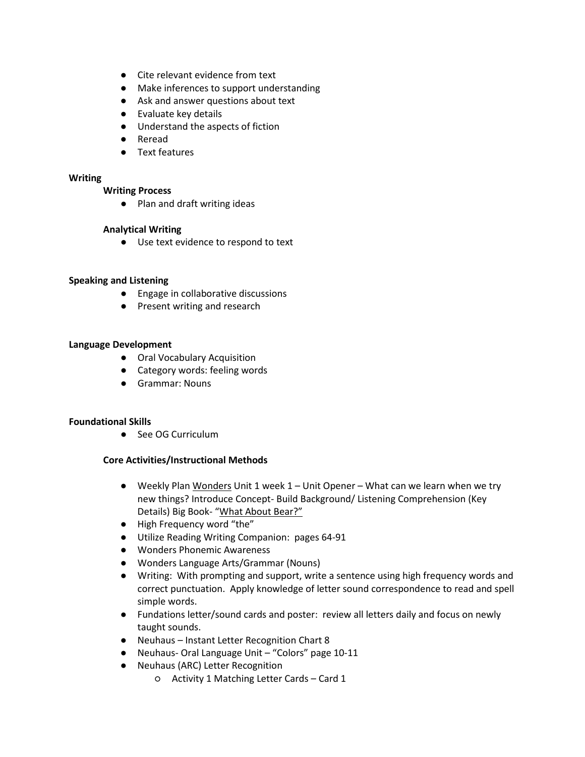- Cite relevant evidence from text
- Make inferences to support understanding
- Ask and answer questions about text
- Evaluate key details
- Understand the aspects of fiction
- Reread
- Text features

**Writing**

**Writing Process**

- Plan and draft writing ideas

**Analytical Writing**

- Use text evidence to respond to text

**Speaking and Listening**

- Engage in collaborative discussions
- Present writing and research

**Language Development**

- Oral Vocabulary Acquisition
- Category words: feeling words
- Grammar: Nouns

**Foundational Skills**

- See OG Curriculum

**Core Activities/Instructional Methods**

- Weekly Plan Wonders Unit 1 week 1 – Unit Opener – What can we learn when we try new things? Introduce Concept- Build Background/ Listening Comprehension (Key Details) Big Book- "What About Bear?"
- High Frequency word "the"
- Utilize Reading Writing Companion: pages 64-91
- Wonders Phonemic Awareness
- Wonders Language Arts/Grammar (Nouns)
- Writing: With prompting and support, write a sentence using high frequency words and correct punctuation. Apply knowledge of letter sound correspondence to read and spell simple words.
- Fundations letter/sound cards and poster: review all letters daily and focus on newly taught sounds.
- Neuhaus – Instant Letter Recognition Chart 8
- Neuhaus- Oral Language Unit – "Colors" page 10-11
- Neuhaus (ARC) Letter Recognition
  - Activity 1 Matching Letter Cards – Card 1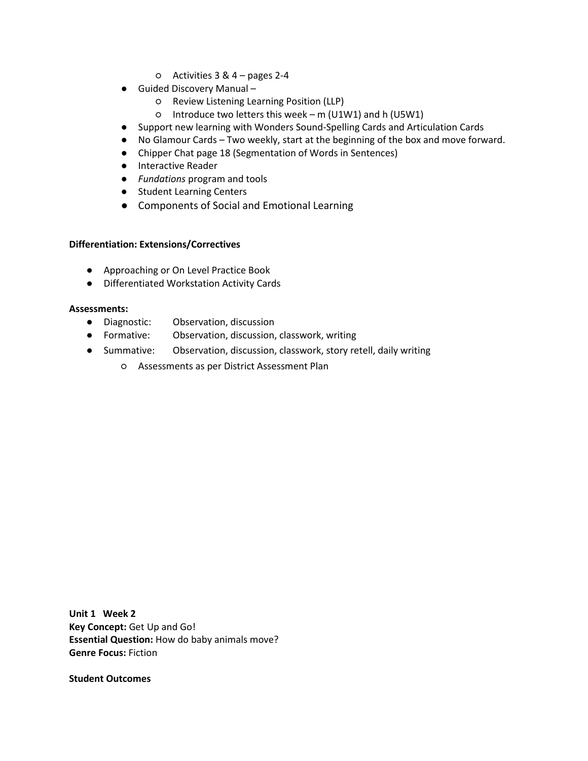- Activities 3 & 4 – pages 2-4
- Guided Discovery Manual –
    - Review Listening Learning Position (LLP)
    - Introduce two letters this week – m (U1W1) and h (U5W1)
- Support new learning with Wonders Sound-Spelling Cards and Articulation Cards
- No Glamour Cards – Two weekly, start at the beginning of the box and move forward.
- Chipper Chat page 18 (Segmentation of Words in Sentences)
- Interactive Reader
- *Fundations* program and tools
- Student Learning Centers
- Components of Social and Emotional Learning

**Differentiation: Extensions/Correctives**

- Approaching or On Level Practice Book
- Differentiated Workstation Activity Cards

**Assessments:**

- Diagnostic: Observation, discussion
- Formative: Observation, discussion, classwork, writing
- Summative: Observation, discussion, classwork, story retell, daily writing
    - Assessments as per District Assessment Plan

**Unit 1 Week 2**
**Key Concept:** Get Up and Go!
**Essential Question:** How do baby animals move?
**Genre Focus:** Fiction

**Student Outcomes**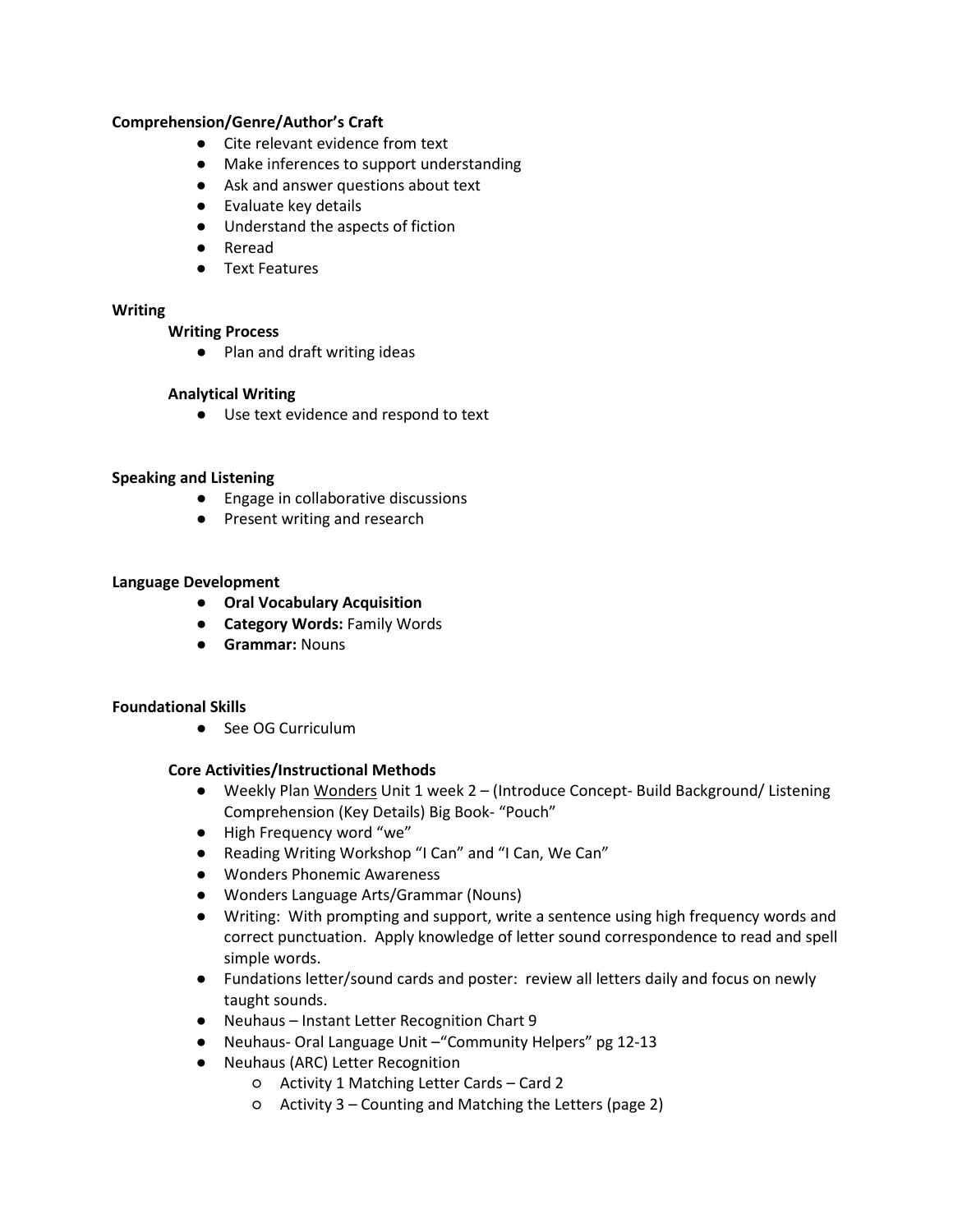**Comprehension/Genre/Author's Craft**

- Cite relevant evidence from text
- Make inferences to support understanding
- Ask and answer questions about text
- Evaluate key details
- Understand the aspects of fiction
- Reread
- Text Features

**Writing**

**Writing Process**

- Plan and draft writing ideas

**Analytical Writing**

- Use text evidence and respond to text

**Speaking and Listening**

- Engage in collaborative discussions
- Present writing and research

**Language Development**

- **Oral Vocabulary Acquisition**
- **Category Words:** Family Words
- **Grammar:** Nouns

**Foundational Skills**

- See OG Curriculum

**Core Activities/Instructional Methods**

- Weekly Plan Wonders Unit 1 week 2 – (Introduce Concept- Build Background/ Listening Comprehension (Key Details) Big Book- "Pouch"
- High Frequency word "we"
- Reading Writing Workshop "I Can" and "I Can, We Can"
- Wonders Phonemic Awareness
- Wonders Language Arts/Grammar (Nouns)
- Writing: With prompting and support, write a sentence using high frequency words and correct punctuation. Apply knowledge of letter sound correspondence to read and spell simple words.
- Fundations letter/sound cards and poster: review all letters daily and focus on newly taught sounds.
- Neuhaus – Instant Letter Recognition Chart 9
- Neuhaus- Oral Language Unit –"Community Helpers" pg 12-13
- Neuhaus (ARC) Letter Recognition
  - Activity 1 Matching Letter Cards – Card 2
  - Activity 3 – Counting and Matching the Letters (page 2)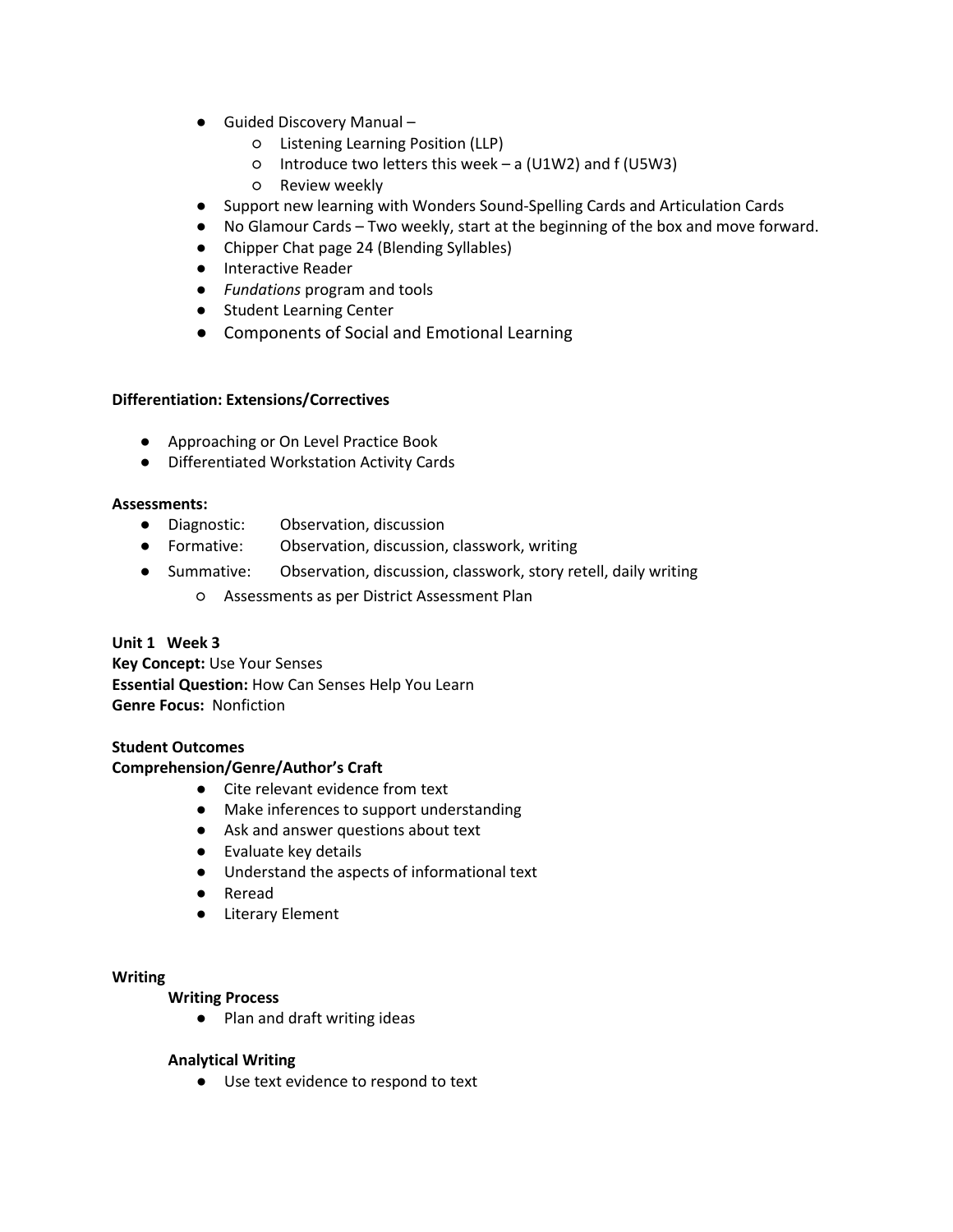- Guided Discovery Manual –
  - Listening Learning Position (LLP)
  - Introduce two letters this week – a (U1W2) and f (U5W3)
  - Review weekly
- Support new learning with Wonders Sound-Spelling Cards and Articulation Cards
- No Glamour Cards – Two weekly, start at the beginning of the box and move forward.
- Chipper Chat page 24 (Blending Syllables)
- Interactive Reader
- *Fundations* program and tools
- Student Learning Center
- Components of Social and Emotional Learning

**Differentiation: Extensions/Correctives**

- Approaching or On Level Practice Book
- Differentiated Workstation Activity Cards

**Assessments:**

- Diagnostic: Observation, discussion
- Formative: Observation, discussion, classwork, writing
- Summative: Observation, discussion, classwork, story retell, daily writing
  - Assessments as per District Assessment Plan

**Unit 1 Week 3**
**Key Concept:** Use Your Senses
**Essential Question:** How Can Senses Help You Learn
**Genre Focus:** Nonfiction

**Student Outcomes**
**Comprehension/Genre/Author's Craft**

- Cite relevant evidence from text
- Make inferences to support understanding
- Ask and answer questions about text
- Evaluate key details
- Understand the aspects of informational text
- Reread
- Literary Element

**Writing**

**Writing Process**

- Plan and draft writing ideas

**Analytical Writing**

- Use text evidence to respond to text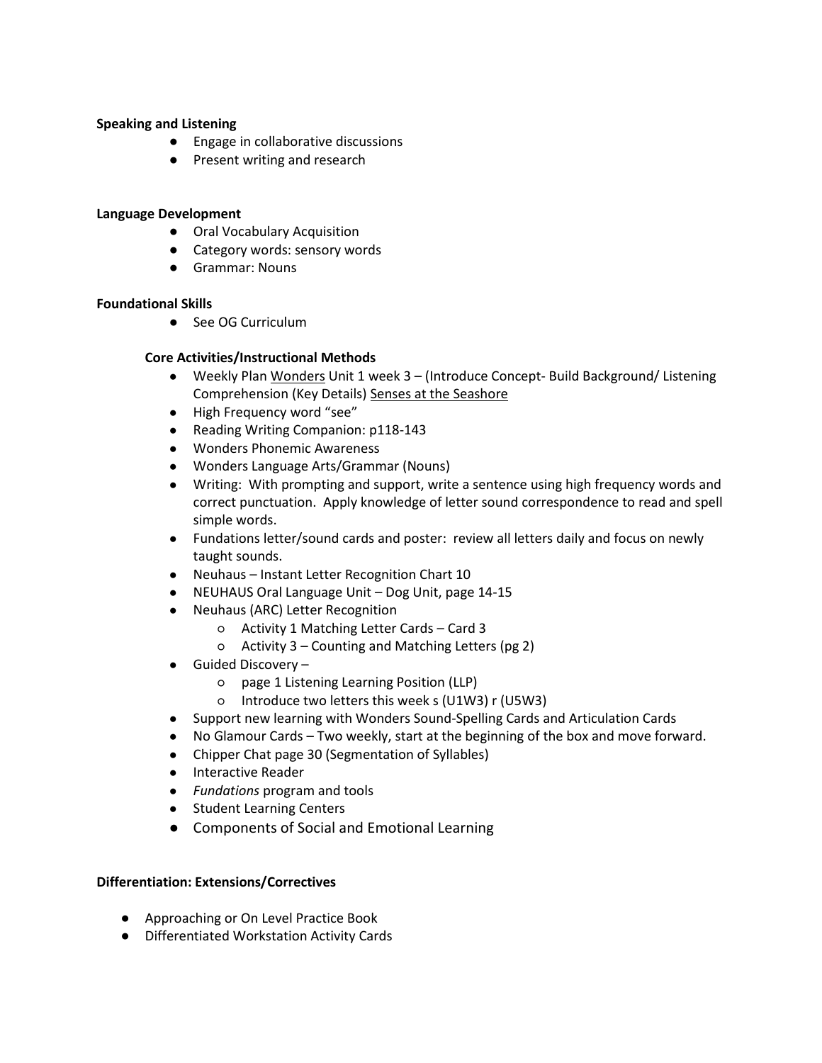**Speaking and Listening**

- Engage in collaborative discussions
- Present writing and research

**Language Development**

- Oral Vocabulary Acquisition
- Category words: sensory words
- Grammar: Nouns

**Foundational Skills**

- See OG Curriculum

**Core Activities/Instructional Methods**

- Weekly Plan Wonders Unit 1 week 3 – (Introduce Concept- Build Background/ Listening Comprehension (Key Details) Senses at the Seashore
- High Frequency word "see"
- Reading Writing Companion: p118-143
- Wonders Phonemic Awareness
- Wonders Language Arts/Grammar (Nouns)
- Writing: With prompting and support, write a sentence using high frequency words and correct punctuation. Apply knowledge of letter sound correspondence to read and spell simple words.
- Fundations letter/sound cards and poster: review all letters daily and focus on newly taught sounds.
- Neuhaus – Instant Letter Recognition Chart 10
- NEUHAUS Oral Language Unit – Dog Unit, page 14-15
- Neuhaus (ARC) Letter Recognition
    - Activity 1 Matching Letter Cards – Card 3
    - Activity 3 – Counting and Matching Letters (pg 2)
- Guided Discovery –
    - page 1 Listening Learning Position (LLP)
    - Introduce two letters this week s (U1W3) r (U5W3)
- Support new learning with Wonders Sound-Spelling Cards and Articulation Cards
- No Glamour Cards – Two weekly, start at the beginning of the box and move forward.
- Chipper Chat page 30 (Segmentation of Syllables)
- Interactive Reader
- *Fundations* program and tools
- Student Learning Centers
- Components of Social and Emotional Learning

**Differentiation: Extensions/Correctives**

- Approaching or On Level Practice Book
- Differentiated Workstation Activity Cards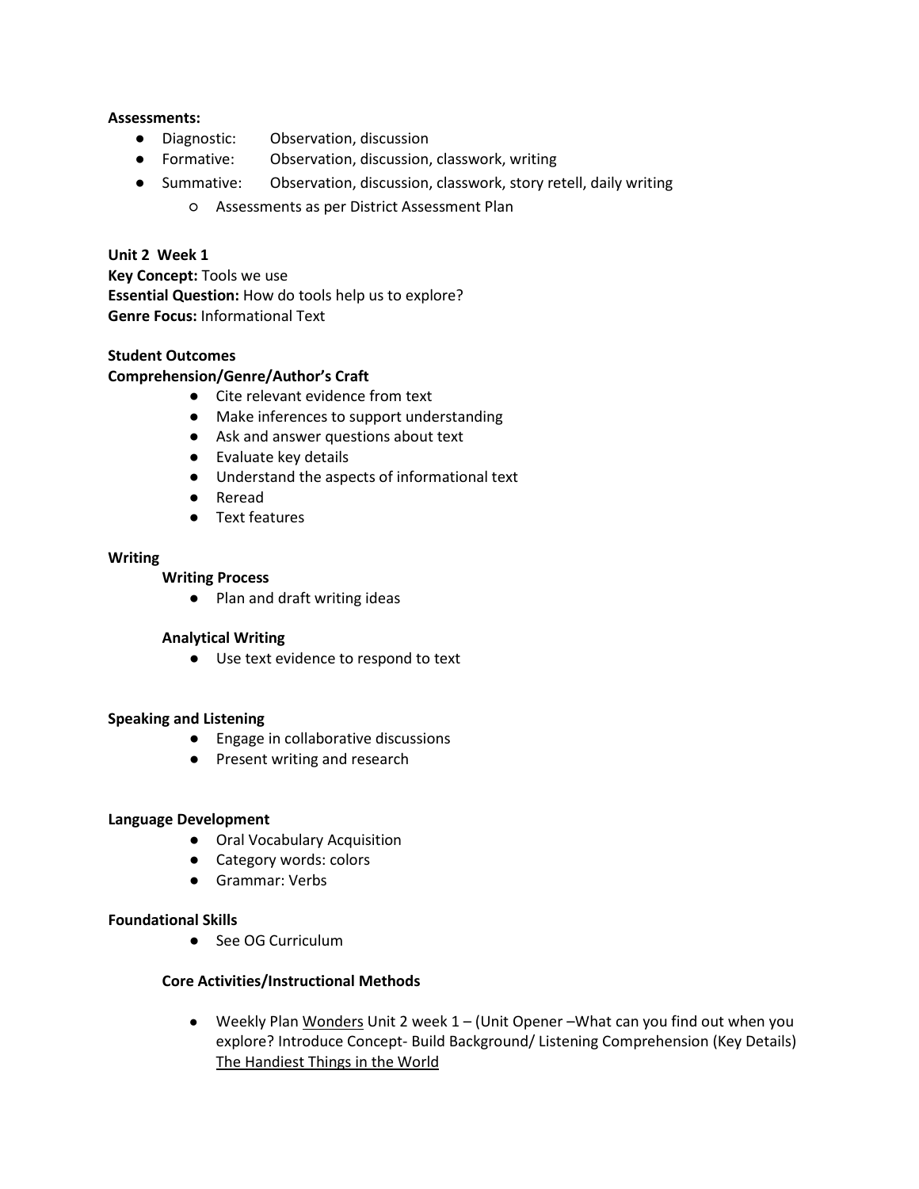**Assessments:**

- Diagnostic: Observation, discussion
- Formative: Observation, discussion, classwork, writing
- Summative: Observation, discussion, classwork, story retell, daily writing
    - Assessments as per District Assessment Plan

**Unit 2 Week 1**
**Key Concept:** Tools we use
**Essential Question:** How do tools help us to explore?
**Genre Focus:** Informational Text

**Student Outcomes**
**Comprehension/Genre/Author's Craft**

- Cite relevant evidence from text
- Make inferences to support understanding
- Ask and answer questions about text
- Evaluate key details
- Understand the aspects of informational text
- Reread
- Text features

**Writing**

**Writing Process**

- Plan and draft writing ideas

**Analytical Writing**

- Use text evidence to respond to text

**Speaking and Listening**

- Engage in collaborative discussions
- Present writing and research

**Language Development**

- Oral Vocabulary Acquisition
- Category words: colors
- Grammar: Verbs

**Foundational Skills**

- See OG Curriculum

**Core Activities/Instructional Methods**

- Weekly Plan <u>Wonders</u> Unit 2 week 1 – (Unit Opener –What can you find out when you explore? Introduce Concept- Build Background/ Listening Comprehension (Key Details) <u>The Handiest Things in the World</u>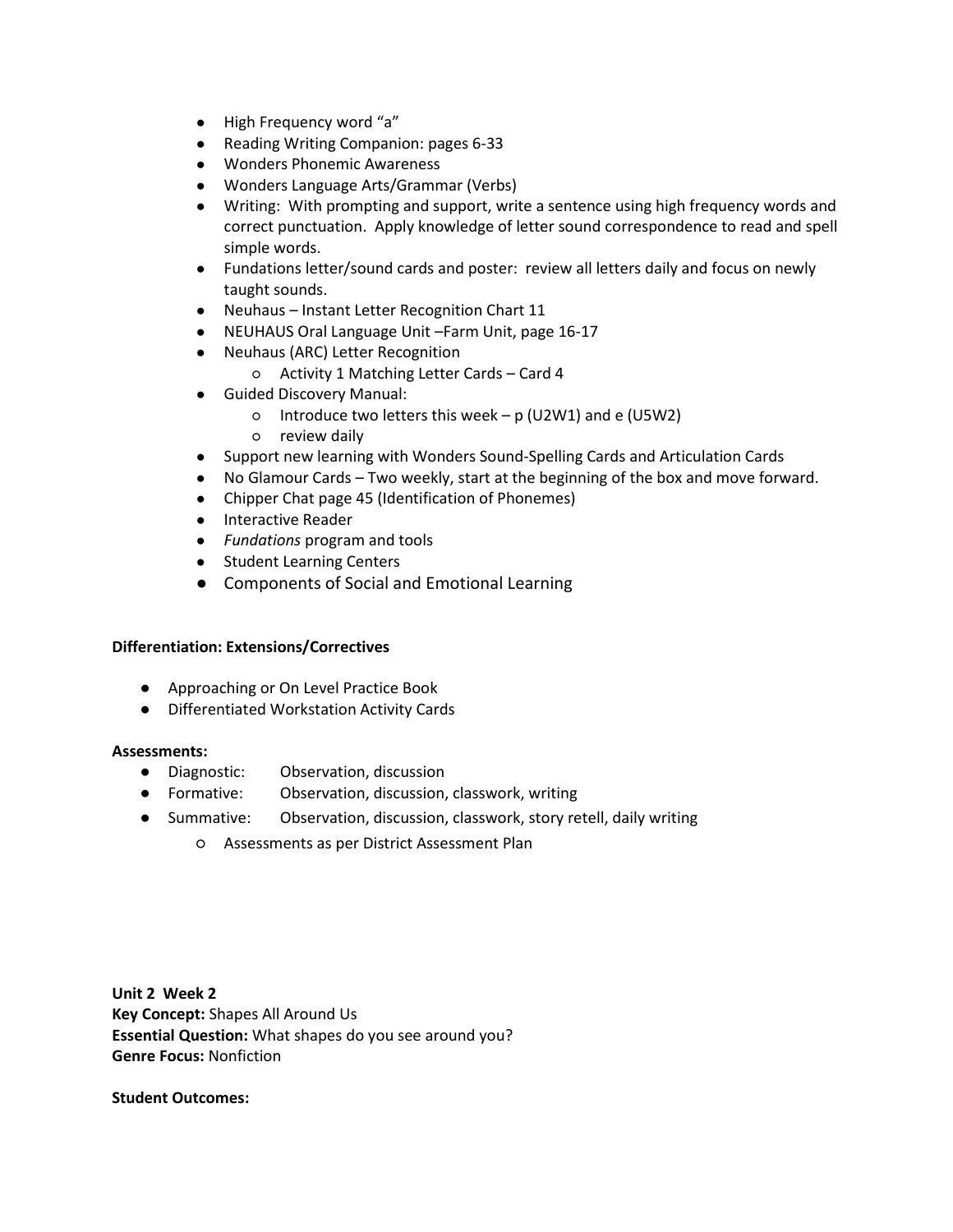- High Frequency word "a"
- Reading Writing Companion: pages 6-33
- Wonders Phonemic Awareness
- Wonders Language Arts/Grammar (Verbs)
- Writing: With prompting and support, write a sentence using high frequency words and correct punctuation. Apply knowledge of letter sound correspondence to read and spell simple words.
- Fundations letter/sound cards and poster: review all letters daily and focus on newly taught sounds.
- Neuhaus – Instant Letter Recognition Chart 11
- NEUHAUS Oral Language Unit –Farm Unit, page 16-17
- Neuhaus (ARC) Letter Recognition
  - Activity 1 Matching Letter Cards – Card 4
- Guided Discovery Manual:
  - Introduce two letters this week – p (U2W1) and e (U5W2)
  - review daily
- Support new learning with Wonders Sound-Spelling Cards and Articulation Cards
- No Glamour Cards – Two weekly, start at the beginning of the box and move forward.
- Chipper Chat page 45 (Identification of Phonemes)
- Interactive Reader
- *Fundations* program and tools
- Student Learning Centers
- Components of Social and Emotional Learning

**Differentiation: Extensions/Correctives**

- Approaching or On Level Practice Book
- Differentiated Workstation Activity Cards

**Assessments:**

- Diagnostic: Observation, discussion
- Formative: Observation, discussion, classwork, writing
- Summative: Observation, discussion, classwork, story retell, daily writing
  - Assessments as per District Assessment Plan

**Unit 2 Week 2**
**Key Concept:** Shapes All Around Us
**Essential Question:** What shapes do you see around you?
**Genre Focus:** Nonfiction

**Student Outcomes:**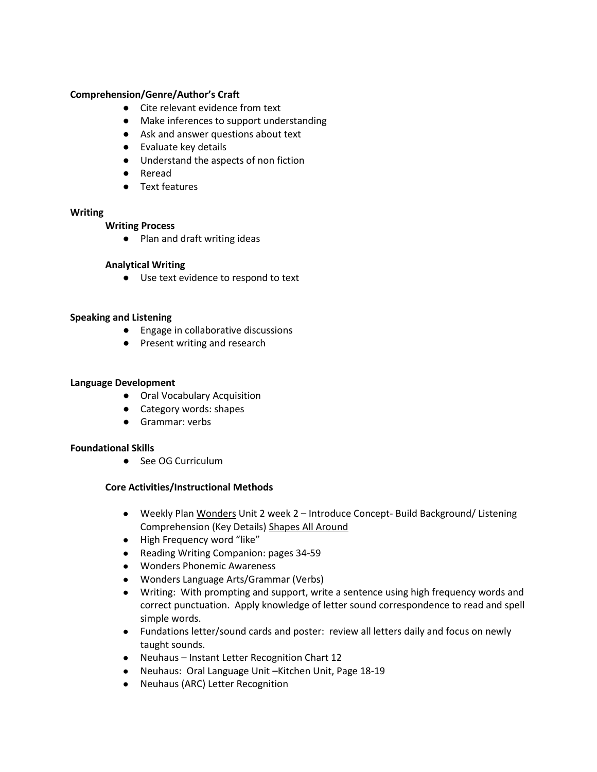**Comprehension/Genre/Author's Craft**

- Cite relevant evidence from text
- Make inferences to support understanding
- Ask and answer questions about text
- Evaluate key details
- Understand the aspects of non fiction
- Reread
- Text features

**Writing**

**Writing Process**

- Plan and draft writing ideas

**Analytical Writing**

- Use text evidence to respond to text

**Speaking and Listening**

- Engage in collaborative discussions
- Present writing and research

**Language Development**

- Oral Vocabulary Acquisition
- Category words: shapes
- Grammar: verbs

**Foundational Skills**

- See OG Curriculum

**Core Activities/Instructional Methods**

- Weekly Plan Wonders Unit 2 week 2 – Introduce Concept- Build Background/ Listening Comprehension (Key Details) Shapes All Around
- High Frequency word "like"
- Reading Writing Companion: pages 34-59
- Wonders Phonemic Awareness
- Wonders Language Arts/Grammar (Verbs)
- Writing: With prompting and support, write a sentence using high frequency words and correct punctuation. Apply knowledge of letter sound correspondence to read and spell simple words.
- Fundations letter/sound cards and poster: review all letters daily and focus on newly taught sounds.
- Neuhaus – Instant Letter Recognition Chart 12
- Neuhaus: Oral Language Unit –Kitchen Unit, Page 18-19
- Neuhaus (ARC) Letter Recognition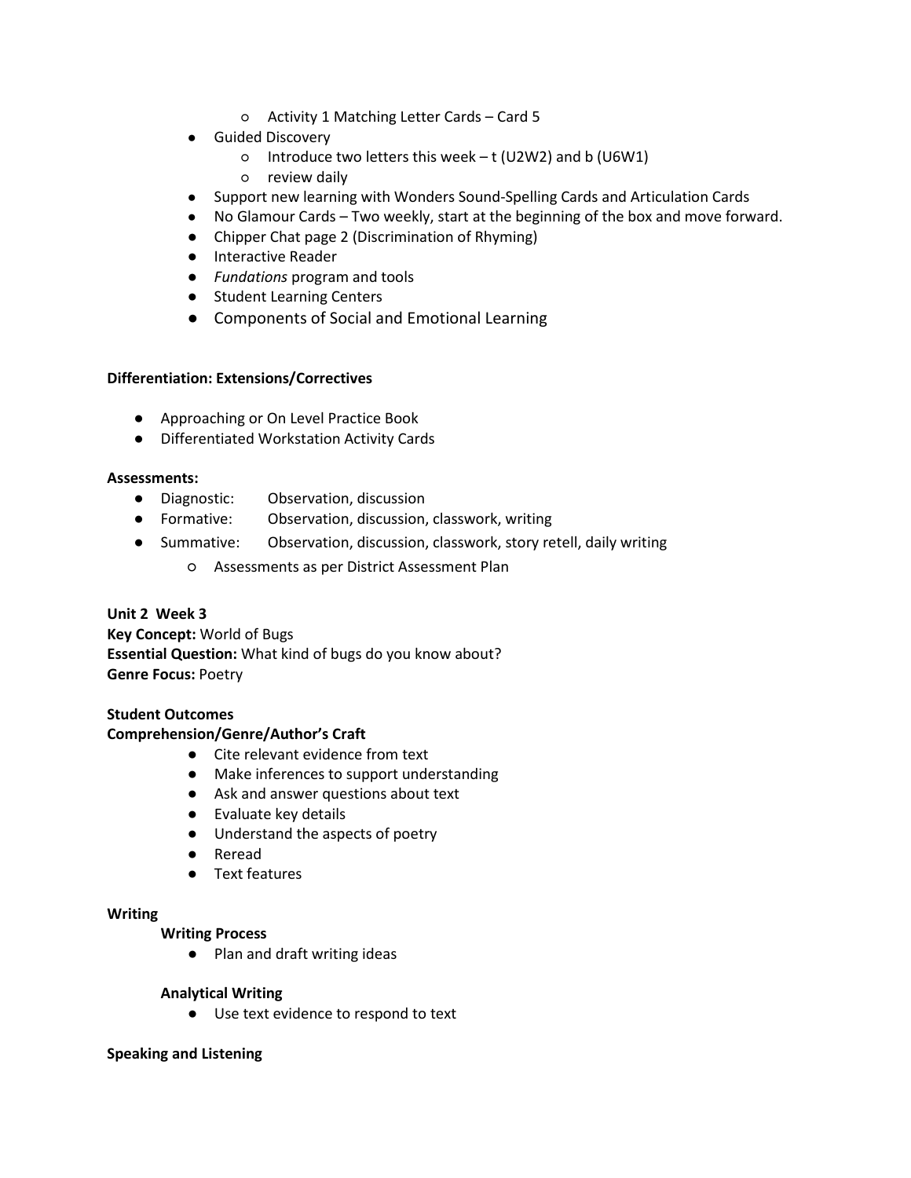- Activity 1 Matching Letter Cards – Card 5
- Guided Discovery
    - Introduce two letters this week – t (U2W2) and b (U6W1)
    - review daily
- Support new learning with Wonders Sound-Spelling Cards and Articulation Cards
- No Glamour Cards – Two weekly, start at the beginning of the box and move forward.
- Chipper Chat page 2 (Discrimination of Rhyming)
- Interactive Reader
- *Fundations* program and tools
- Student Learning Centers
- Components of Social and Emotional Learning

**Differentiation: Extensions/Correctives**

- Approaching or On Level Practice Book
- Differentiated Workstation Activity Cards

**Assessments:**

- Diagnostic: Observation, discussion
- Formative: Observation, discussion, classwork, writing
- Summative: Observation, discussion, classwork, story retell, daily writing
    - Assessments as per District Assessment Plan

**Unit 2 Week 3**
**Key Concept:** World of Bugs
**Essential Question:** What kind of bugs do you know about?
**Genre Focus:** Poetry

**Student Outcomes**
**Comprehension/Genre/Author's Craft**

- Cite relevant evidence from text
- Make inferences to support understanding
- Ask and answer questions about text
- Evaluate key details
- Understand the aspects of poetry
- Reread
- Text features

**Writing**

**Writing Process**

- Plan and draft writing ideas

**Analytical Writing**

- Use text evidence to respond to text

**Speaking and Listening**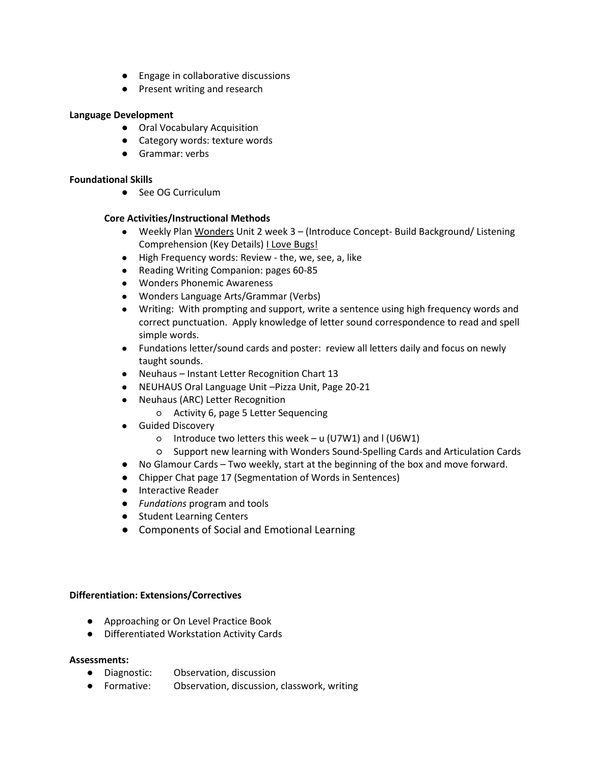- Engage in collaborative discussions
- Present writing and research

**Language Development**

- Oral Vocabulary Acquisition
- Category words: texture words
- Grammar: verbs

**Foundational Skills**

- See OG Curriculum

**Core Activities/Instructional Methods**

- Weekly Plan Wonders Unit 2 week 3 – (Introduce Concept- Build Background/ Listening Comprehension (Key Details) I Love Bugs!
- High Frequency words: Review - the, we, see, a, like
- Reading Writing Companion: pages 60-85
- Wonders Phonemic Awareness
- Wonders Language Arts/Grammar (Verbs)
- Writing: With prompting and support, write a sentence using high frequency words and correct punctuation. Apply knowledge of letter sound correspondence to read and spell simple words.
- Fundations letter/sound cards and poster: review all letters daily and focus on newly taught sounds.
- Neuhaus – Instant Letter Recognition Chart 13
- NEUHAUS Oral Language Unit –Pizza Unit, Page 20-21
- Neuhaus (ARC) Letter Recognition
    - Activity 6, page 5 Letter Sequencing
- Guided Discovery
    - Introduce two letters this week – u (U7W1) and l (U6W1)
    - Support new learning with Wonders Sound-Spelling Cards and Articulation Cards
- No Glamour Cards – Two weekly, start at the beginning of the box and move forward.
- Chipper Chat page 17 (Segmentation of Words in Sentences)
- Interactive Reader
- *Fundations* program and tools
- Student Learning Centers
- Components of Social and Emotional Learning

**Differentiation: Extensions/Correctives**

- Approaching or On Level Practice Book
- Differentiated Workstation Activity Cards

**Assessments:**

- Diagnostic: Observation, discussion
- Formative: Observation, discussion, classwork, writing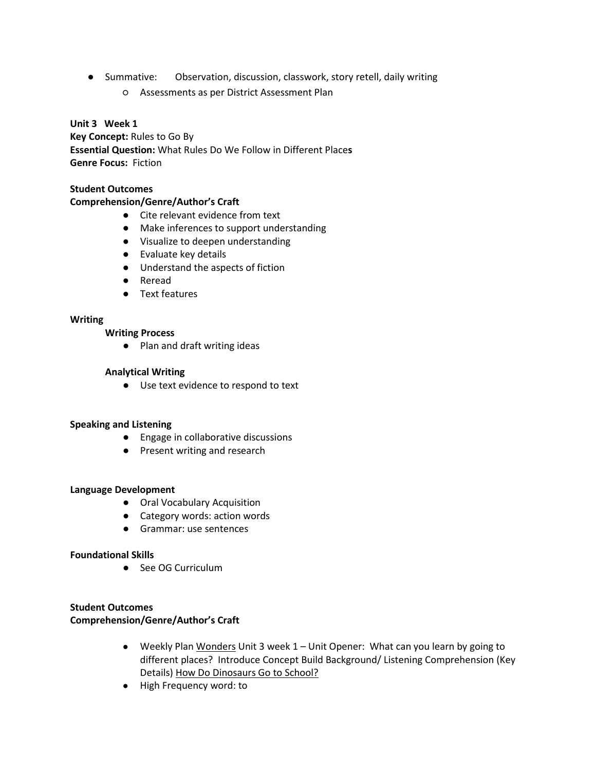- Summative: Observation, discussion, classwork, story retell, daily writing
    - Assessments as per District Assessment Plan

**Unit 3 Week 1**
**Key Concept:** Rules to Go By
**Essential Question:** What Rules Do We Follow in Different Place**s**
**Genre Focus:** Fiction

**Student Outcomes**
**Comprehension/Genre/Author's Craft**

- Cite relevant evidence from text
- Make inferences to support understanding
- Visualize to deepen understanding
- Evaluate key details
- Understand the aspects of fiction
- Reread
- Text features

**Writing**

**Writing Process**

- Plan and draft writing ideas

**Analytical Writing**

- Use text evidence to respond to text

**Speaking and Listening**

- Engage in collaborative discussions
- Present writing and research

**Language Development**

- Oral Vocabulary Acquisition
- Category words: action words
- Grammar: use sentences

**Foundational Skills**

- See OG Curriculum

**Student Outcomes**
**Comprehension/Genre/Author's Craft**

- Weekly Plan Wonders Unit 3 week 1 – Unit Opener: What can you learn by going to different places? Introduce Concept Build Background/ Listening Comprehension (Key Details) How Do Dinosaurs Go to School?
- High Frequency word: to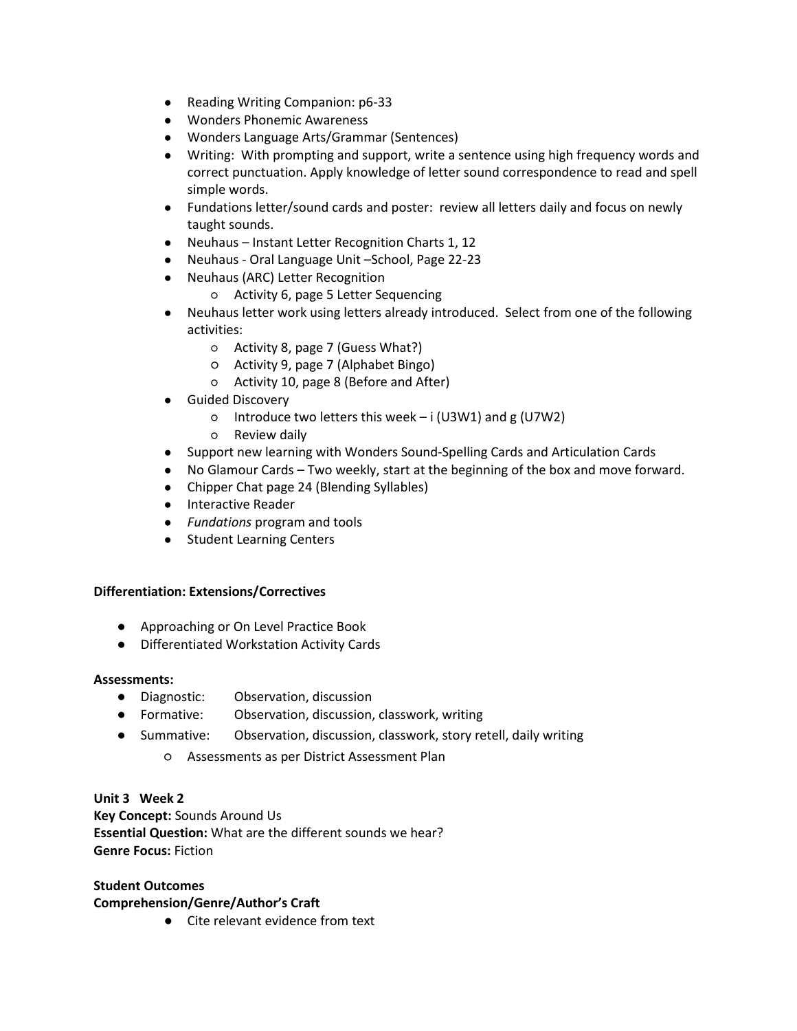- Reading Writing Companion: p6-33
- Wonders Phonemic Awareness
- Wonders Language Arts/Grammar (Sentences)
- Writing: With prompting and support, write a sentence using high frequency words and correct punctuation. Apply knowledge of letter sound correspondence to read and spell simple words.
- Fundations letter/sound cards and poster: review all letters daily and focus on newly taught sounds.
- Neuhaus – Instant Letter Recognition Charts 1, 12
- Neuhaus - Oral Language Unit –School, Page 22-23
- Neuhaus (ARC) Letter Recognition
  - Activity 6, page 5 Letter Sequencing
- Neuhaus letter work using letters already introduced. Select from one of the following activities:
  - Activity 8, page 7 (Guess What?)
  - Activity 9, page 7 (Alphabet Bingo)
  - Activity 10, page 8 (Before and After)
- Guided Discovery
  - Introduce two letters this week – i (U3W1) and g (U7W2)
  - Review daily
- Support new learning with Wonders Sound-Spelling Cards and Articulation Cards
- No Glamour Cards – Two weekly, start at the beginning of the box and move forward.
- Chipper Chat page 24 (Blending Syllables)
- Interactive Reader
- *Fundations* program and tools
- Student Learning Centers

**Differentiation: Extensions/Correctives**

- Approaching or On Level Practice Book
- Differentiated Workstation Activity Cards

**Assessments:**

- Diagnostic: Observation, discussion
- Formative: Observation, discussion, classwork, writing
- Summative: Observation, discussion, classwork, story retell, daily writing
  - Assessments as per District Assessment Plan

**Unit 3 Week 2**
**Key Concept:** Sounds Around Us
**Essential Question:** What are the different sounds we hear?
**Genre Focus:** Fiction

**Student Outcomes**
**Comprehension/Genre/Author's Craft**

- Cite relevant evidence from text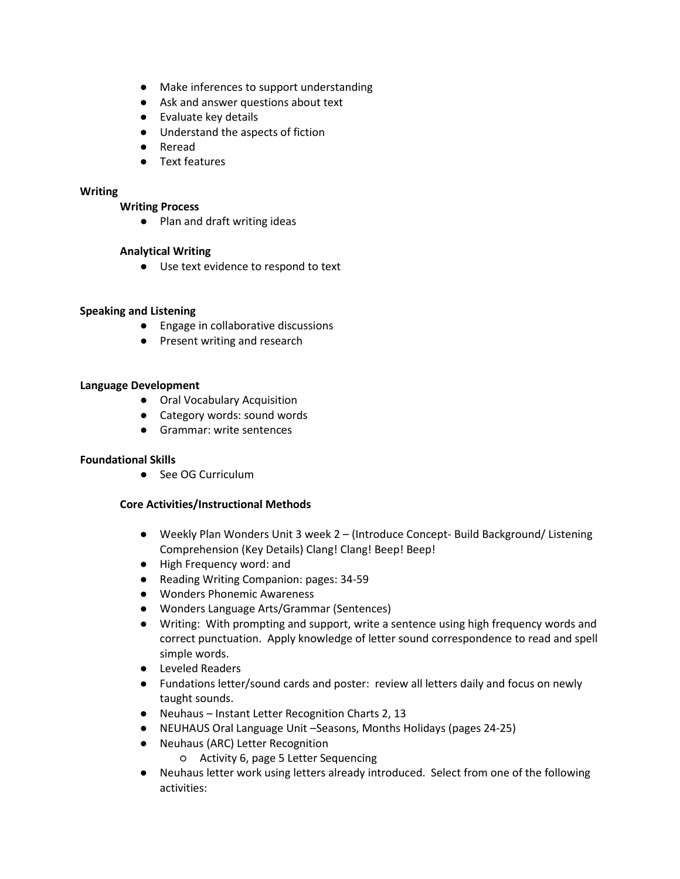- Make inferences to support understanding
- Ask and answer questions about text
- Evaluate key details
- Understand the aspects of fiction
- Reread
- Text features

**Writing**

**Writing Process**

- Plan and draft writing ideas

**Analytical Writing**

- Use text evidence to respond to text

**Speaking and Listening**

- Engage in collaborative discussions
- Present writing and research

**Language Development**

- Oral Vocabulary Acquisition
- Category words: sound words
- Grammar: write sentences

**Foundational Skills**

- See OG Curriculum

**Core Activities/Instructional Methods**

- Weekly Plan Wonders Unit 3 week 2 – (Introduce Concept- Build Background/ Listening Comprehension (Key Details) Clang! Clang! Beep! Beep!
- High Frequency word: and
- Reading Writing Companion: pages: 34-59
- Wonders Phonemic Awareness
- Wonders Language Arts/Grammar (Sentences)
- Writing: With prompting and support, write a sentence using high frequency words and correct punctuation. Apply knowledge of letter sound correspondence to read and spell simple words.
- Leveled Readers
- Fundations letter/sound cards and poster: review all letters daily and focus on newly taught sounds.
- Neuhaus – Instant Letter Recognition Charts 2, 13
- NEUHAUS Oral Language Unit –Seasons, Months Holidays (pages 24-25)
- Neuhaus (ARC) Letter Recognition
  - Activity 6, page 5 Letter Sequencing
- Neuhaus letter work using letters already introduced. Select from one of the following activities: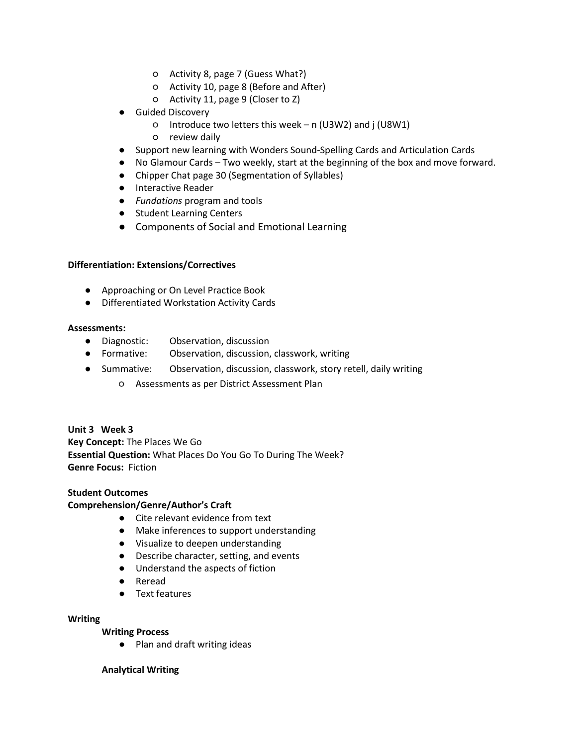- Activity 8, page 7 (Guess What?)
  - Activity 10, page 8 (Before and After)
  - Activity 11, page 9 (Closer to Z)
- Guided Discovery
  - Introduce two letters this week – n (U3W2) and j (U8W1)
  - review daily
- Support new learning with Wonders Sound-Spelling Cards and Articulation Cards
- No Glamour Cards – Two weekly, start at the beginning of the box and move forward.
- Chipper Chat page 30 (Segmentation of Syllables)
- Interactive Reader
- *Fundations* program and tools
- Student Learning Centers
- Components of Social and Emotional Learning

**Differentiation: Extensions/Correctives**

- Approaching or On Level Practice Book
- Differentiated Workstation Activity Cards

**Assessments:**

- Diagnostic: Observation, discussion
- Formative: Observation, discussion, classwork, writing
- Summative: Observation, discussion, classwork, story retell, daily writing
  - Assessments as per District Assessment Plan

**Unit 3 Week 3**
**Key Concept:** The Places We Go
**Essential Question:** What Places Do You Go To During The Week?
**Genre Focus:** Fiction

**Student Outcomes**
**Comprehension/Genre/Author's Craft**

- Cite relevant evidence from text
- Make inferences to support understanding
- Visualize to deepen understanding
- Describe character, setting, and events
- Understand the aspects of fiction
- Reread
- Text features

**Writing**

**Writing Process**

- Plan and draft writing ideas

**Analytical Writing**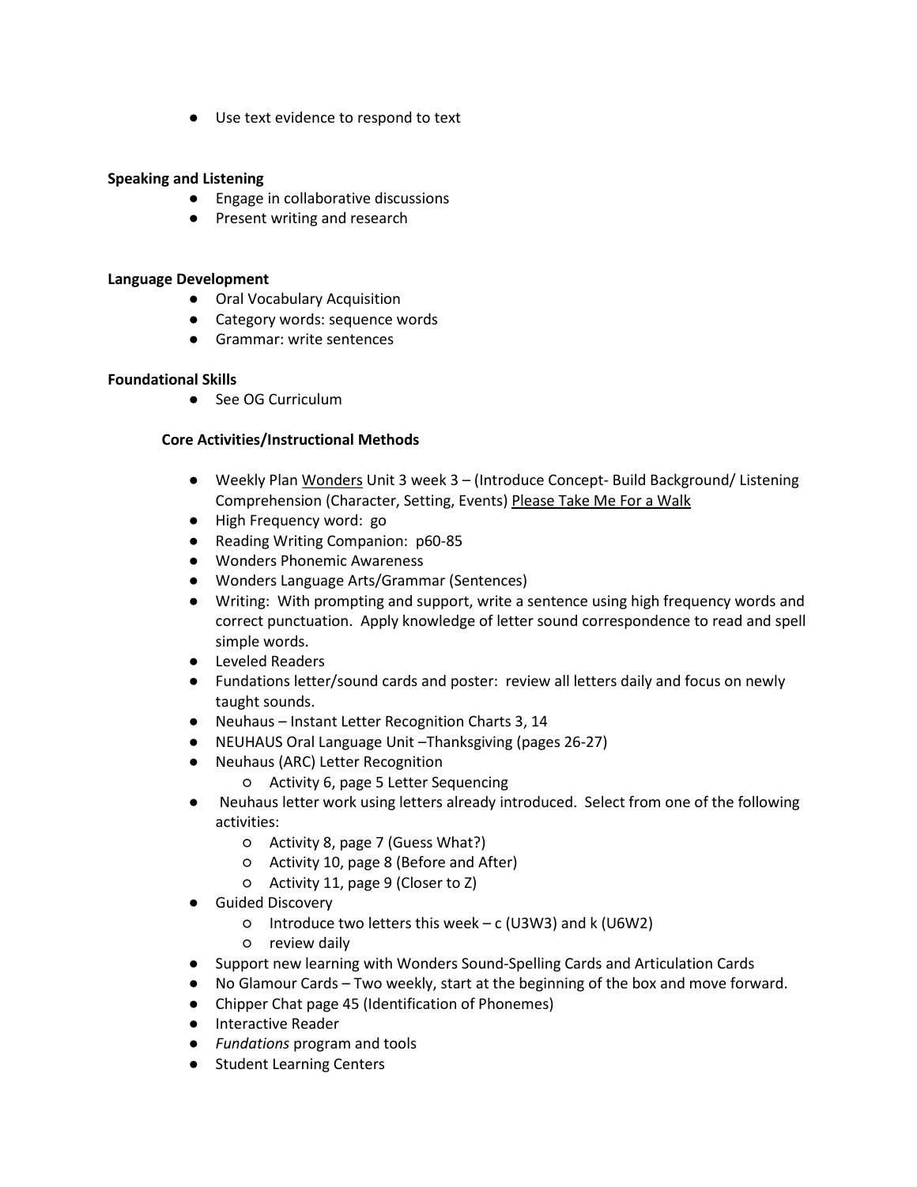- Use text evidence to respond to text

**Speaking and Listening**

- Engage in collaborative discussions
- Present writing and research

**Language Development**

- Oral Vocabulary Acquisition
- Category words: sequence words
- Grammar: write sentences

**Foundational Skills**

- See OG Curriculum

**Core Activities/Instructional Methods**

- Weekly Plan Wonders Unit 3 week 3 – (Introduce Concept- Build Background/ Listening Comprehension (Character, Setting, Events) Please Take Me For a Walk
- High Frequency word: go
- Reading Writing Companion: p60-85
- Wonders Phonemic Awareness
- Wonders Language Arts/Grammar (Sentences)
- Writing: With prompting and support, write a sentence using high frequency words and correct punctuation. Apply knowledge of letter sound correspondence to read and spell simple words.
- Leveled Readers
- Fundations letter/sound cards and poster: review all letters daily and focus on newly taught sounds.
- Neuhaus – Instant Letter Recognition Charts 3, 14
- NEUHAUS Oral Language Unit –Thanksgiving (pages 26-27)
- Neuhaus (ARC) Letter Recognition
  - Activity 6, page 5 Letter Sequencing
- Neuhaus letter work using letters already introduced. Select from one of the following activities:
  - Activity 8, page 7 (Guess What?)
  - Activity 10, page 8 (Before and After)
  - Activity 11, page 9 (Closer to Z)
- Guided Discovery
  - Introduce two letters this week – c (U3W3) and k (U6W2)
  - review daily
- Support new learning with Wonders Sound-Spelling Cards and Articulation Cards
- No Glamour Cards – Two weekly, start at the beginning of the box and move forward.
- Chipper Chat page 45 (Identification of Phonemes)
- Interactive Reader
- *Fundations* program and tools
- Student Learning Centers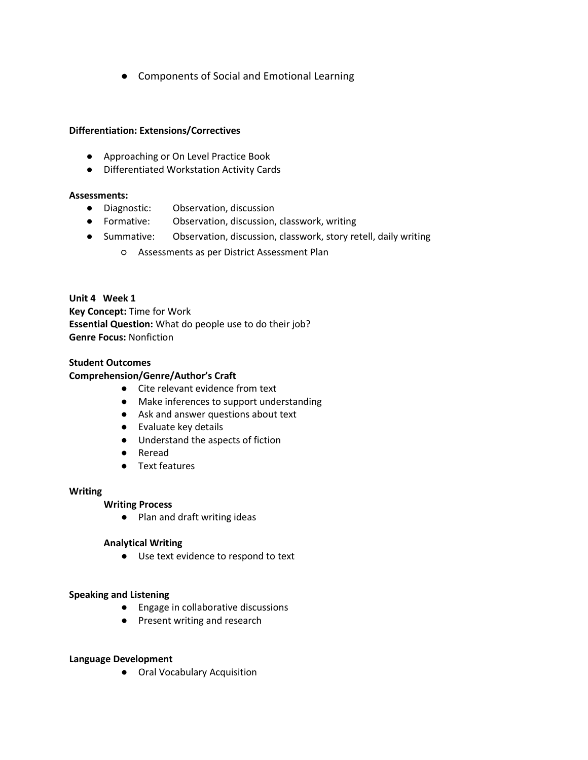- Components of Social and Emotional Learning

**Differentiation: Extensions/Correctives**

- Approaching or On Level Practice Book
- Differentiated Workstation Activity Cards

**Assessments:**

- Diagnostic: Observation, discussion
- Formative: Observation, discussion, classwork, writing
- Summative: Observation, discussion, classwork, story retell, daily writing
  - Assessments as per District Assessment Plan

**Unit 4 Week 1**
**Key Concept:** Time for Work
**Essential Question:** What do people use to do their job?
**Genre Focus:** Nonfiction

**Student Outcomes**
**Comprehension/Genre/Author's Craft**

- Cite relevant evidence from text
- Make inferences to support understanding
- Ask and answer questions about text
- Evaluate key details
- Understand the aspects of fiction
- Reread
- Text features

**Writing**

**Writing Process**

- Plan and draft writing ideas

**Analytical Writing**

- Use text evidence to respond to text

**Speaking and Listening**

- Engage in collaborative discussions
- Present writing and research

**Language Development**

- Oral Vocabulary Acquisition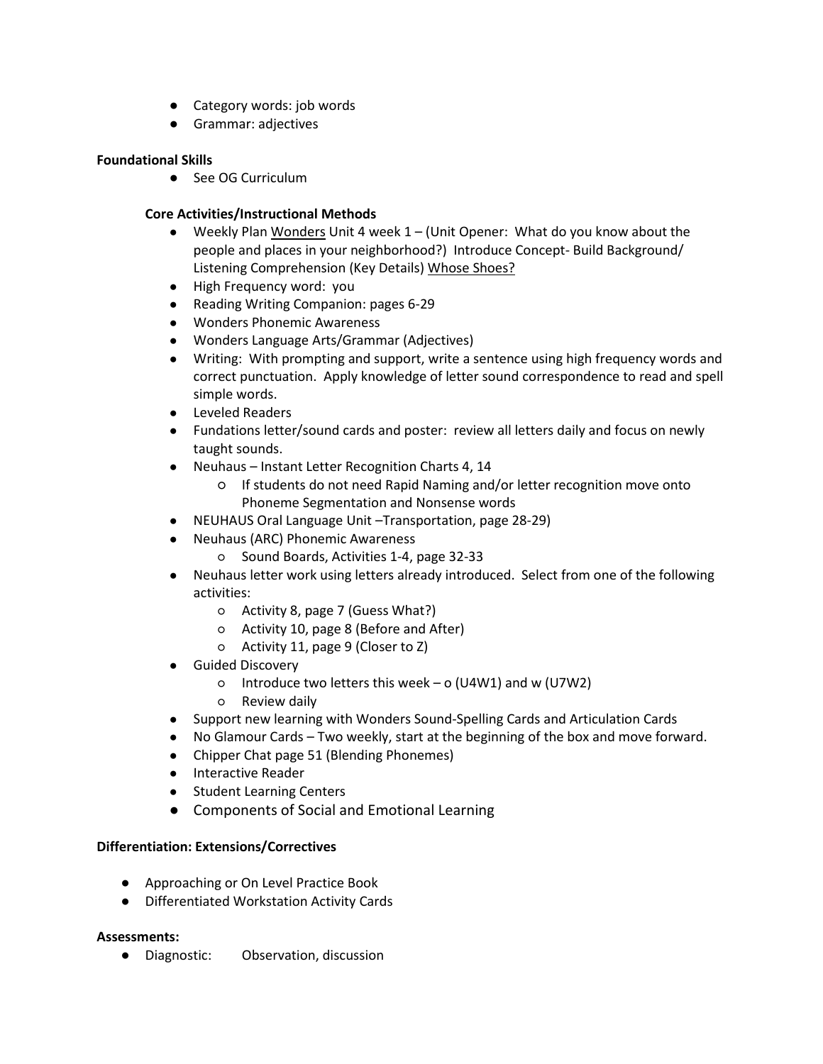- Category words: job words
- Grammar: adjectives

**Foundational Skills**

- See OG Curriculum

**Core Activities/Instructional Methods**

- Weekly Plan Wonders Unit 4 week 1 – (Unit Opener: What do you know about the people and places in your neighborhood?) Introduce Concept- Build Background/ Listening Comprehension (Key Details) Whose Shoes?
- High Frequency word: you
- Reading Writing Companion: pages 6-29
- Wonders Phonemic Awareness
- Wonders Language Arts/Grammar (Adjectives)
- Writing: With prompting and support, write a sentence using high frequency words and correct punctuation. Apply knowledge of letter sound correspondence to read and spell simple words.
- Leveled Readers
- Fundations letter/sound cards and poster: review all letters daily and focus on newly taught sounds.
- Neuhaus – Instant Letter Recognition Charts 4, 14
  - If students do not need Rapid Naming and/or letter recognition move onto Phoneme Segmentation and Nonsense words
- NEUHAUS Oral Language Unit –Transportation, page 28-29)
- Neuhaus (ARC) Phonemic Awareness
  - Sound Boards, Activities 1-4, page 32-33
- Neuhaus letter work using letters already introduced. Select from one of the following activities:
  - Activity 8, page 7 (Guess What?)
  - Activity 10, page 8 (Before and After)
  - Activity 11, page 9 (Closer to Z)
- Guided Discovery
  - Introduce two letters this week – o (U4W1) and w (U7W2)
  - Review daily
- Support new learning with Wonders Sound-Spelling Cards and Articulation Cards
- No Glamour Cards – Two weekly, start at the beginning of the box and move forward.
- Chipper Chat page 51 (Blending Phonemes)
- Interactive Reader
- Student Learning Centers
- Components of Social and Emotional Learning

**Differentiation: Extensions/Correctives**

- Approaching or On Level Practice Book
- Differentiated Workstation Activity Cards

**Assessments:**

- Diagnostic: Observation, discussion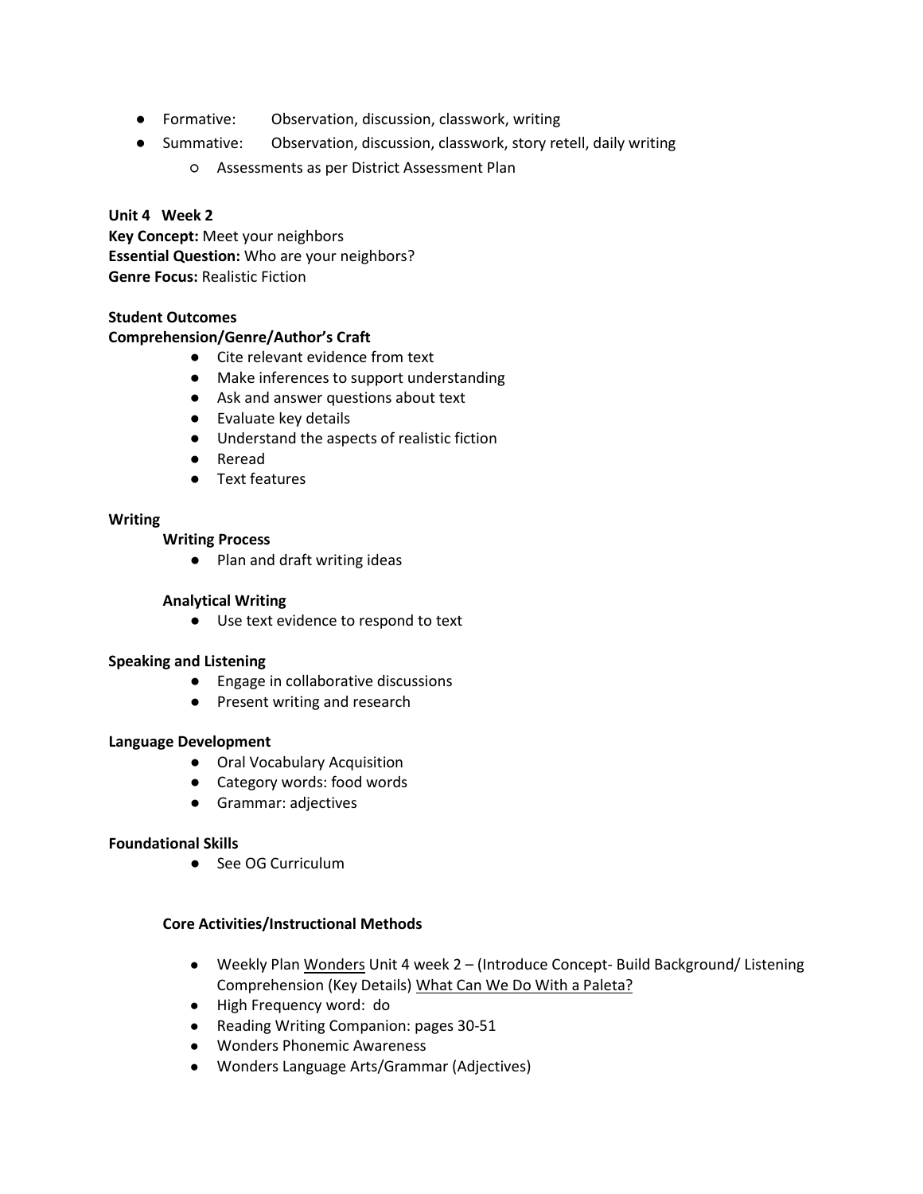- Formative: Observation, discussion, classwork, writing
- Summative: Observation, discussion, classwork, story retell, daily writing
  - Assessments as per District Assessment Plan

**Unit 4 Week 2**
**Key Concept:** Meet your neighbors
**Essential Question:** Who are your neighbors?
**Genre Focus:** Realistic Fiction

**Student Outcomes**
**Comprehension/Genre/Author's Craft**

- Cite relevant evidence from text
- Make inferences to support understanding
- Ask and answer questions about text
- Evaluate key details
- Understand the aspects of realistic fiction
- Reread
- Text features

**Writing**

**Writing Process**

- Plan and draft writing ideas

**Analytical Writing**

- Use text evidence to respond to text

**Speaking and Listening**

- Engage in collaborative discussions
- Present writing and research

**Language Development**

- Oral Vocabulary Acquisition
- Category words: food words
- Grammar: adjectives

**Foundational Skills**

- See OG Curriculum

**Core Activities/Instructional Methods**

- Weekly Plan Wonders Unit 4 week 2 – (Introduce Concept- Build Background/ Listening Comprehension (Key Details) What Can We Do With a Paleta?
- High Frequency word: do
- Reading Writing Companion: pages 30-51
- Wonders Phonemic Awareness
- Wonders Language Arts/Grammar (Adjectives)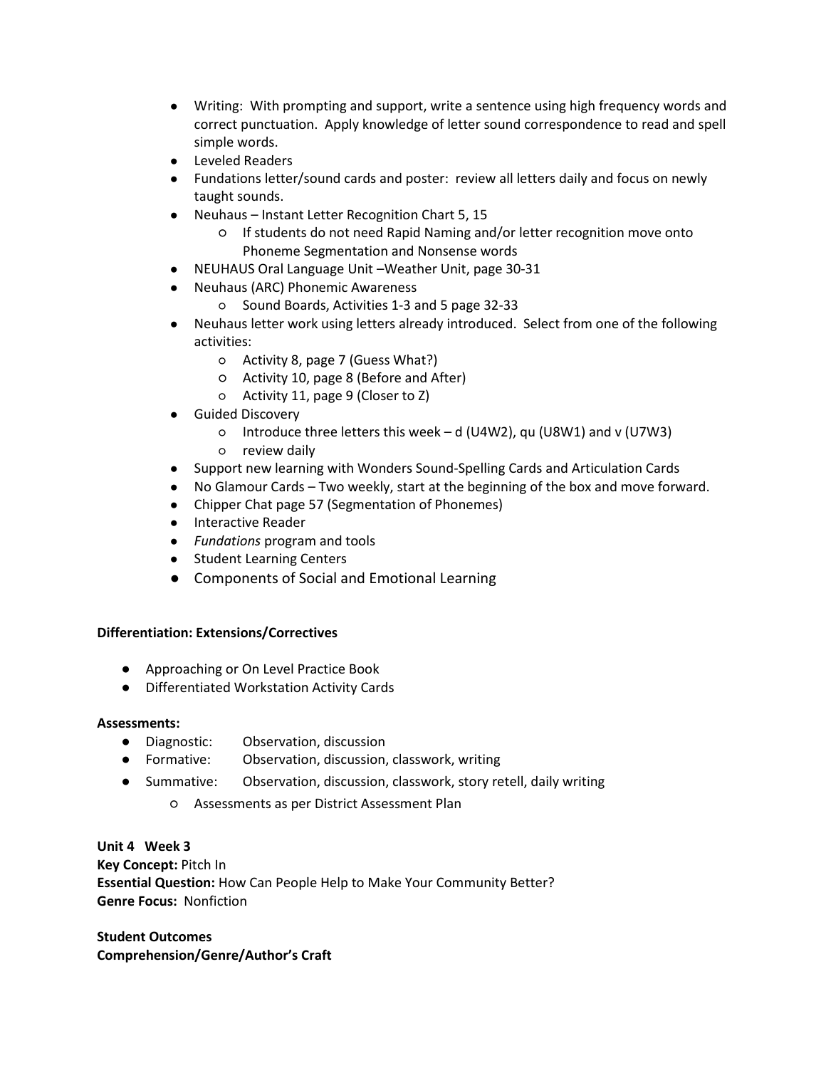- Writing: With prompting and support, write a sentence using high frequency words and correct punctuation. Apply knowledge of letter sound correspondence to read and spell simple words.
- Leveled Readers
- Fundations letter/sound cards and poster: review all letters daily and focus on newly taught sounds.
- Neuhaus – Instant Letter Recognition Chart 5, 15
  - If students do not need Rapid Naming and/or letter recognition move onto Phoneme Segmentation and Nonsense words
- NEUHAUS Oral Language Unit –Weather Unit, page 30-31
- Neuhaus (ARC) Phonemic Awareness
  - Sound Boards, Activities 1-3 and 5 page 32-33
- Neuhaus letter work using letters already introduced. Select from one of the following activities:
  - Activity 8, page 7 (Guess What?)
  - Activity 10, page 8 (Before and After)
  - Activity 11, page 9 (Closer to Z)
- Guided Discovery
  - Introduce three letters this week – d (U4W2), qu (U8W1) and v (U7W3)
  - review daily
- Support new learning with Wonders Sound-Spelling Cards and Articulation Cards
- No Glamour Cards – Two weekly, start at the beginning of the box and move forward.
- Chipper Chat page 57 (Segmentation of Phonemes)
- Interactive Reader
- *Fundations* program and tools
- Student Learning Centers
- Components of Social and Emotional Learning

**Differentiation: Extensions/Correctives**

- Approaching or On Level Practice Book
- Differentiated Workstation Activity Cards

**Assessments:**

- Diagnostic: Observation, discussion
- Formative: Observation, discussion, classwork, writing
- Summative: Observation, discussion, classwork, story retell, daily writing
  - Assessments as per District Assessment Plan

**Unit 4 Week 3**
**Key Concept:** Pitch In
**Essential Question:** How Can People Help to Make Your Community Better?
**Genre Focus:** Nonfiction

**Student Outcomes**
**Comprehension/Genre/Author's Craft**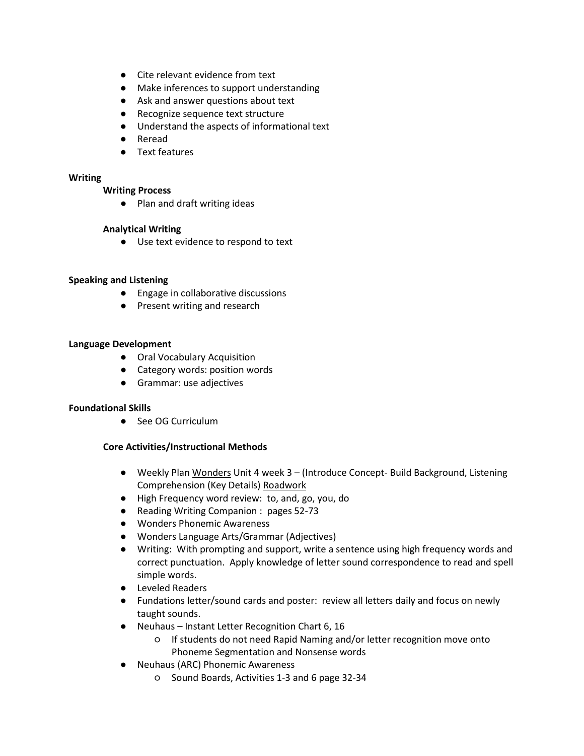- Cite relevant evidence from text
- Make inferences to support understanding
- Ask and answer questions about text
- Recognize sequence text structure
- Understand the aspects of informational text
- Reread
- Text features

**Writing**

**Writing Process**

- Plan and draft writing ideas

**Analytical Writing**

- Use text evidence to respond to text

**Speaking and Listening**

- Engage in collaborative discussions
- Present writing and research

**Language Development**

- Oral Vocabulary Acquisition
- Category words: position words
- Grammar: use adjectives

**Foundational Skills**

- See OG Curriculum

**Core Activities/Instructional Methods**

- Weekly Plan Wonders Unit 4 week 3 – (Introduce Concept- Build Background, Listening Comprehension (Key Details) Roadwork
- High Frequency word review: to, and, go, you, do
- Reading Writing Companion : pages 52-73
- Wonders Phonemic Awareness
- Wonders Language Arts/Grammar (Adjectives)
- Writing: With prompting and support, write a sentence using high frequency words and correct punctuation. Apply knowledge of letter sound correspondence to read and spell simple words.
- Leveled Readers
- Fundations letter/sound cards and poster: review all letters daily and focus on newly taught sounds.
- Neuhaus – Instant Letter Recognition Chart 6, 16
  - If students do not need Rapid Naming and/or letter recognition move onto Phoneme Segmentation and Nonsense words
- Neuhaus (ARC) Phonemic Awareness
  - Sound Boards, Activities 1-3 and 6 page 32-34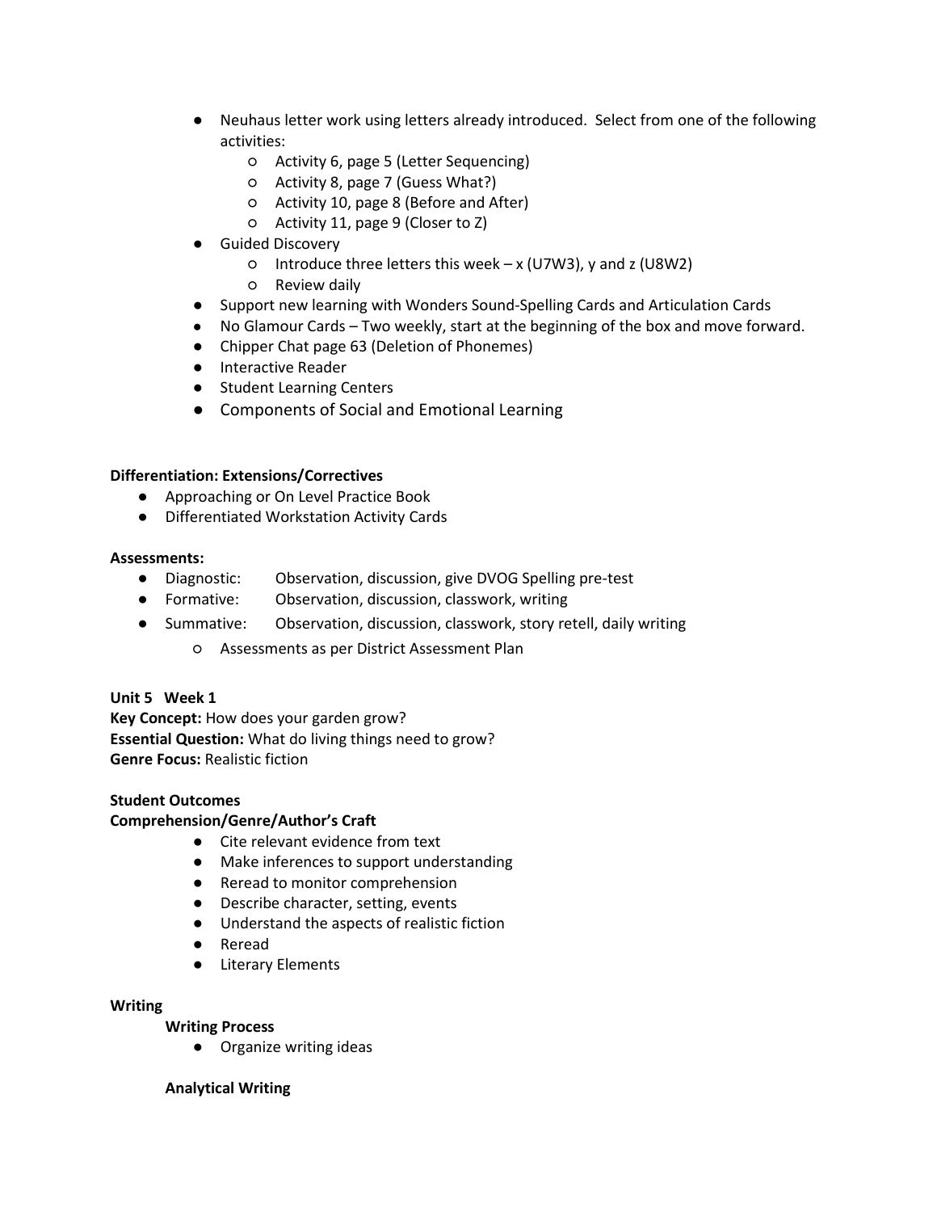- Neuhaus letter work using letters already introduced. Select from one of the following activities:
    - Activity 6, page 5 (Letter Sequencing)
    - Activity 8, page 7 (Guess What?)
    - Activity 10, page 8 (Before and After)
    - Activity 11, page 9 (Closer to Z)
- Guided Discovery
    - Introduce three letters this week – x (U7W3), y and z (U8W2)
    - Review daily
- Support new learning with Wonders Sound-Spelling Cards and Articulation Cards
- No Glamour Cards – Two weekly, start at the beginning of the box and move forward.
- Chipper Chat page 63 (Deletion of Phonemes)
- Interactive Reader
- Student Learning Centers
- Components of Social and Emotional Learning

**Differentiation: Extensions/Correctives**

- Approaching or On Level Practice Book
- Differentiated Workstation Activity Cards

**Assessments:**

- Diagnostic: Observation, discussion, give DVOG Spelling pre-test
- Formative: Observation, discussion, classwork, writing
- Summative: Observation, discussion, classwork, story retell, daily writing
    - Assessments as per District Assessment Plan

**Unit 5 Week 1**
**Key Concept:** How does your garden grow?
**Essential Question:** What do living things need to grow?
**Genre Focus:** Realistic fiction

**Student Outcomes**
**Comprehension/Genre/Author's Craft**

- Cite relevant evidence from text
- Make inferences to support understanding
- Reread to monitor comprehension
- Describe character, setting, events
- Understand the aspects of realistic fiction
- Reread
- Literary Elements

**Writing**

**Writing Process**

- Organize writing ideas

**Analytical Writing**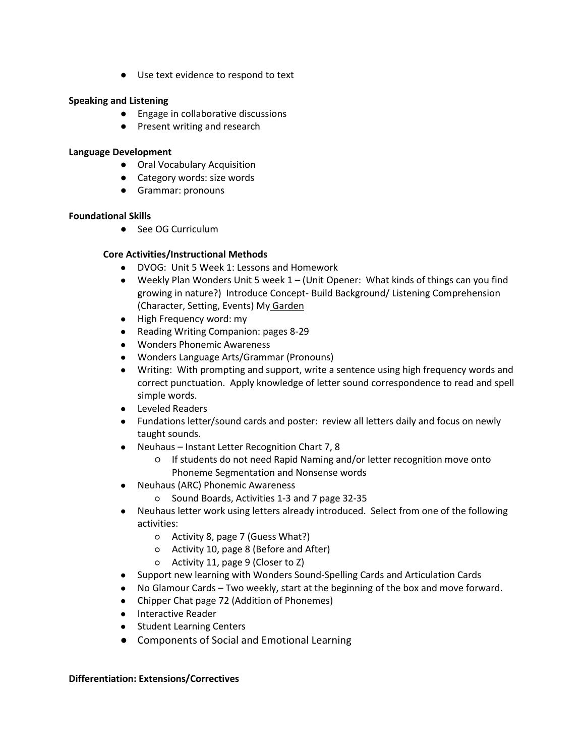- Use text evidence to respond to text

**Speaking and Listening**

- Engage in collaborative discussions
- Present writing and research

**Language Development**

- Oral Vocabulary Acquisition
- Category words: size words
- Grammar: pronouns

**Foundational Skills**

- See OG Curriculum

**Core Activities/Instructional Methods**

- DVOG: Unit 5 Week 1: Lessons and Homework
- Weekly Plan Wonders Unit 5 week 1 – (Unit Opener: What kinds of things can you find growing in nature?) Introduce Concept- Build Background/ Listening Comprehension (Character, Setting, Events) My Garden
- High Frequency word: my
- Reading Writing Companion: pages 8-29
- Wonders Phonemic Awareness
- Wonders Language Arts/Grammar (Pronouns)
- Writing: With prompting and support, write a sentence using high frequency words and correct punctuation. Apply knowledge of letter sound correspondence to read and spell simple words.
- Leveled Readers
- Fundations letter/sound cards and poster: review all letters daily and focus on newly taught sounds.
- Neuhaus – Instant Letter Recognition Chart 7, 8
  - If students do not need Rapid Naming and/or letter recognition move onto Phoneme Segmentation and Nonsense words
- Neuhaus (ARC) Phonemic Awareness
  - Sound Boards, Activities 1-3 and 7 page 32-35
- Neuhaus letter work using letters already introduced. Select from one of the following activities:
  - Activity 8, page 7 (Guess What?)
  - Activity 10, page 8 (Before and After)
  - Activity 11, page 9 (Closer to Z)
- Support new learning with Wonders Sound-Spelling Cards and Articulation Cards
- No Glamour Cards – Two weekly, start at the beginning of the box and move forward.
- Chipper Chat page 72 (Addition of Phonemes)
- Interactive Reader
- Student Learning Centers
- Components of Social and Emotional Learning

**Differentiation: Extensions/Correctives**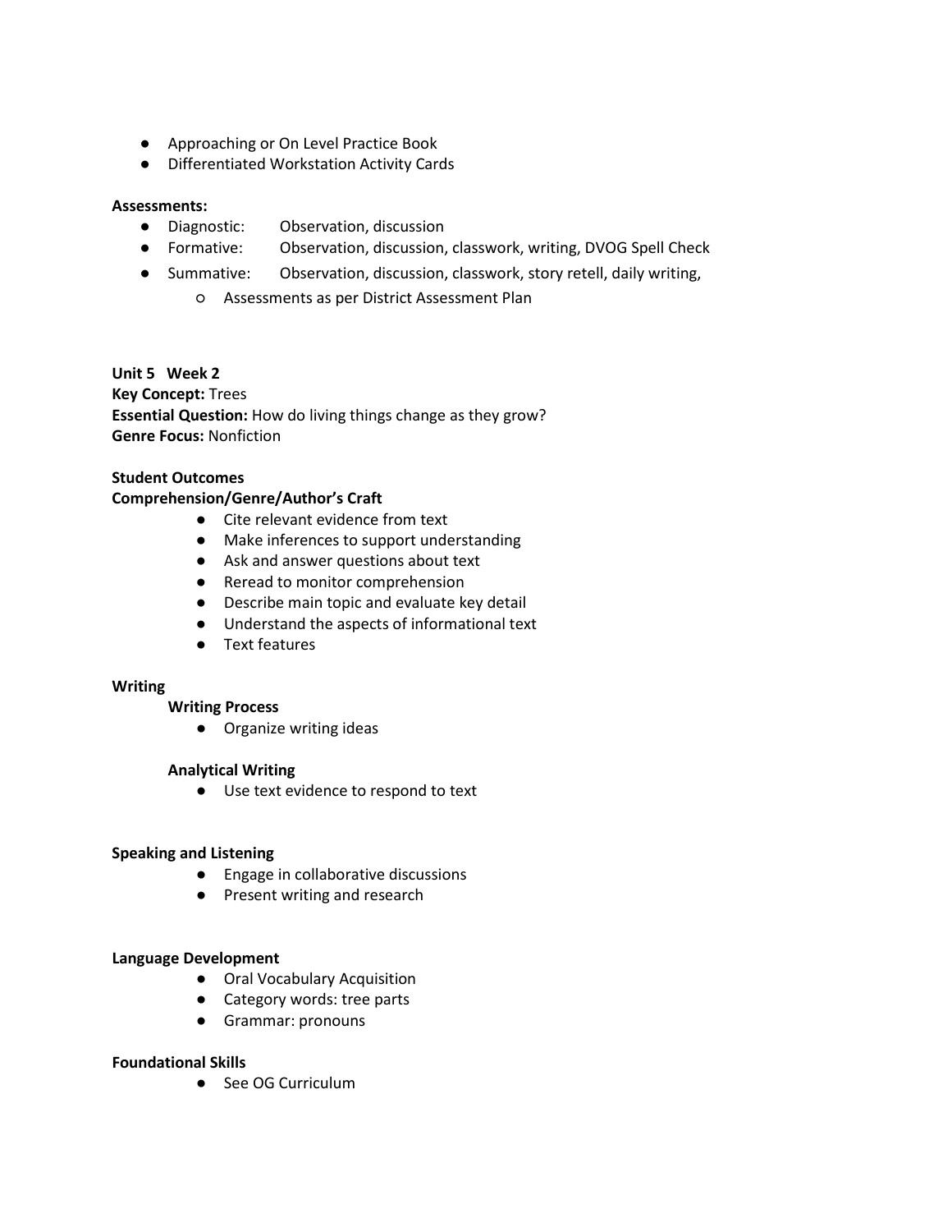- Approaching or On Level Practice Book
- Differentiated Workstation Activity Cards

**Assessments:**

- Diagnostic: Observation, discussion
- Formative: Observation, discussion, classwork, writing, DVOG Spell Check
- Summative: Observation, discussion, classwork, story retell, daily writing,
    - Assessments as per District Assessment Plan

**Unit 5 Week 2**
**Key Concept:** Trees
**Essential Question:** How do living things change as they grow?
**Genre Focus:** Nonfiction

**Student Outcomes**
**Comprehension/Genre/Author's Craft**

- Cite relevant evidence from text
- Make inferences to support understanding
- Ask and answer questions about text
- Reread to monitor comprehension
- Describe main topic and evaluate key detail
- Understand the aspects of informational text
- Text features

**Writing**

**Writing Process**

- Organize writing ideas

**Analytical Writing**

- Use text evidence to respond to text

**Speaking and Listening**

- Engage in collaborative discussions
- Present writing and research

**Language Development**

- Oral Vocabulary Acquisition
- Category words: tree parts
- Grammar: pronouns

**Foundational Skills**

- See OG Curriculum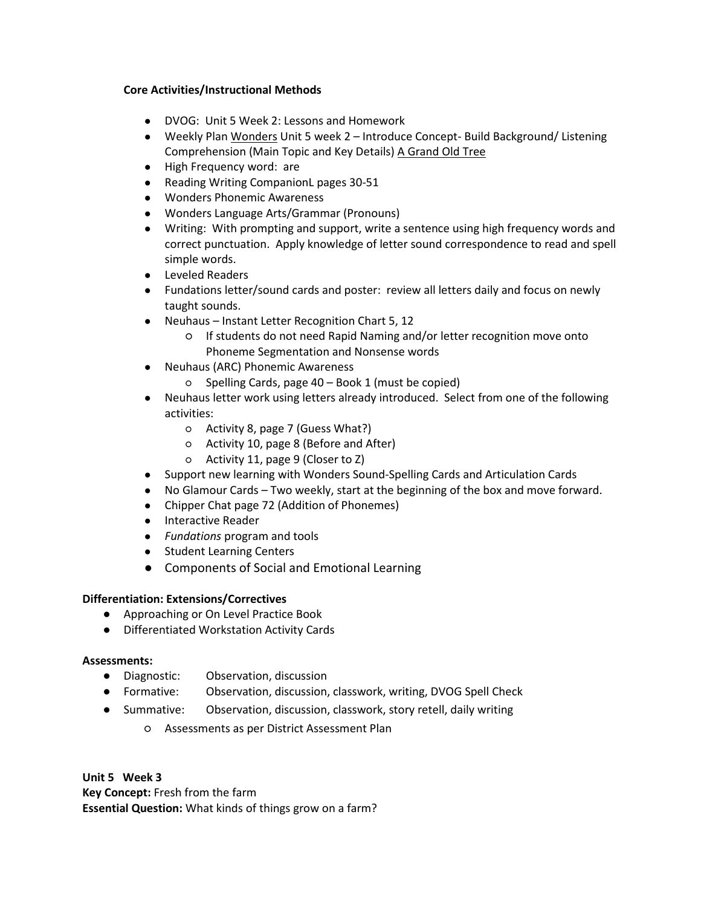**Core Activities/Instructional Methods**

- DVOG: Unit 5 Week 2: Lessons and Homework
- Weekly Plan Wonders Unit 5 week 2 – Introduce Concept- Build Background/ Listening Comprehension (Main Topic and Key Details) A Grand Old Tree
- High Frequency word: are
- Reading Writing CompanionL pages 30-51
- Wonders Phonemic Awareness
- Wonders Language Arts/Grammar (Pronouns)
- Writing: With prompting and support, write a sentence using high frequency words and correct punctuation. Apply knowledge of letter sound correspondence to read and spell simple words.
- Leveled Readers
- Fundations letter/sound cards and poster: review all letters daily and focus on newly taught sounds.
- Neuhaus – Instant Letter Recognition Chart 5, 12
  - If students do not need Rapid Naming and/or letter recognition move onto Phoneme Segmentation and Nonsense words
- Neuhaus (ARC) Phonemic Awareness
  - Spelling Cards, page 40 – Book 1 (must be copied)
- Neuhaus letter work using letters already introduced. Select from one of the following activities:
  - Activity 8, page 7 (Guess What?)
  - Activity 10, page 8 (Before and After)
  - Activity 11, page 9 (Closer to Z)
- Support new learning with Wonders Sound-Spelling Cards and Articulation Cards
- No Glamour Cards – Two weekly, start at the beginning of the box and move forward.
- Chipper Chat page 72 (Addition of Phonemes)
- Interactive Reader
- *Fundations* program and tools
- Student Learning Centers
- Components of Social and Emotional Learning

**Differentiation: Extensions/Correctives**

- Approaching or On Level Practice Book
- Differentiated Workstation Activity Cards

**Assessments:**

- Diagnostic: Observation, discussion
- Formative: Observation, discussion, classwork, writing, DVOG Spell Check
- Summative: Observation, discussion, classwork, story retell, daily writing
  - Assessments as per District Assessment Plan

**Unit 5 Week 3**
**Key Concept:** Fresh from the farm
**Essential Question:** What kinds of things grow on a farm?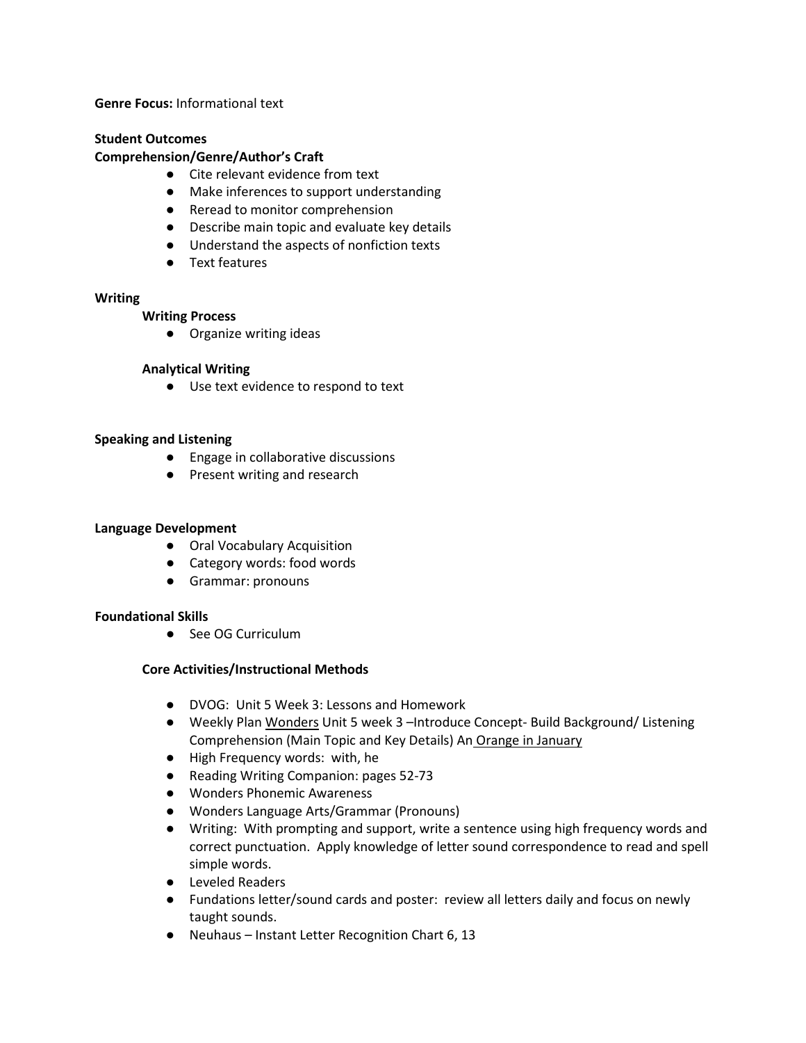**Genre Focus:** Informational text

**Student Outcomes**

**Comprehension/Genre/Author's Craft**

- Cite relevant evidence from text
- Make inferences to support understanding
- Reread to monitor comprehension
- Describe main topic and evaluate key details
- Understand the aspects of nonfiction texts
- Text features

**Writing**

**Writing Process**

- Organize writing ideas

**Analytical Writing**

- Use text evidence to respond to text

**Speaking and Listening**

- Engage in collaborative discussions
- Present writing and research

**Language Development**

- Oral Vocabulary Acquisition
- Category words: food words
- Grammar: pronouns

**Foundational Skills**

- See OG Curriculum

**Core Activities/Instructional Methods**

- DVOG: Unit 5 Week 3: Lessons and Homework
- Weekly Plan Wonders Unit 5 week 3 –Introduce Concept- Build Background/ Listening Comprehension (Main Topic and Key Details) An Orange in January
- High Frequency words: with, he
- Reading Writing Companion: pages 52-73
- Wonders Phonemic Awareness
- Wonders Language Arts/Grammar (Pronouns)
- Writing: With prompting and support, write a sentence using high frequency words and correct punctuation. Apply knowledge of letter sound correspondence to read and spell simple words.
- Leveled Readers
- Fundations letter/sound cards and poster: review all letters daily and focus on newly taught sounds.
- Neuhaus – Instant Letter Recognition Chart 6, 13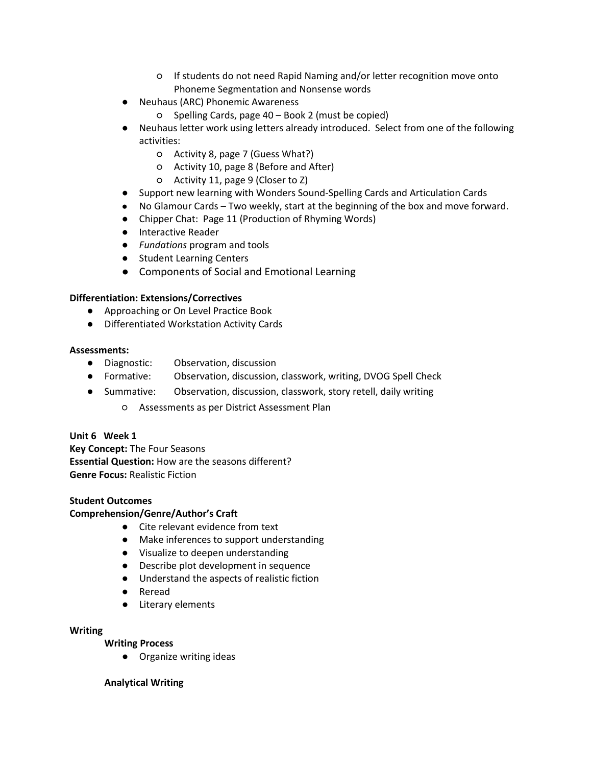- If students do not need Rapid Naming and/or letter recognition move onto Phoneme Segmentation and Nonsense words
- Neuhaus (ARC) Phonemic Awareness
    - Spelling Cards, page 40 – Book 2 (must be copied)
- Neuhaus letter work using letters already introduced. Select from one of the following activities:
    - Activity 8, page 7 (Guess What?)
    - Activity 10, page 8 (Before and After)
    - Activity 11, page 9 (Closer to Z)
- Support new learning with Wonders Sound-Spelling Cards and Articulation Cards
- No Glamour Cards – Two weekly, start at the beginning of the box and move forward.
- Chipper Chat: Page 11 (Production of Rhyming Words)
- Interactive Reader
- *Fundations* program and tools
- Student Learning Centers
- Components of Social and Emotional Learning

**Differentiation: Extensions/Correctives**

- Approaching or On Level Practice Book
- Differentiated Workstation Activity Cards

**Assessments:**

- Diagnostic: Observation, discussion
- Formative: Observation, discussion, classwork, writing, DVOG Spell Check
- Summative: Observation, discussion, classwork, story retell, daily writing
    - Assessments as per District Assessment Plan

**Unit 6 Week 1**
**Key Concept:** The Four Seasons
**Essential Question:** How are the seasons different?
**Genre Focus:** Realistic Fiction

**Student Outcomes**
**Comprehension/Genre/Author's Craft**

- Cite relevant evidence from text
- Make inferences to support understanding
- Visualize to deepen understanding
- Describe plot development in sequence
- Understand the aspects of realistic fiction
- Reread
- Literary elements

**Writing**

**Writing Process**

- Organize writing ideas

**Analytical Writing**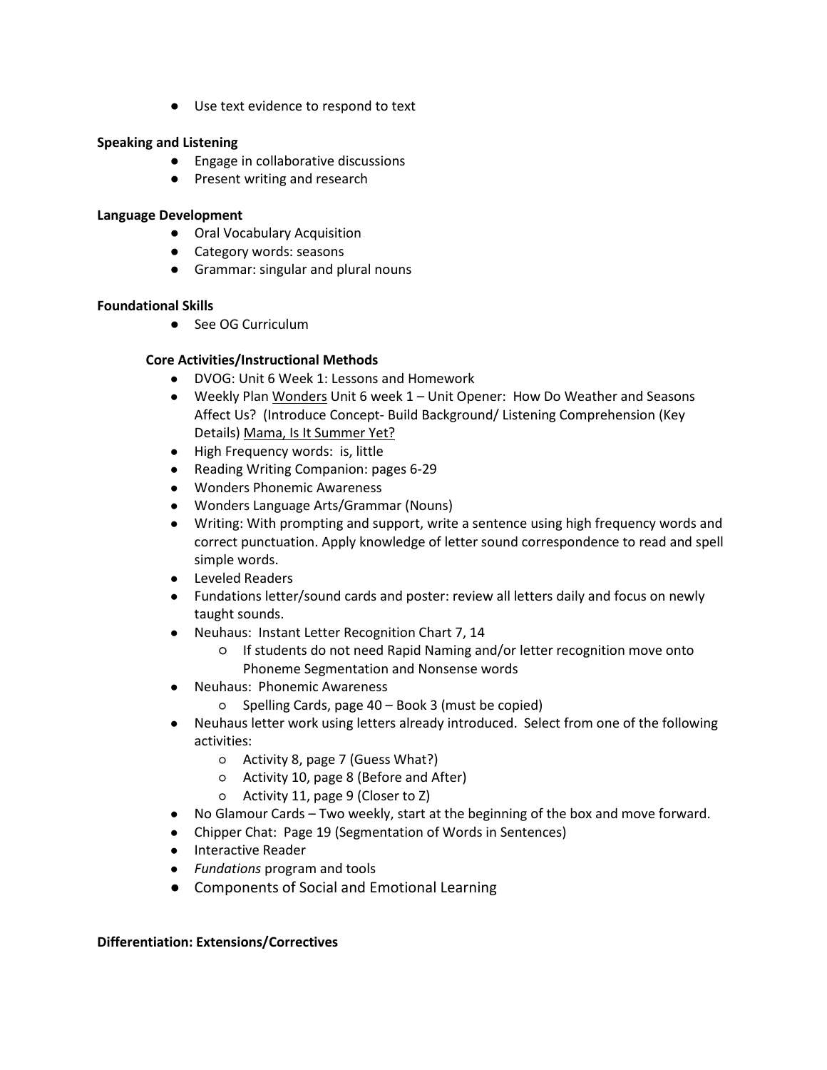- Use text evidence to respond to text

**Speaking and Listening**

- Engage in collaborative discussions
- Present writing and research

**Language Development**

- Oral Vocabulary Acquisition
- Category words: seasons
- Grammar: singular and plural nouns

**Foundational Skills**

- See OG Curriculum

**Core Activities/Instructional Methods**

- DVOG: Unit 6 Week 1: Lessons and Homework
- Weekly Plan Wonders Unit 6 week 1 – Unit Opener: How Do Weather and Seasons Affect Us? (Introduce Concept- Build Background/ Listening Comprehension (Key Details) Mama, Is It Summer Yet?
- High Frequency words: is, little
- Reading Writing Companion: pages 6-29
- Wonders Phonemic Awareness
- Wonders Language Arts/Grammar (Nouns)
- Writing: With prompting and support, write a sentence using high frequency words and correct punctuation. Apply knowledge of letter sound correspondence to read and spell simple words.
- Leveled Readers
- Fundations letter/sound cards and poster: review all letters daily and focus on newly taught sounds.
- Neuhaus: Instant Letter Recognition Chart 7, 14
    - If students do not need Rapid Naming and/or letter recognition move onto Phoneme Segmentation and Nonsense words
- Neuhaus: Phonemic Awareness
    - Spelling Cards, page 40 – Book 3 (must be copied)
- Neuhaus letter work using letters already introduced. Select from one of the following activities:
    - Activity 8, page 7 (Guess What?)
    - Activity 10, page 8 (Before and After)
    - Activity 11, page 9 (Closer to Z)
- No Glamour Cards – Two weekly, start at the beginning of the box and move forward.
- Chipper Chat: Page 19 (Segmentation of Words in Sentences)
- Interactive Reader
- *Fundations* program and tools
- Components of Social and Emotional Learning

**Differentiation: Extensions/Correctives**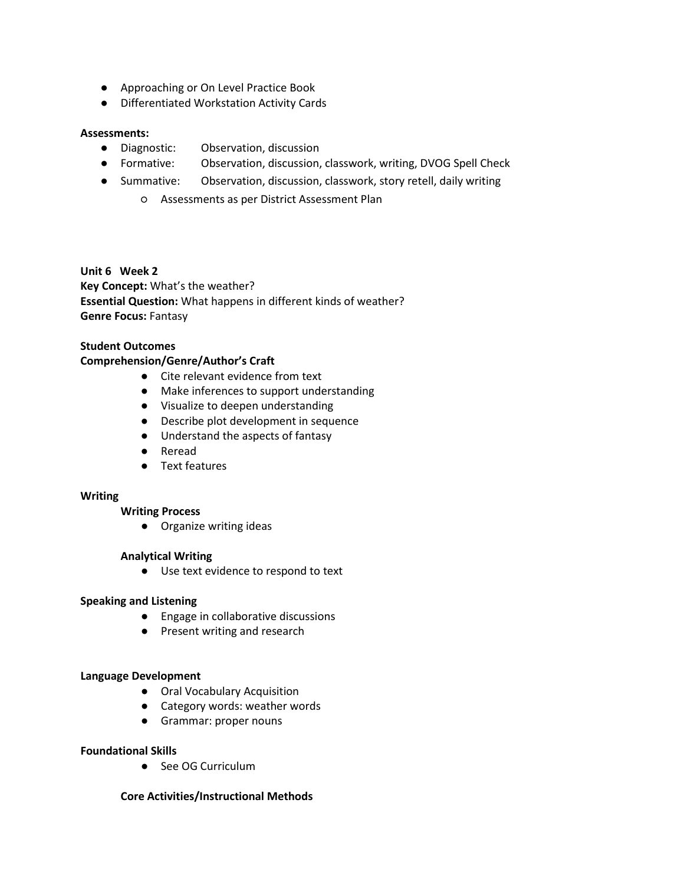- Approaching or On Level Practice Book
- Differentiated Workstation Activity Cards

**Assessments:**

- Diagnostic: Observation, discussion
- Formative: Observation, discussion, classwork, writing, DVOG Spell Check
- Summative: Observation, discussion, classwork, story retell, daily writing
  - Assessments as per District Assessment Plan

**Unit 6 Week 2**
**Key Concept:** What's the weather?
**Essential Question:** What happens in different kinds of weather?
**Genre Focus:** Fantasy

**Student Outcomes**
**Comprehension/Genre/Author's Craft**

- Cite relevant evidence from text
- Make inferences to support understanding
- Visualize to deepen understanding
- Describe plot development in sequence
- Understand the aspects of fantasy
- Reread
- Text features

**Writing**

**Writing Process**

- Organize writing ideas

**Analytical Writing**

- Use text evidence to respond to text

**Speaking and Listening**

- Engage in collaborative discussions
- Present writing and research

**Language Development**

- Oral Vocabulary Acquisition
- Category words: weather words
- Grammar: proper nouns

**Foundational Skills**

- See OG Curriculum

**Core Activities/Instructional Methods**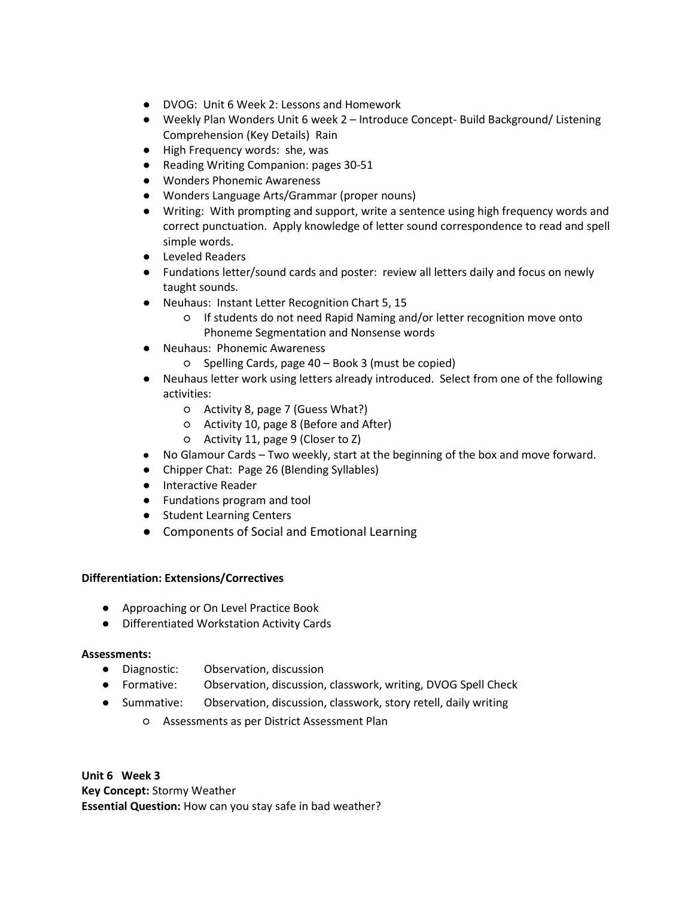- DVOG: Unit 6 Week 2: Lessons and Homework
- Weekly Plan Wonders Unit 6 week 2 – Introduce Concept- Build Background/ Listening Comprehension (Key Details) Rain
- High Frequency words: she, was
- Reading Writing Companion: pages 30-51
- Wonders Phonemic Awareness
- Wonders Language Arts/Grammar (proper nouns)
- Writing: With prompting and support, write a sentence using high frequency words and correct punctuation. Apply knowledge of letter sound correspondence to read and spell simple words.
- Leveled Readers
- Fundations letter/sound cards and poster: review all letters daily and focus on newly taught sounds.
- Neuhaus: Instant Letter Recognition Chart 5, 15
    - If students do not need Rapid Naming and/or letter recognition move onto Phoneme Segmentation and Nonsense words
- Neuhaus: Phonemic Awareness
    - Spelling Cards, page 40 – Book 3 (must be copied)
- Neuhaus letter work using letters already introduced. Select from one of the following activities:
    - Activity 8, page 7 (Guess What?)
    - Activity 10, page 8 (Before and After)
    - Activity 11, page 9 (Closer to Z)
- No Glamour Cards – Two weekly, start at the beginning of the box and move forward.
- Chipper Chat: Page 26 (Blending Syllables)
- Interactive Reader
- Fundations program and tool
- Student Learning Centers
- Components of Social and Emotional Learning

**Differentiation: Extensions/Correctives**

- Approaching or On Level Practice Book
- Differentiated Workstation Activity Cards

**Assessments:**

- Diagnostic: Observation, discussion
- Formative: Observation, discussion, classwork, writing, DVOG Spell Check
- Summative: Observation, discussion, classwork, story retell, daily writing
    - Assessments as per District Assessment Plan

**Unit 6 Week 3**
**Key Concept:** Stormy Weather
**Essential Question:** How can you stay safe in bad weather?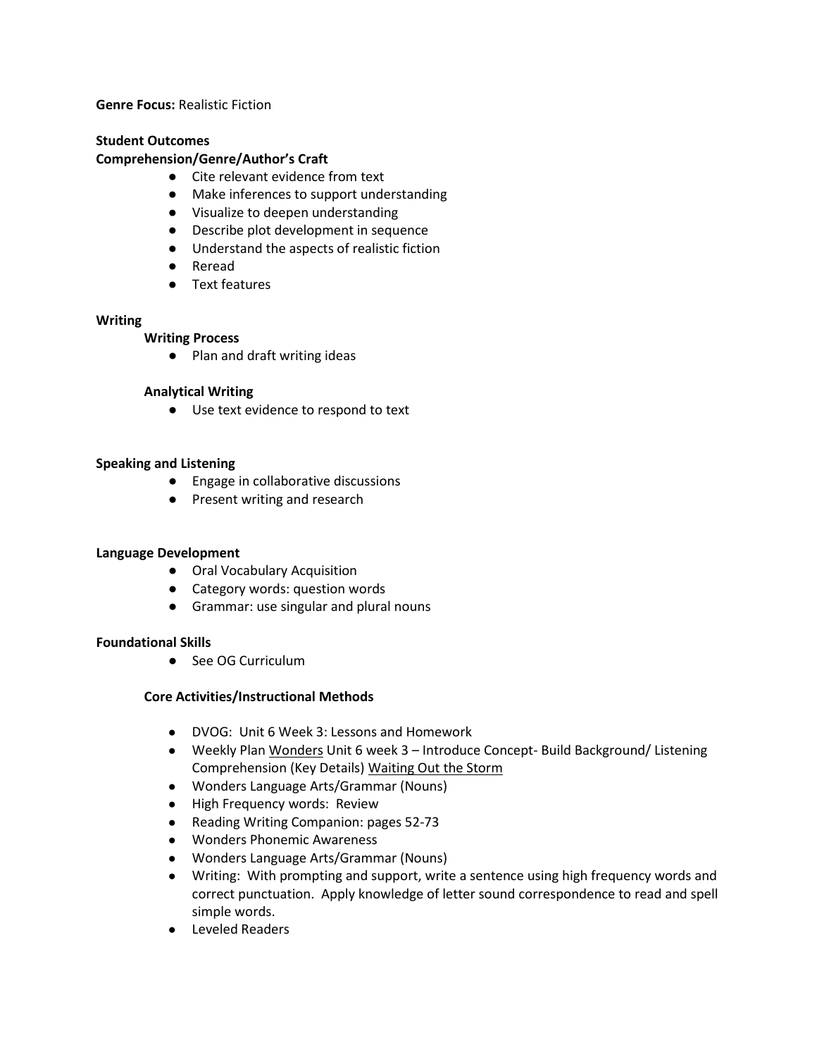**Genre Focus:** Realistic Fiction

**Student Outcomes**

**Comprehension/Genre/Author's Craft**

- Cite relevant evidence from text
- Make inferences to support understanding
- Visualize to deepen understanding
- Describe plot development in sequence
- Understand the aspects of realistic fiction
- Reread
- Text features

**Writing**

**Writing Process**

- Plan and draft writing ideas

**Analytical Writing**

- Use text evidence to respond to text

**Speaking and Listening**

- Engage in collaborative discussions
- Present writing and research

**Language Development**

- Oral Vocabulary Acquisition
- Category words: question words
- Grammar: use singular and plural nouns

**Foundational Skills**

- See OG Curriculum

**Core Activities/Instructional Methods**

- DVOG: Unit 6 Week 3: Lessons and Homework
- Weekly Plan Wonders Unit 6 week 3 – Introduce Concept- Build Background/ Listening Comprehension (Key Details) Waiting Out the Storm
- Wonders Language Arts/Grammar (Nouns)
- High Frequency words: Review
- Reading Writing Companion: pages 52-73
- Wonders Phonemic Awareness
- Wonders Language Arts/Grammar (Nouns)
- Writing: With prompting and support, write a sentence using high frequency words and correct punctuation. Apply knowledge of letter sound correspondence to read and spell simple words.
- Leveled Readers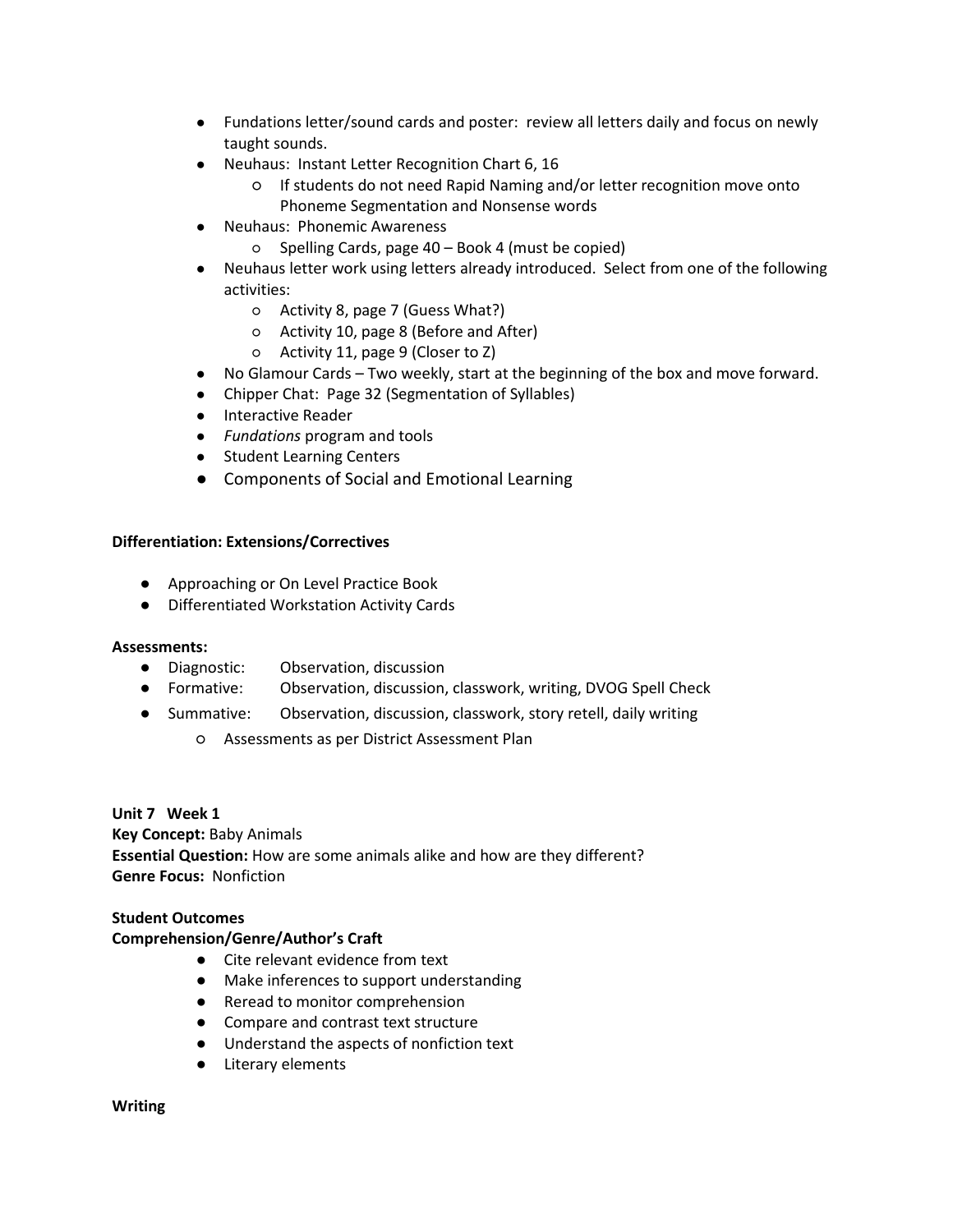- Fundations letter/sound cards and poster: review all letters daily and focus on newly taught sounds.
- Neuhaus: Instant Letter Recognition Chart 6, 16
    - If students do not need Rapid Naming and/or letter recognition move onto Phoneme Segmentation and Nonsense words
- Neuhaus: Phonemic Awareness
    - Spelling Cards, page 40 – Book 4 (must be copied)
- Neuhaus letter work using letters already introduced. Select from one of the following activities:
    - Activity 8, page 7 (Guess What?)
    - Activity 10, page 8 (Before and After)
    - Activity 11, page 9 (Closer to Z)
- No Glamour Cards – Two weekly, start at the beginning of the box and move forward.
- Chipper Chat: Page 32 (Segmentation of Syllables)
- Interactive Reader
- *Fundations* program and tools
- Student Learning Centers
- Components of Social and Emotional Learning

**Differentiation: Extensions/Correctives**

- Approaching or On Level Practice Book
- Differentiated Workstation Activity Cards

**Assessments:**

- Diagnostic: Observation, discussion
- Formative: Observation, discussion, classwork, writing, DVOG Spell Check
- Summative: Observation, discussion, classwork, story retell, daily writing
    - Assessments as per District Assessment Plan

**Unit 7 Week 1**
**Key Concept:** Baby Animals
**Essential Question:** How are some animals alike and how are they different?
**Genre Focus:** Nonfiction

**Student Outcomes**
**Comprehension/Genre/Author's Craft**

- Cite relevant evidence from text
- Make inferences to support understanding
- Reread to monitor comprehension
- Compare and contrast text structure
- Understand the aspects of nonfiction text
- Literary elements

**Writing**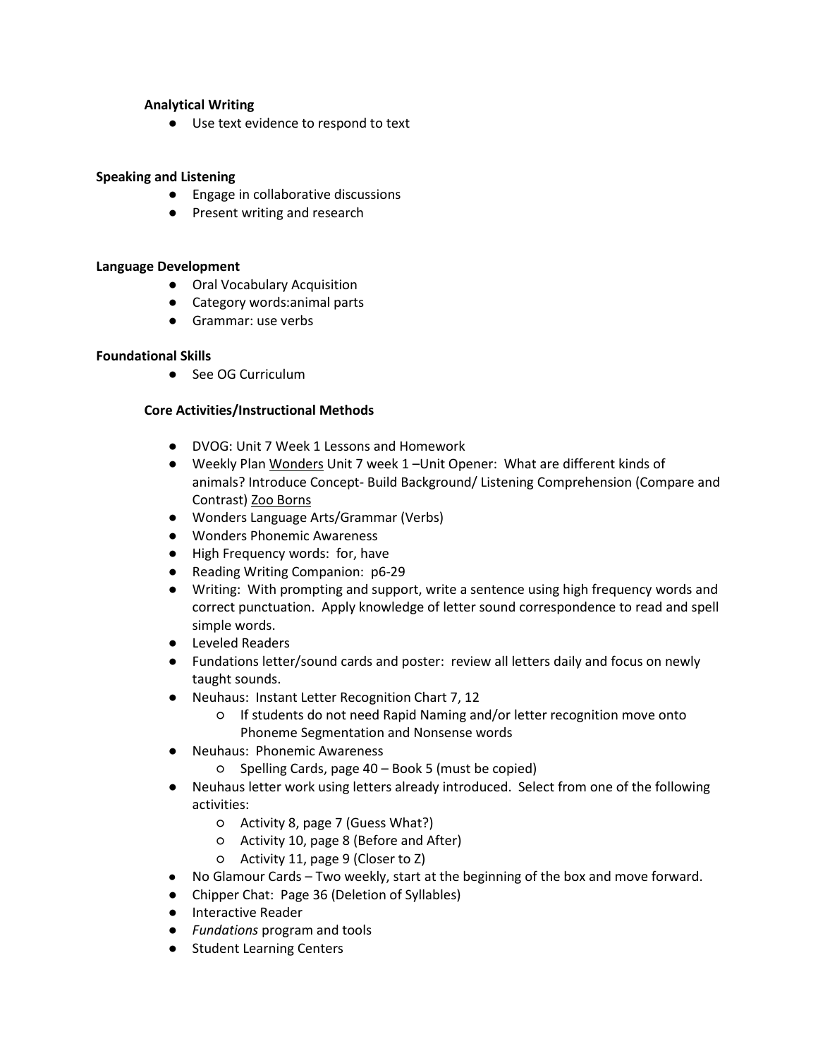**Analytical Writing**

- Use text evidence to respond to text

**Speaking and Listening**

- Engage in collaborative discussions
- Present writing and research

**Language Development**

- Oral Vocabulary Acquisition
- Category words:animal parts
- Grammar: use verbs

**Foundational Skills**

- See OG Curriculum

**Core Activities/Instructional Methods**

- DVOG: Unit 7 Week 1 Lessons and Homework
- Weekly Plan Wonders Unit 7 week 1 –Unit Opener: What are different kinds of animals? Introduce Concept- Build Background/ Listening Comprehension (Compare and Contrast) Zoo Borns
- Wonders Language Arts/Grammar (Verbs)
- Wonders Phonemic Awareness
- High Frequency words: for, have
- Reading Writing Companion: p6-29
- Writing: With prompting and support, write a sentence using high frequency words and correct punctuation. Apply knowledge of letter sound correspondence to read and spell simple words.
- Leveled Readers
- Fundations letter/sound cards and poster: review all letters daily and focus on newly taught sounds.
- Neuhaus: Instant Letter Recognition Chart 7, 12
  - If students do not need Rapid Naming and/or letter recognition move onto Phoneme Segmentation and Nonsense words
- Neuhaus: Phonemic Awareness
  - Spelling Cards, page 40 – Book 5 (must be copied)
- Neuhaus letter work using letters already introduced. Select from one of the following activities:
  - Activity 8, page 7 (Guess What?)
  - Activity 10, page 8 (Before and After)
  - Activity 11, page 9 (Closer to Z)
- No Glamour Cards – Two weekly, start at the beginning of the box and move forward.
- Chipper Chat: Page 36 (Deletion of Syllables)
- Interactive Reader
- *Fundations* program and tools
- Student Learning Centers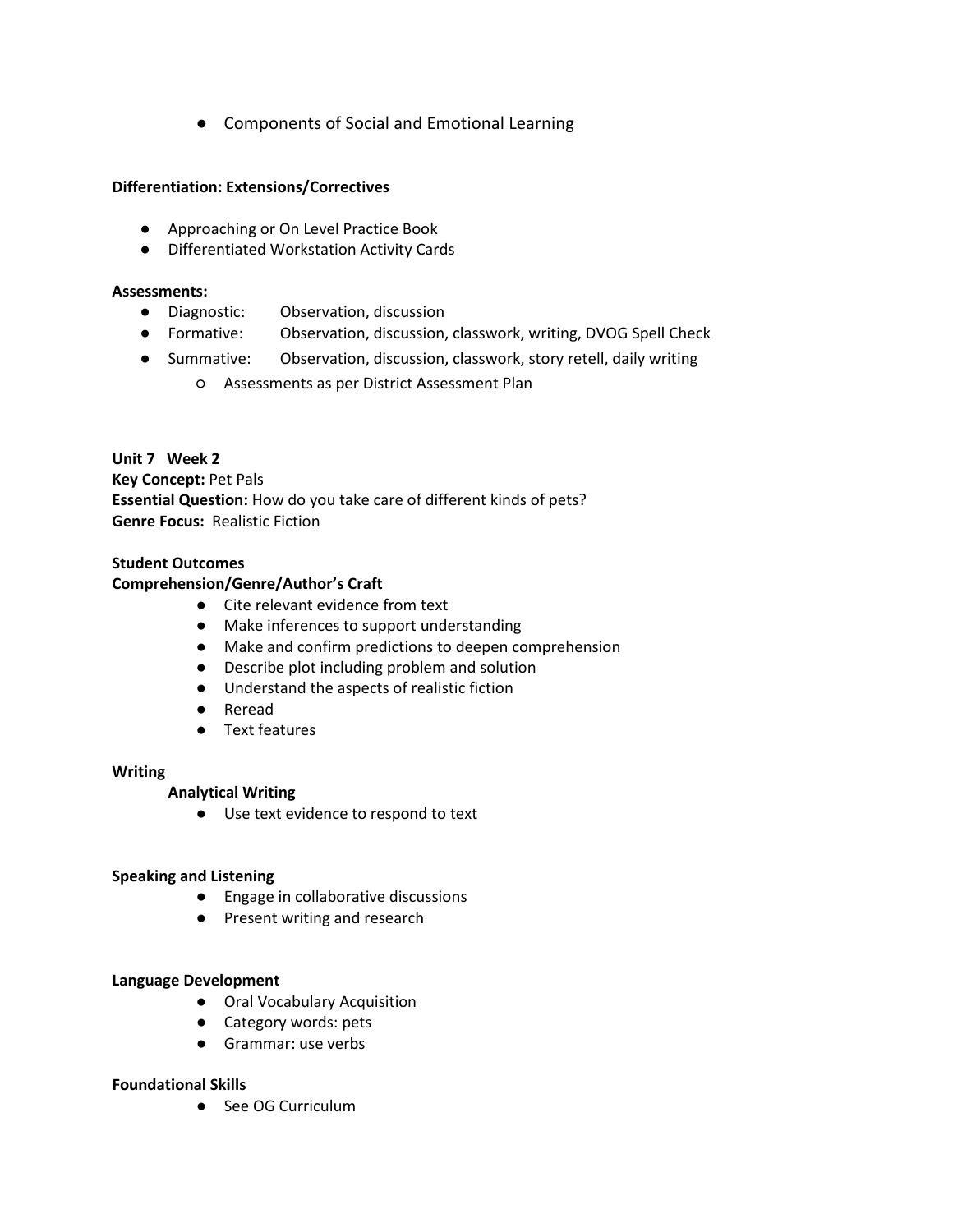- Components of Social and Emotional Learning

**Differentiation: Extensions/Correctives**

- Approaching or On Level Practice Book
- Differentiated Workstation Activity Cards

**Assessments:**

- Diagnostic: Observation, discussion
- Formative: Observation, discussion, classwork, writing, DVOG Spell Check
- Summative: Observation, discussion, classwork, story retell, daily writing
  - Assessments as per District Assessment Plan

**Unit 7 Week 2**
**Key Concept:** Pet Pals
**Essential Question:** How do you take care of different kinds of pets?
**Genre Focus:** Realistic Fiction

**Student Outcomes**
**Comprehension/Genre/Author's Craft**

- Cite relevant evidence from text
- Make inferences to support understanding
- Make and confirm predictions to deepen comprehension
- Describe plot including problem and solution
- Understand the aspects of realistic fiction
- Reread
- Text features

**Writing**

**Analytical Writing**

- Use text evidence to respond to text

**Speaking and Listening**

- Engage in collaborative discussions
- Present writing and research

**Language Development**

- Oral Vocabulary Acquisition
- Category words: pets
- Grammar: use verbs

**Foundational Skills**

- See OG Curriculum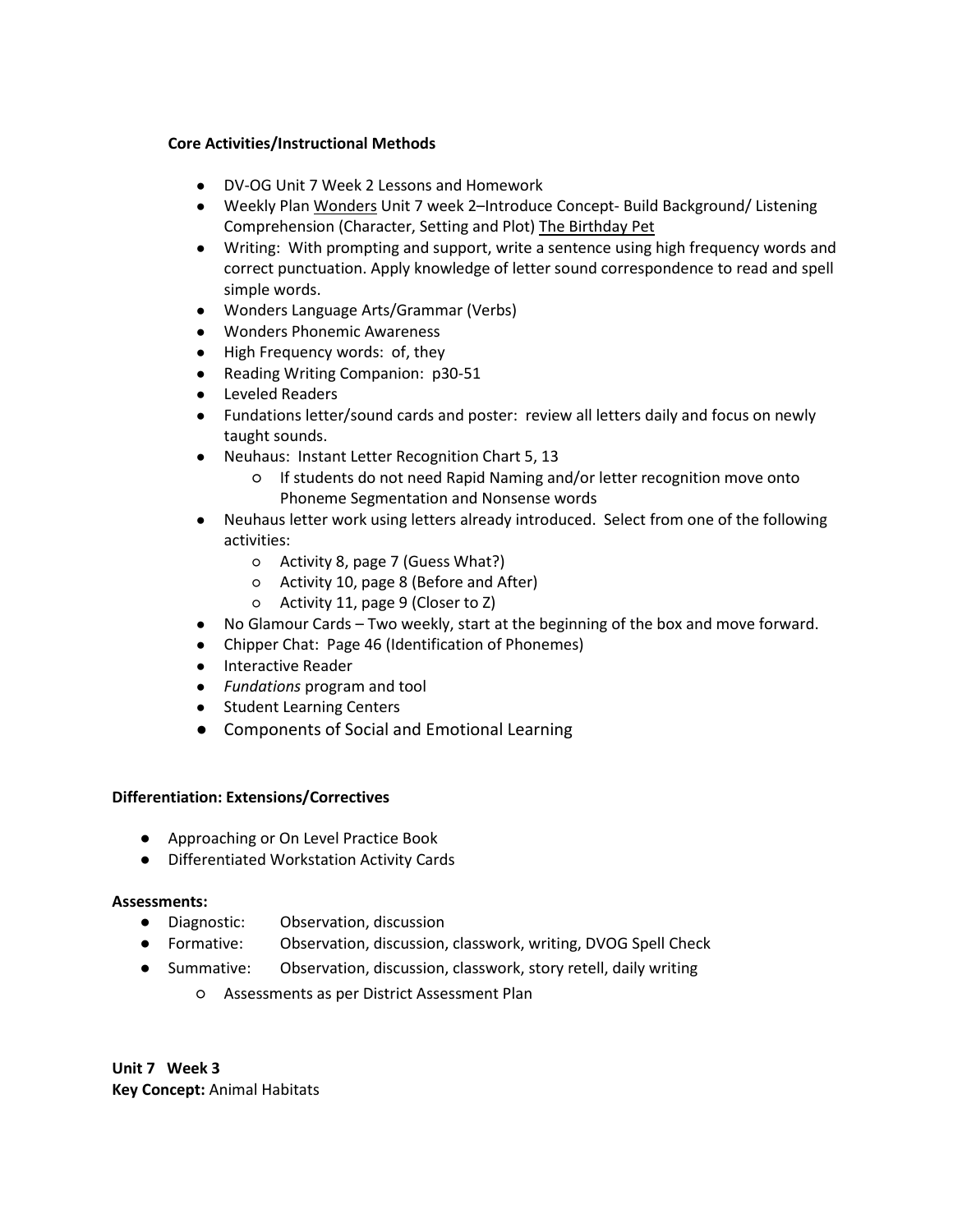**Core Activities/Instructional Methods**

- DV-OG Unit 7 Week 2 Lessons and Homework
- Weekly Plan Wonders Unit 7 week 2–Introduce Concept- Build Background/ Listening Comprehension (Character, Setting and Plot) The Birthday Pet
- Writing: With prompting and support, write a sentence using high frequency words and correct punctuation. Apply knowledge of letter sound correspondence to read and spell simple words.
- Wonders Language Arts/Grammar (Verbs)
- Wonders Phonemic Awareness
- High Frequency words: of, they
- Reading Writing Companion: p30-51
- Leveled Readers
- Fundations letter/sound cards and poster: review all letters daily and focus on newly taught sounds.
- Neuhaus: Instant Letter Recognition Chart 5, 13
    - If students do not need Rapid Naming and/or letter recognition move onto Phoneme Segmentation and Nonsense words
- Neuhaus letter work using letters already introduced. Select from one of the following activities:
    - Activity 8, page 7 (Guess What?)
    - Activity 10, page 8 (Before and After)
    - Activity 11, page 9 (Closer to Z)
- No Glamour Cards – Two weekly, start at the beginning of the box and move forward.
- Chipper Chat: Page 46 (Identification of Phonemes)
- Interactive Reader
- *Fundations* program and tool
- Student Learning Centers
- Components of Social and Emotional Learning

**Differentiation: Extensions/Correctives**

- Approaching or On Level Practice Book
- Differentiated Workstation Activity Cards

**Assessments:**

- Diagnostic: Observation, discussion
- Formative: Observation, discussion, classwork, writing, DVOG Spell Check
- Summative: Observation, discussion, classwork, story retell, daily writing
    - Assessments as per District Assessment Plan

**Unit 7 Week 3**
**Key Concept:** Animal Habitats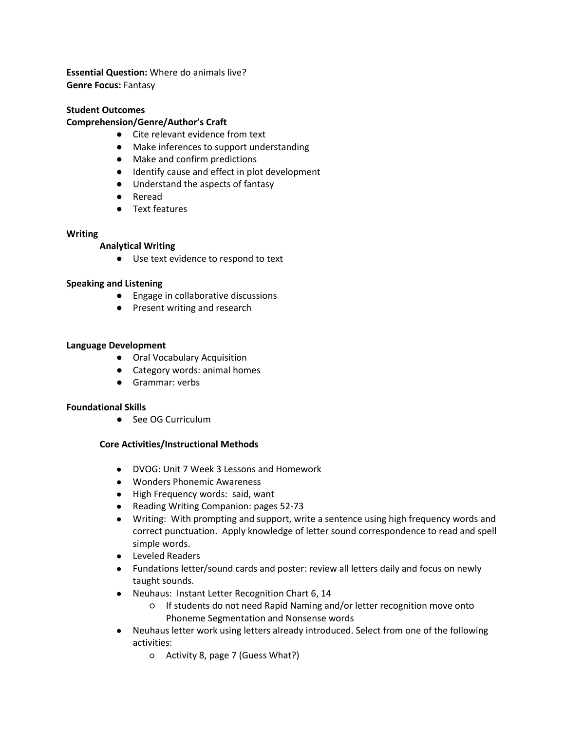**Essential Question:** Where do animals live?
**Genre Focus:** Fantasy

**Student Outcomes**
**Comprehension/Genre/Author's Craft**

- Cite relevant evidence from text
- Make inferences to support understanding
- Make and confirm predictions
- Identify cause and effect in plot development
- Understand the aspects of fantasy
- Reread
- Text features

**Writing**

**Analytical Writing**

- Use text evidence to respond to text

**Speaking and Listening**

- Engage in collaborative discussions
- Present writing and research

**Language Development**

- Oral Vocabulary Acquisition
- Category words: animal homes
- Grammar: verbs

**Foundational Skills**

- See OG Curriculum

**Core Activities/Instructional Methods**

- DVOG: Unit 7 Week 3 Lessons and Homework
- Wonders Phonemic Awareness
- High Frequency words: said, want
- Reading Writing Companion: pages 52-73
- Writing: With prompting and support, write a sentence using high frequency words and correct punctuation. Apply knowledge of letter sound correspondence to read and spell simple words.
- Leveled Readers
- Fundations letter/sound cards and poster: review all letters daily and focus on newly taught sounds.
- Neuhaus: Instant Letter Recognition Chart 6, 14
  - If students do not need Rapid Naming and/or letter recognition move onto Phoneme Segmentation and Nonsense words
- Neuhaus letter work using letters already introduced. Select from one of the following activities:
  - Activity 8, page 7 (Guess What?)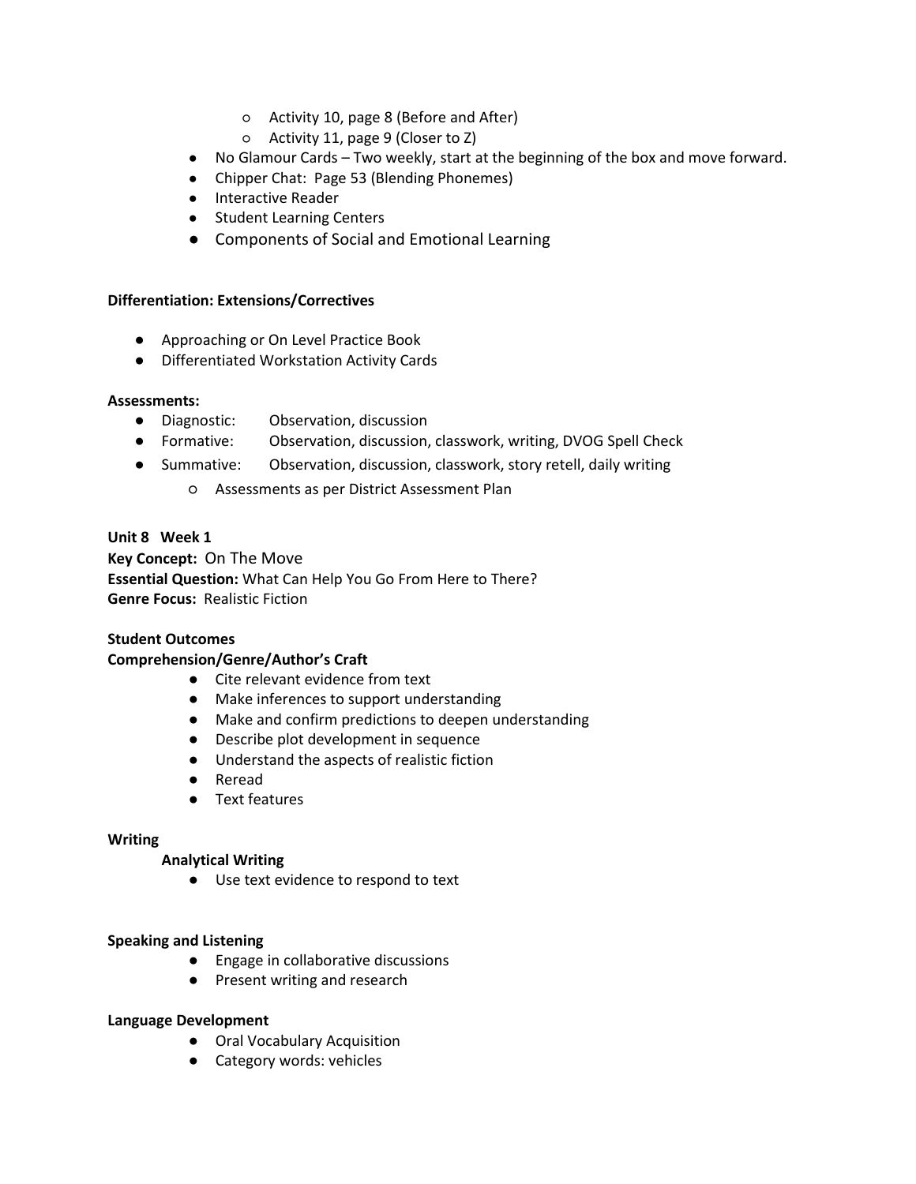- Activity 10, page 8 (Before and After)
  - Activity 11, page 9 (Closer to Z)
- No Glamour Cards – Two weekly, start at the beginning of the box and move forward.
- Chipper Chat: Page 53 (Blending Phonemes)
- Interactive Reader
- Student Learning Centers
- Components of Social and Emotional Learning

**Differentiation: Extensions/Correctives**

- Approaching or On Level Practice Book
- Differentiated Workstation Activity Cards

**Assessments:**

- Diagnostic: Observation, discussion
- Formative: Observation, discussion, classwork, writing, DVOG Spell Check
- Summative: Observation, discussion, classwork, story retell, daily writing
  - Assessments as per District Assessment Plan

**Unit 8 Week 1**

**Key Concept:** On The Move

**Essential Question:** What Can Help You Go From Here to There?

**Genre Focus:** Realistic Fiction

**Student Outcomes**

**Comprehension/Genre/Author's Craft**

- Cite relevant evidence from text
- Make inferences to support understanding
- Make and confirm predictions to deepen understanding
- Describe plot development in sequence
- Understand the aspects of realistic fiction
- Reread
- Text features

**Writing**

**Analytical Writing**

- Use text evidence to respond to text

**Speaking and Listening**

- Engage in collaborative discussions
- Present writing and research

**Language Development**

- Oral Vocabulary Acquisition
- Category words: vehicles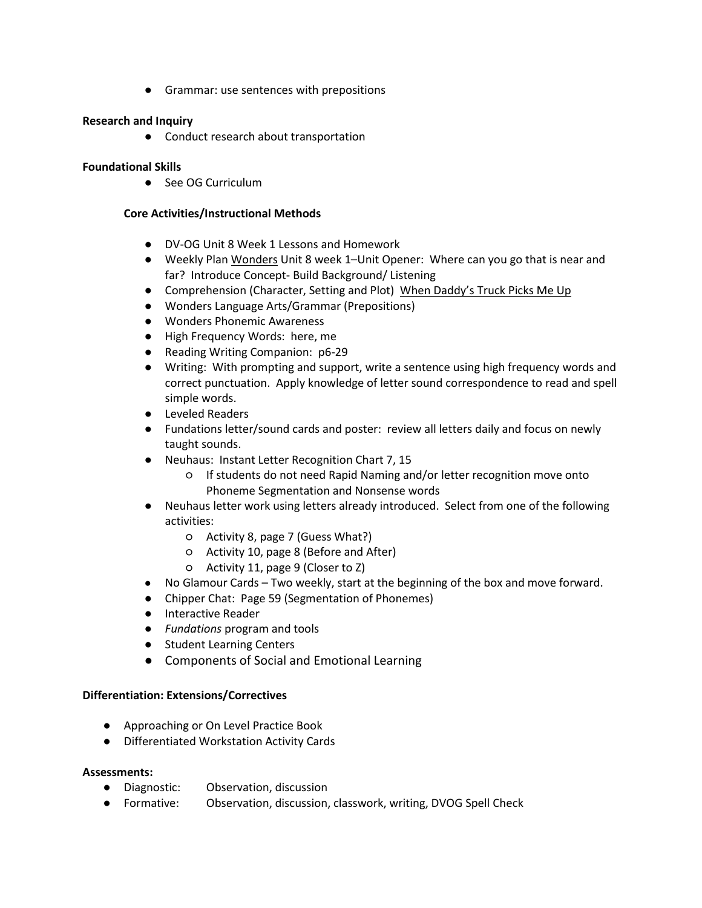- Grammar: use sentences with prepositions

**Research and Inquiry**

- Conduct research about transportation

**Foundational Skills**

- See OG Curriculum

**Core Activities/Instructional Methods**

- DV-OG Unit 8 Week 1 Lessons and Homework
- Weekly Plan Wonders Unit 8 week 1–Unit Opener: Where can you go that is near and far? Introduce Concept- Build Background/ Listening
- Comprehension (Character, Setting and Plot) When Daddy's Truck Picks Me Up
- Wonders Language Arts/Grammar (Prepositions)
- Wonders Phonemic Awareness
- High Frequency Words: here, me
- Reading Writing Companion: p6-29
- Writing: With prompting and support, write a sentence using high frequency words and correct punctuation. Apply knowledge of letter sound correspondence to read and spell simple words.
- Leveled Readers
- Fundations letter/sound cards and poster: review all letters daily and focus on newly taught sounds.
- Neuhaus: Instant Letter Recognition Chart 7, 15
    - If students do not need Rapid Naming and/or letter recognition move onto Phoneme Segmentation and Nonsense words
- Neuhaus letter work using letters already introduced. Select from one of the following activities:
    - Activity 8, page 7 (Guess What?)
    - Activity 10, page 8 (Before and After)
    - Activity 11, page 9 (Closer to Z)
- No Glamour Cards – Two weekly, start at the beginning of the box and move forward.
- Chipper Chat: Page 59 (Segmentation of Phonemes)
- Interactive Reader
- *Fundations* program and tools
- Student Learning Centers
- Components of Social and Emotional Learning

**Differentiation: Extensions/Correctives**

- Approaching or On Level Practice Book
- Differentiated Workstation Activity Cards

**Assessments:**

- Diagnostic: Observation, discussion
- Formative: Observation, discussion, classwork, writing, DVOG Spell Check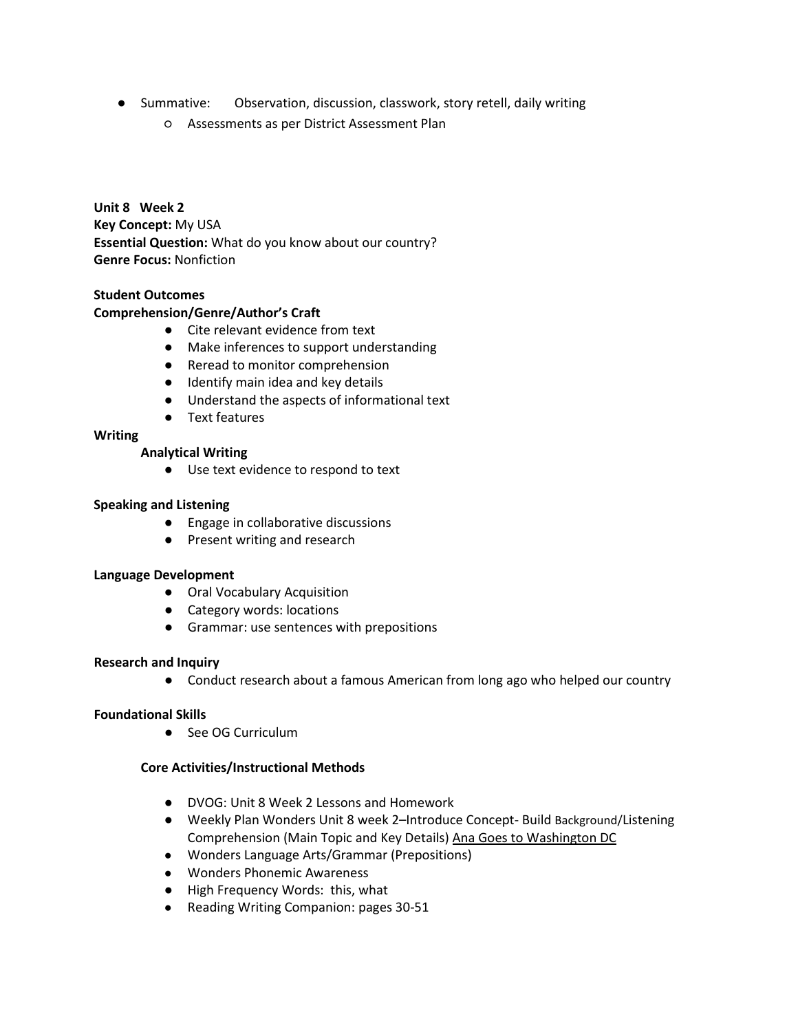- Summative: Observation, discussion, classwork, story retell, daily writing
  - Assessments as per District Assessment Plan

**Unit 8 Week 2**
**Key Concept:** My USA
**Essential Question:** What do you know about our country?
**Genre Focus:** Nonfiction

**Student Outcomes**
**Comprehension/Genre/Author's Craft**

- Cite relevant evidence from text
- Make inferences to support understanding
- Reread to monitor comprehension
- Identify main idea and key details
- Understand the aspects of informational text
- Text features

**Writing**

**Analytical Writing**

- Use text evidence to respond to text

**Speaking and Listening**

- Engage in collaborative discussions
- Present writing and research

**Language Development**

- Oral Vocabulary Acquisition
- Category words: locations
- Grammar: use sentences with prepositions

**Research and Inquiry**

- Conduct research about a famous American from long ago who helped our country

**Foundational Skills**

- See OG Curriculum

**Core Activities/Instructional Methods**

- DVOG: Unit 8 Week 2 Lessons and Homework
- Weekly Plan Wonders Unit 8 week 2–Introduce Concept- Build Background/Listening Comprehension (Main Topic and Key Details) Ana Goes to Washington DC
- Wonders Language Arts/Grammar (Prepositions)
- Wonders Phonemic Awareness
- High Frequency Words: this, what
- Reading Writing Companion: pages 30-51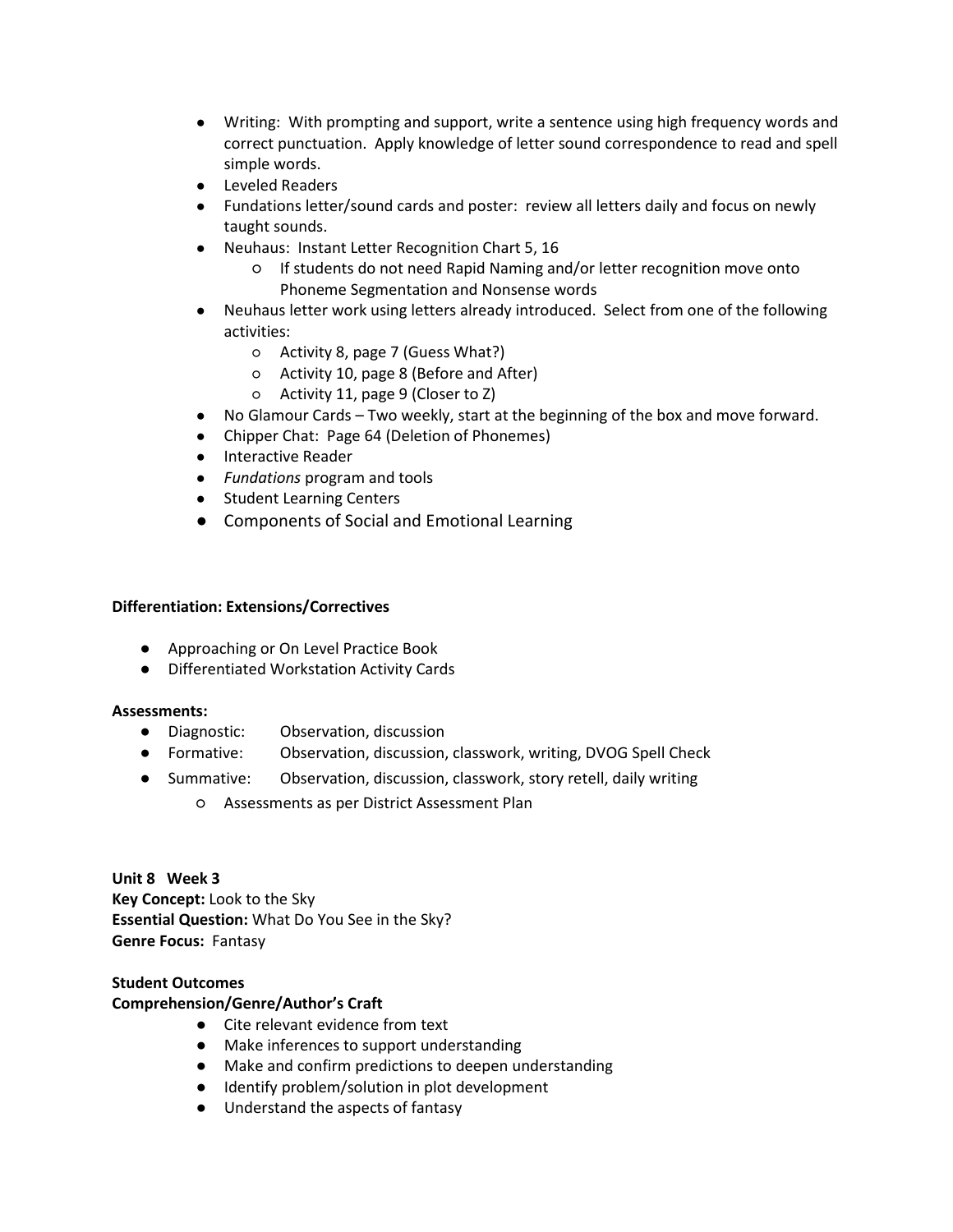- Writing: With prompting and support, write a sentence using high frequency words and correct punctuation. Apply knowledge of letter sound correspondence to read and spell simple words.
- Leveled Readers
- Fundations letter/sound cards and poster: review all letters daily and focus on newly taught sounds.
- Neuhaus: Instant Letter Recognition Chart 5, 16
  - If students do not need Rapid Naming and/or letter recognition move onto Phoneme Segmentation and Nonsense words
- Neuhaus letter work using letters already introduced. Select from one of the following activities:
  - Activity 8, page 7 (Guess What?)
  - Activity 10, page 8 (Before and After)
  - Activity 11, page 9 (Closer to Z)
- No Glamour Cards – Two weekly, start at the beginning of the box and move forward.
- Chipper Chat: Page 64 (Deletion of Phonemes)
- Interactive Reader
- *Fundations* program and tools
- Student Learning Centers
- Components of Social and Emotional Learning

**Differentiation: Extensions/Correctives**

- Approaching or On Level Practice Book
- Differentiated Workstation Activity Cards

**Assessments:**

- Diagnostic: Observation, discussion
- Formative: Observation, discussion, classwork, writing, DVOG Spell Check
- Summative: Observation, discussion, classwork, story retell, daily writing
  - Assessments as per District Assessment Plan

**Unit 8 Week 3**
**Key Concept:** Look to the Sky
**Essential Question:** What Do You See in the Sky?
**Genre Focus:** Fantasy

**Student Outcomes**
**Comprehension/Genre/Author's Craft**

- Cite relevant evidence from text
- Make inferences to support understanding
- Make and confirm predictions to deepen understanding
- Identify problem/solution in plot development
- Understand the aspects of fantasy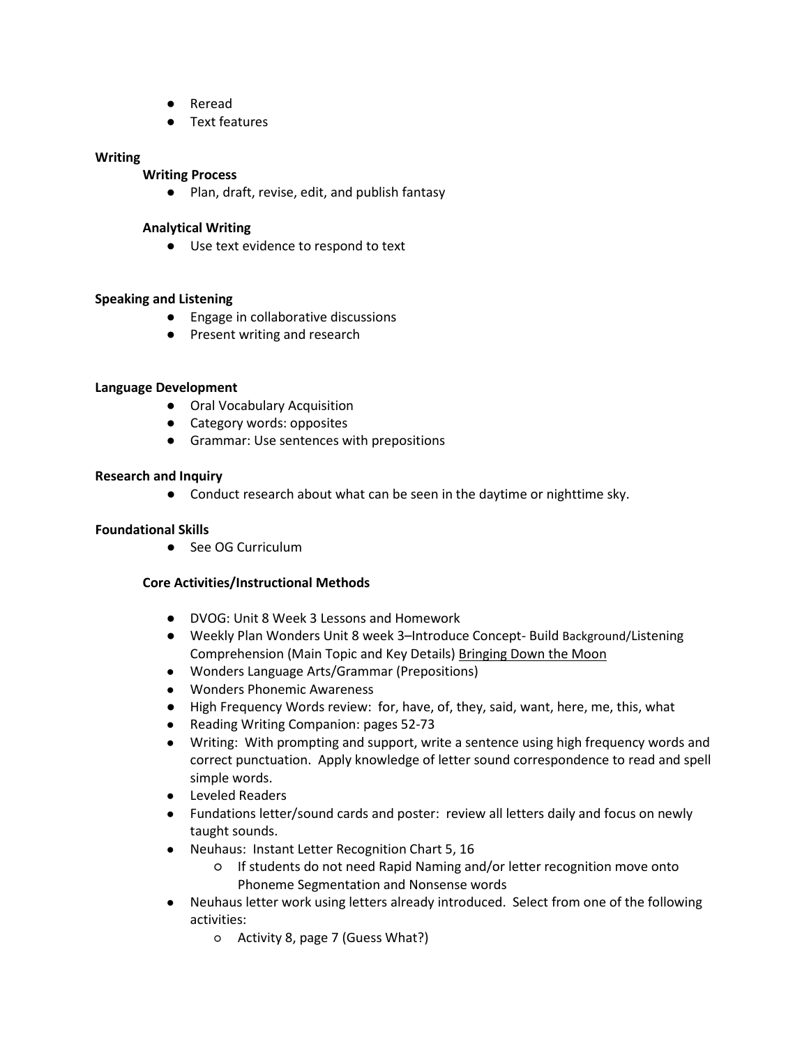- Reread
- Text features

**Writing**

**Writing Process**

- Plan, draft, revise, edit, and publish fantasy

**Analytical Writing**

- Use text evidence to respond to text

**Speaking and Listening**

- Engage in collaborative discussions
- Present writing and research

**Language Development**

- Oral Vocabulary Acquisition
- Category words: opposites
- Grammar: Use sentences with prepositions

**Research and Inquiry**

- Conduct research about what can be seen in the daytime or nighttime sky.

**Foundational Skills**

- See OG Curriculum

**Core Activities/Instructional Methods**

- DVOG: Unit 8 Week 3 Lessons and Homework
- Weekly Plan Wonders Unit 8 week 3–Introduce Concept- Build Background/Listening Comprehension (Main Topic and Key Details) Bringing Down the Moon
- Wonders Language Arts/Grammar (Prepositions)
- Wonders Phonemic Awareness
- High Frequency Words review: for, have, of, they, said, want, here, me, this, what
- Reading Writing Companion: pages 52-73
- Writing: With prompting and support, write a sentence using high frequency words and correct punctuation. Apply knowledge of letter sound correspondence to read and spell simple words.
- Leveled Readers
- Fundations letter/sound cards and poster: review all letters daily and focus on newly taught sounds.
- Neuhaus: Instant Letter Recognition Chart 5, 16
    - If students do not need Rapid Naming and/or letter recognition move onto Phoneme Segmentation and Nonsense words
- Neuhaus letter work using letters already introduced. Select from one of the following activities:
    - Activity 8, page 7 (Guess What?)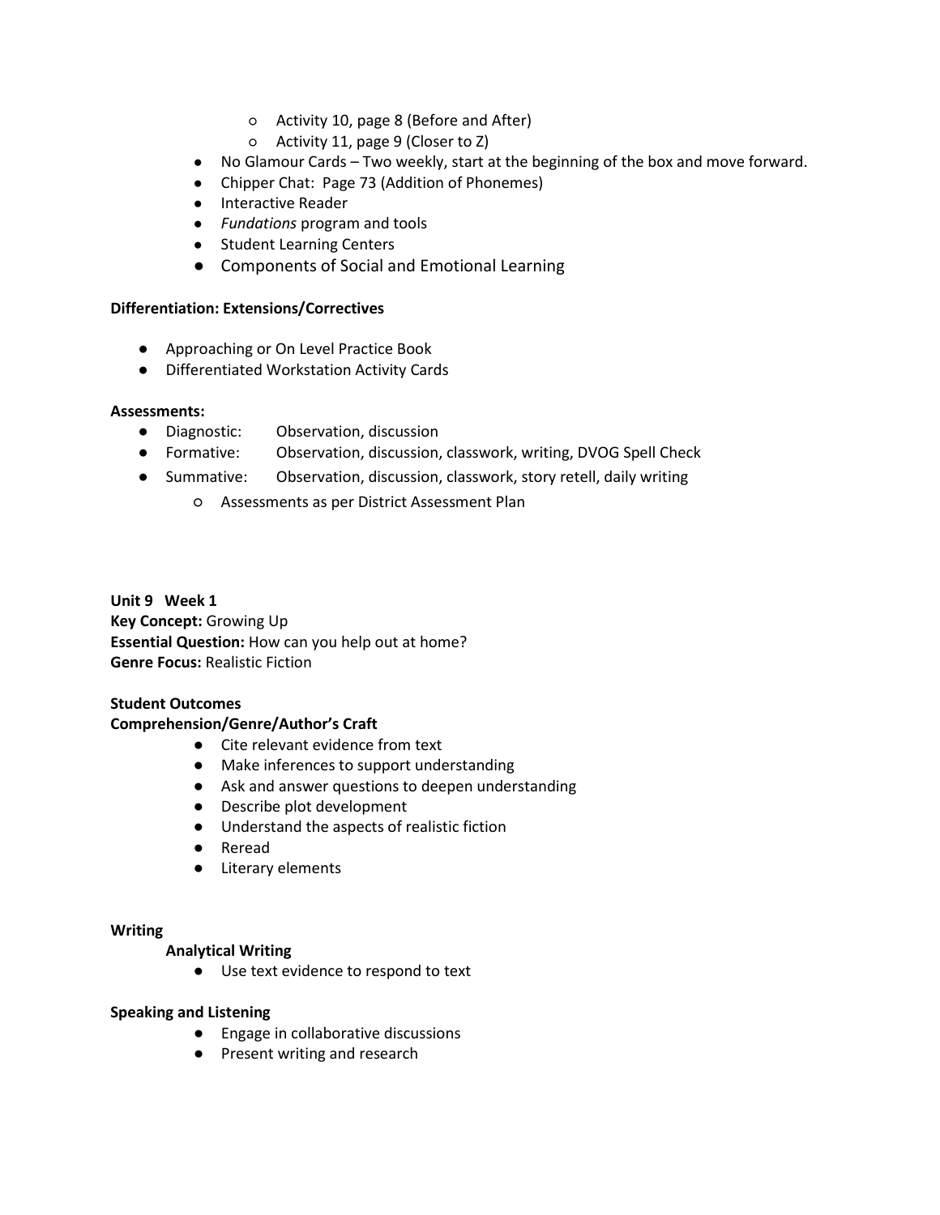- Activity 10, page 8 (Before and After)
    - Activity 11, page 9 (Closer to Z)
- No Glamour Cards – Two weekly, start at the beginning of the box and move forward.
- Chipper Chat: Page 73 (Addition of Phonemes)
- Interactive Reader
- *Fundations* program and tools
- Student Learning Centers
- Components of Social and Emotional Learning

**Differentiation: Extensions/Correctives**

- Approaching or On Level Practice Book
- Differentiated Workstation Activity Cards

**Assessments:**

- Diagnostic: Observation, discussion
- Formative: Observation, discussion, classwork, writing, DVOG Spell Check
- Summative: Observation, discussion, classwork, story retell, daily writing
    - Assessments as per District Assessment Plan

**Unit 9 Week 1**
**Key Concept:** Growing Up
**Essential Question:** How can you help out at home?
**Genre Focus:** Realistic Fiction

**Student Outcomes**
**Comprehension/Genre/Author's Craft**

- Cite relevant evidence from text
- Make inferences to support understanding
- Ask and answer questions to deepen understanding
- Describe plot development
- Understand the aspects of realistic fiction
- Reread
- Literary elements

**Writing**

**Analytical Writing**

- Use text evidence to respond to text

**Speaking and Listening**

- Engage in collaborative discussions
- Present writing and research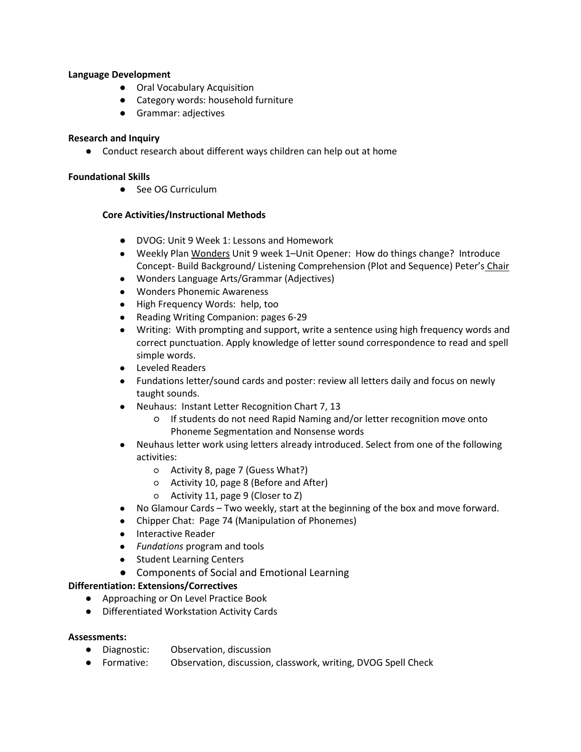**Language Development**

- Oral Vocabulary Acquisition
- Category words: household furniture
- Grammar: adjectives

**Research and Inquiry**

- Conduct research about different ways children can help out at home

**Foundational Skills**

- See OG Curriculum

**Core Activities/Instructional Methods**

- DVOG: Unit 9 Week 1: Lessons and Homework
- Weekly Plan Wonders Unit 9 week 1–Unit Opener: How do things change? Introduce Concept- Build Background/ Listening Comprehension (Plot and Sequence) Peter's Chair
- Wonders Language Arts/Grammar (Adjectives)
- Wonders Phonemic Awareness
- High Frequency Words: help, too
- Reading Writing Companion: pages 6-29
- Writing: With prompting and support, write a sentence using high frequency words and correct punctuation. Apply knowledge of letter sound correspondence to read and spell simple words.
- Leveled Readers
- Fundations letter/sound cards and poster: review all letters daily and focus on newly taught sounds.
- Neuhaus: Instant Letter Recognition Chart 7, 13
  - If students do not need Rapid Naming and/or letter recognition move onto Phoneme Segmentation and Nonsense words
- Neuhaus letter work using letters already introduced. Select from one of the following activities:
  - Activity 8, page 7 (Guess What?)
  - Activity 10, page 8 (Before and After)
  - Activity 11, page 9 (Closer to Z)
- No Glamour Cards – Two weekly, start at the beginning of the box and move forward.
- Chipper Chat: Page 74 (Manipulation of Phonemes)
- Interactive Reader
- *Fundations* program and tools
- Student Learning Centers
- Components of Social and Emotional Learning

**Differentiation: Extensions/Correctives**

- Approaching or On Level Practice Book
- Differentiated Workstation Activity Cards

**Assessments:**

- Diagnostic: Observation, discussion
- Formative: Observation, discussion, classwork, writing, DVOG Spell Check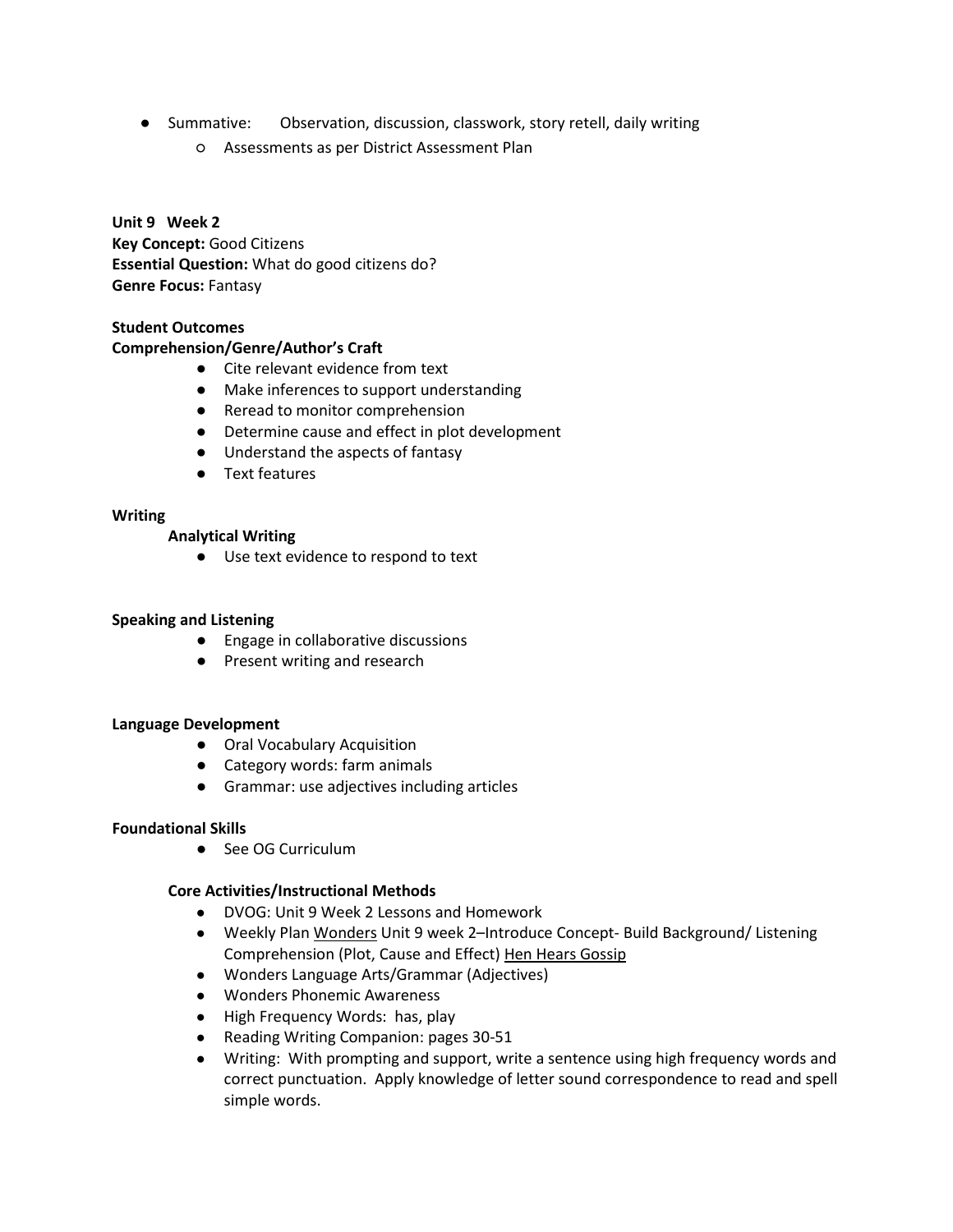- Summative: Observation, discussion, classwork, story retell, daily writing
  - Assessments as per District Assessment Plan

**Unit 9 Week 2**
**Key Concept:** Good Citizens
**Essential Question:** What do good citizens do?
**Genre Focus:** Fantasy

**Student Outcomes**
**Comprehension/Genre/Author's Craft**

- Cite relevant evidence from text
- Make inferences to support understanding
- Reread to monitor comprehension
- Determine cause and effect in plot development
- Understand the aspects of fantasy
- Text features

**Writing**

**Analytical Writing**

- Use text evidence to respond to text

**Speaking and Listening**

- Engage in collaborative discussions
- Present writing and research

**Language Development**

- Oral Vocabulary Acquisition
- Category words: farm animals
- Grammar: use adjectives including articles

**Foundational Skills**

- See OG Curriculum

**Core Activities/Instructional Methods**

- DVOG: Unit 9 Week 2 Lessons and Homework
- Weekly Plan Wonders Unit 9 week 2–Introduce Concept- Build Background/ Listening Comprehension (Plot, Cause and Effect) Hen Hears Gossip
- Wonders Language Arts/Grammar (Adjectives)
- Wonders Phonemic Awareness
- High Frequency Words: has, play
- Reading Writing Companion: pages 30-51
- Writing: With prompting and support, write a sentence using high frequency words and correct punctuation. Apply knowledge of letter sound correspondence to read and spell simple words.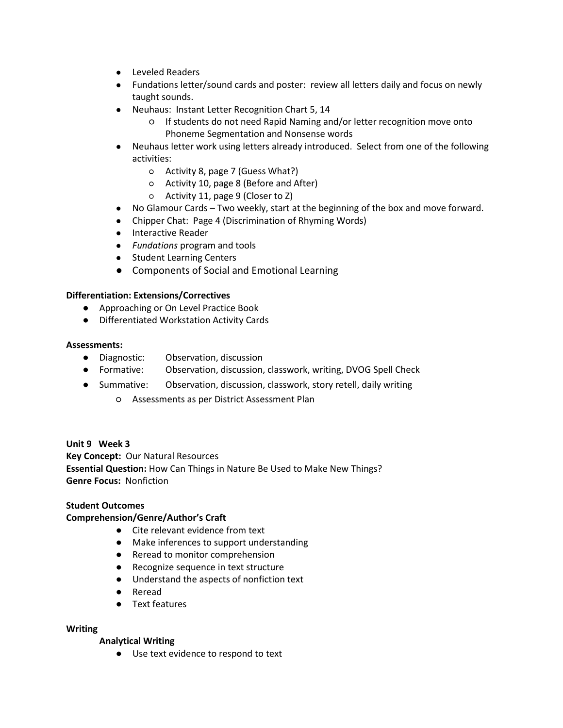- Leveled Readers
- Fundations letter/sound cards and poster: review all letters daily and focus on newly taught sounds.
- Neuhaus: Instant Letter Recognition Chart 5, 14
  - If students do not need Rapid Naming and/or letter recognition move onto Phoneme Segmentation and Nonsense words
- Neuhaus letter work using letters already introduced. Select from one of the following activities:
  - Activity 8, page 7 (Guess What?)
  - Activity 10, page 8 (Before and After)
  - Activity 11, page 9 (Closer to Z)
- No Glamour Cards – Two weekly, start at the beginning of the box and move forward.
- Chipper Chat: Page 4 (Discrimination of Rhyming Words)
- Interactive Reader
- *Fundations* program and tools
- Student Learning Centers
- Components of Social and Emotional Learning

**Differentiation: Extensions/Correctives**

- Approaching or On Level Practice Book
- Differentiated Workstation Activity Cards

**Assessments:**

- Diagnostic: Observation, discussion
- Formative: Observation, discussion, classwork, writing, DVOG Spell Check
- Summative: Observation, discussion, classwork, story retell, daily writing
  - Assessments as per District Assessment Plan

**Unit 9 Week 3**
**Key Concept:** Our Natural Resources
**Essential Question:** How Can Things in Nature Be Used to Make New Things?
**Genre Focus:** Nonfiction

**Student Outcomes**
**Comprehension/Genre/Author's Craft**

- Cite relevant evidence from text
- Make inferences to support understanding
- Reread to monitor comprehension
- Recognize sequence in text structure
- Understand the aspects of nonfiction text
- Reread
- Text features

**Writing**

**Analytical Writing**

- Use text evidence to respond to text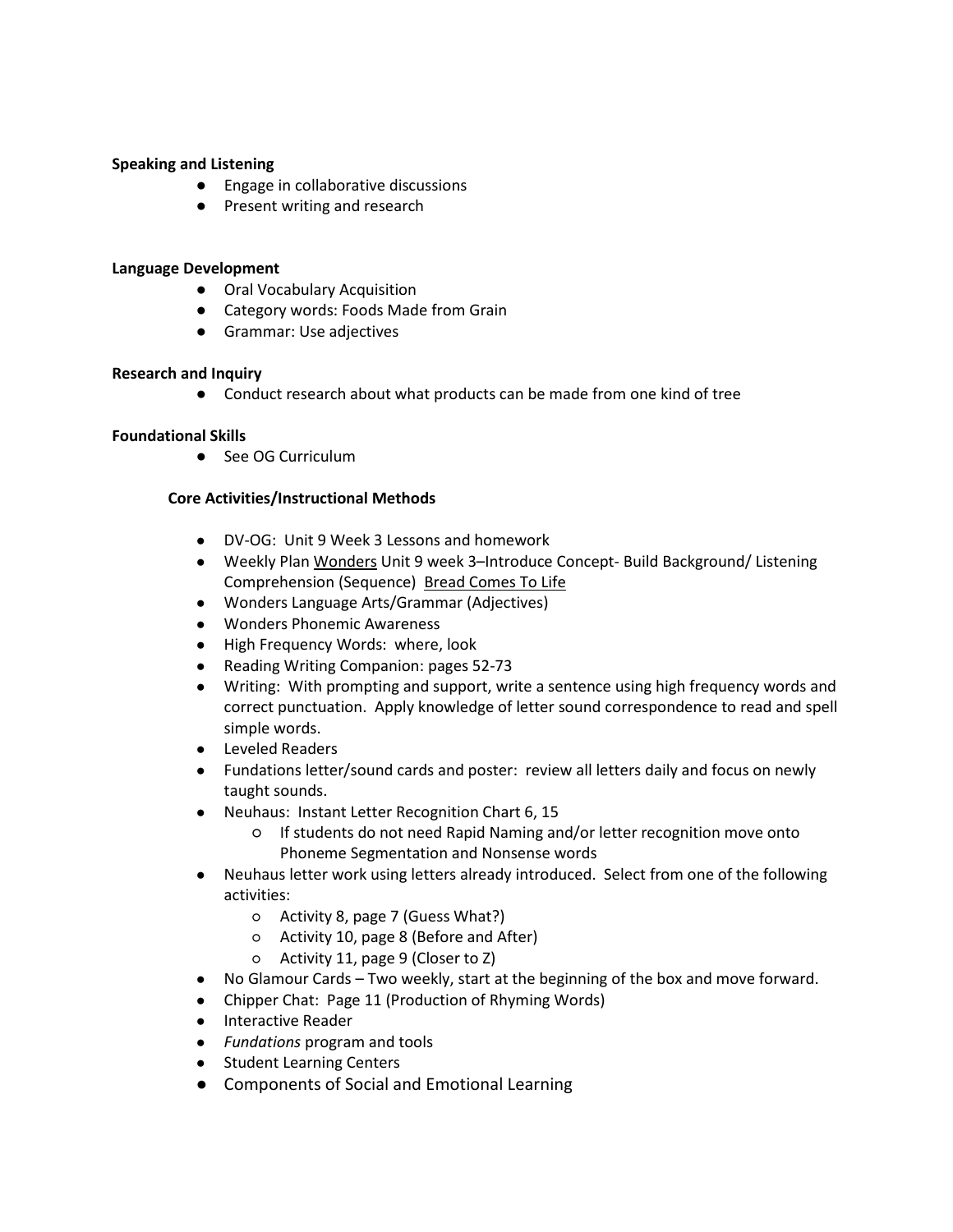**Speaking and Listening**

- Engage in collaborative discussions
- Present writing and research

**Language Development**

- Oral Vocabulary Acquisition
- Category words: Foods Made from Grain
- Grammar: Use adjectives

**Research and Inquiry**

- Conduct research about what products can be made from one kind of tree

**Foundational Skills**

- See OG Curriculum

**Core Activities/Instructional Methods**

- DV-OG: Unit 9 Week 3 Lessons and homework
- Weekly Plan Wonders Unit 9 week 3–Introduce Concept- Build Background/ Listening Comprehension (Sequence) Bread Comes To Life
- Wonders Language Arts/Grammar (Adjectives)
- Wonders Phonemic Awareness
- High Frequency Words: where, look
- Reading Writing Companion: pages 52-73
- Writing: With prompting and support, write a sentence using high frequency words and correct punctuation. Apply knowledge of letter sound correspondence to read and spell simple words.
- Leveled Readers
- Fundations letter/sound cards and poster: review all letters daily and focus on newly taught sounds.
- Neuhaus: Instant Letter Recognition Chart 6, 15
  - If students do not need Rapid Naming and/or letter recognition move onto Phoneme Segmentation and Nonsense words
- Neuhaus letter work using letters already introduced. Select from one of the following activities:
  - Activity 8, page 7 (Guess What?)
  - Activity 10, page 8 (Before and After)
  - Activity 11, page 9 (Closer to Z)
- No Glamour Cards – Two weekly, start at the beginning of the box and move forward.
- Chipper Chat: Page 11 (Production of Rhyming Words)
- Interactive Reader
- *Fundations* program and tools
- Student Learning Centers
- Components of Social and Emotional Learning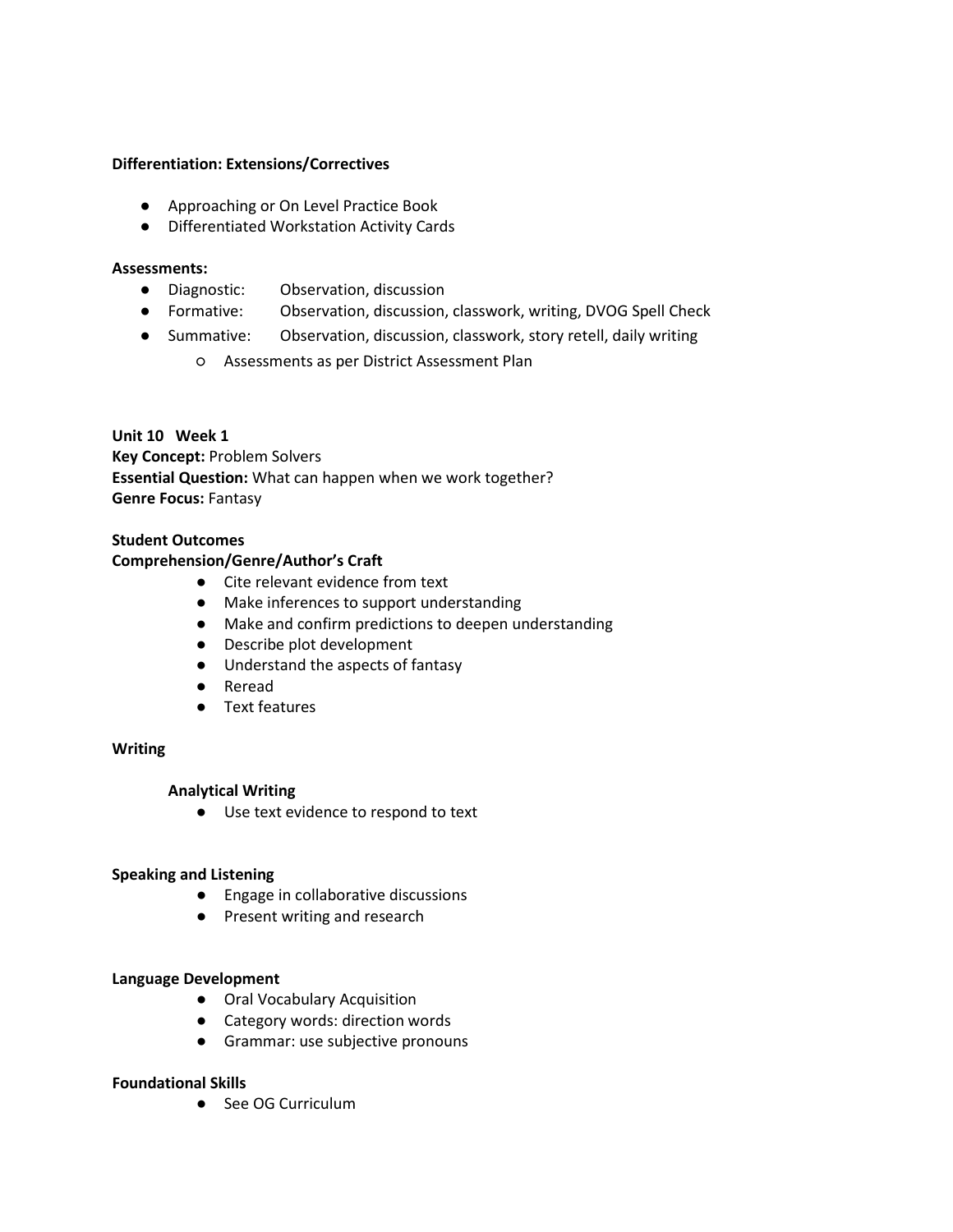**Differentiation: Extensions/Correctives**

- Approaching or On Level Practice Book
- Differentiated Workstation Activity Cards

**Assessments:**

- Diagnostic: Observation, discussion
- Formative: Observation, discussion, classwork, writing, DVOG Spell Check
- Summative: Observation, discussion, classwork, story retell, daily writing
    - Assessments as per District Assessment Plan

**Unit 10 Week 1**
**Key Concept:** Problem Solvers
**Essential Question:** What can happen when we work together?
**Genre Focus:** Fantasy

**Student Outcomes**
**Comprehension/Genre/Author's Craft**

- Cite relevant evidence from text
- Make inferences to support understanding
- Make and confirm predictions to deepen understanding
- Describe plot development
- Understand the aspects of fantasy
- Reread
- Text features

**Writing**

**Analytical Writing**

- Use text evidence to respond to text

**Speaking and Listening**

- Engage in collaborative discussions
- Present writing and research

**Language Development**

- Oral Vocabulary Acquisition
- Category words: direction words
- Grammar: use subjective pronouns

**Foundational Skills**

- See OG Curriculum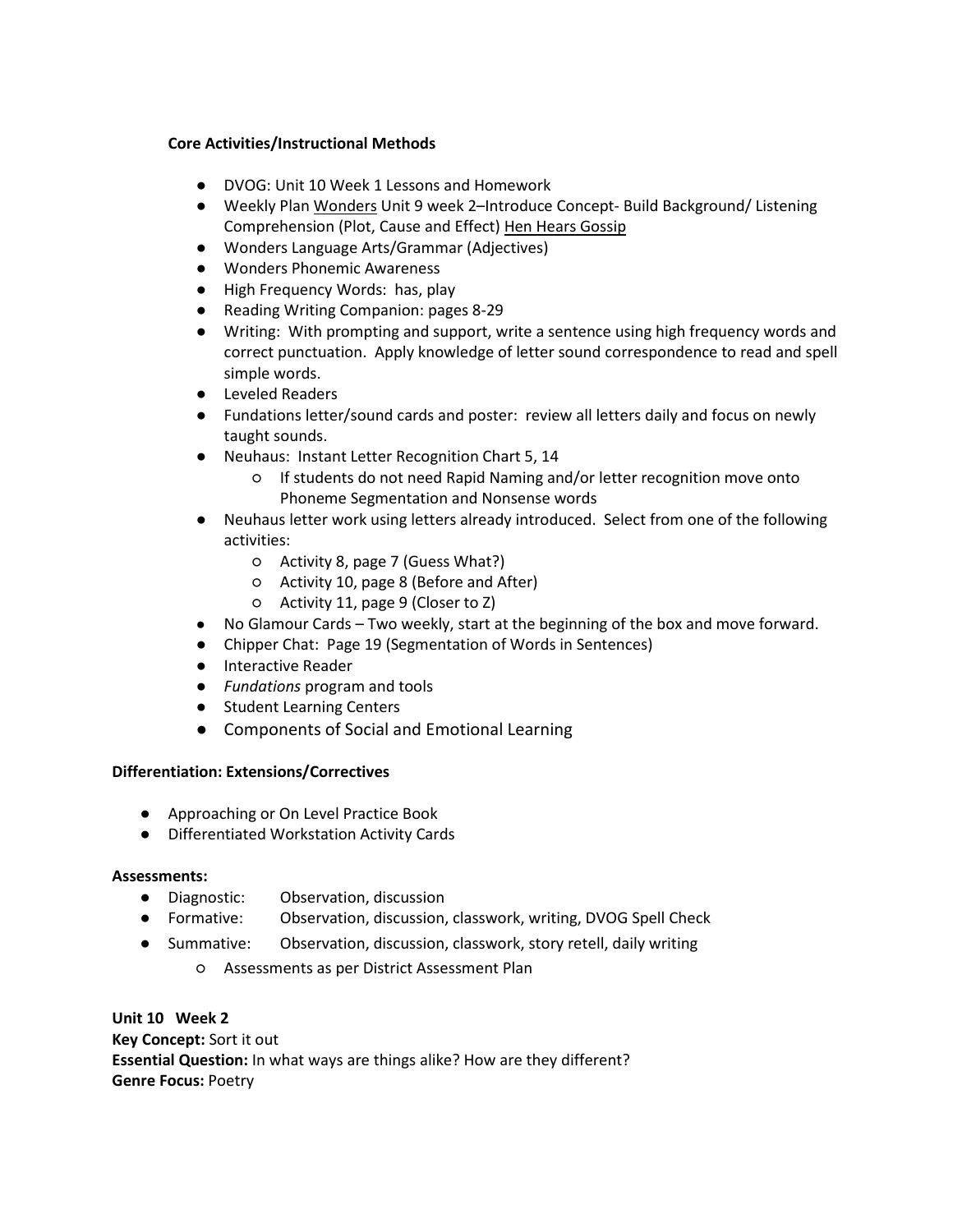**Core Activities/Instructional Methods**

- DVOG: Unit 10 Week 1 Lessons and Homework
- Weekly Plan Wonders Unit 9 week 2–Introduce Concept- Build Background/ Listening Comprehension (Plot, Cause and Effect) Hen Hears Gossip
- Wonders Language Arts/Grammar (Adjectives)
- Wonders Phonemic Awareness
- High Frequency Words: has, play
- Reading Writing Companion: pages 8-29
- Writing: With prompting and support, write a sentence using high frequency words and correct punctuation. Apply knowledge of letter sound correspondence to read and spell simple words.
- Leveled Readers
- Fundations letter/sound cards and poster: review all letters daily and focus on newly taught sounds.
- Neuhaus: Instant Letter Recognition Chart 5, 14
  - If students do not need Rapid Naming and/or letter recognition move onto Phoneme Segmentation and Nonsense words
- Neuhaus letter work using letters already introduced. Select from one of the following activities:
  - Activity 8, page 7 (Guess What?)
  - Activity 10, page 8 (Before and After)
  - Activity 11, page 9 (Closer to Z)
- No Glamour Cards – Two weekly, start at the beginning of the box and move forward.
- Chipper Chat: Page 19 (Segmentation of Words in Sentences)
- Interactive Reader
- *Fundations* program and tools
- Student Learning Centers
- Components of Social and Emotional Learning

**Differentiation: Extensions/Correctives**

- Approaching or On Level Practice Book
- Differentiated Workstation Activity Cards

**Assessments:**

- Diagnostic: Observation, discussion
- Formative: Observation, discussion, classwork, writing, DVOG Spell Check
- Summative: Observation, discussion, classwork, story retell, daily writing
  - Assessments as per District Assessment Plan

**Unit 10 Week 2**
**Key Concept:** Sort it out
**Essential Question:** In what ways are things alike? How are they different?
**Genre Focus:** Poetry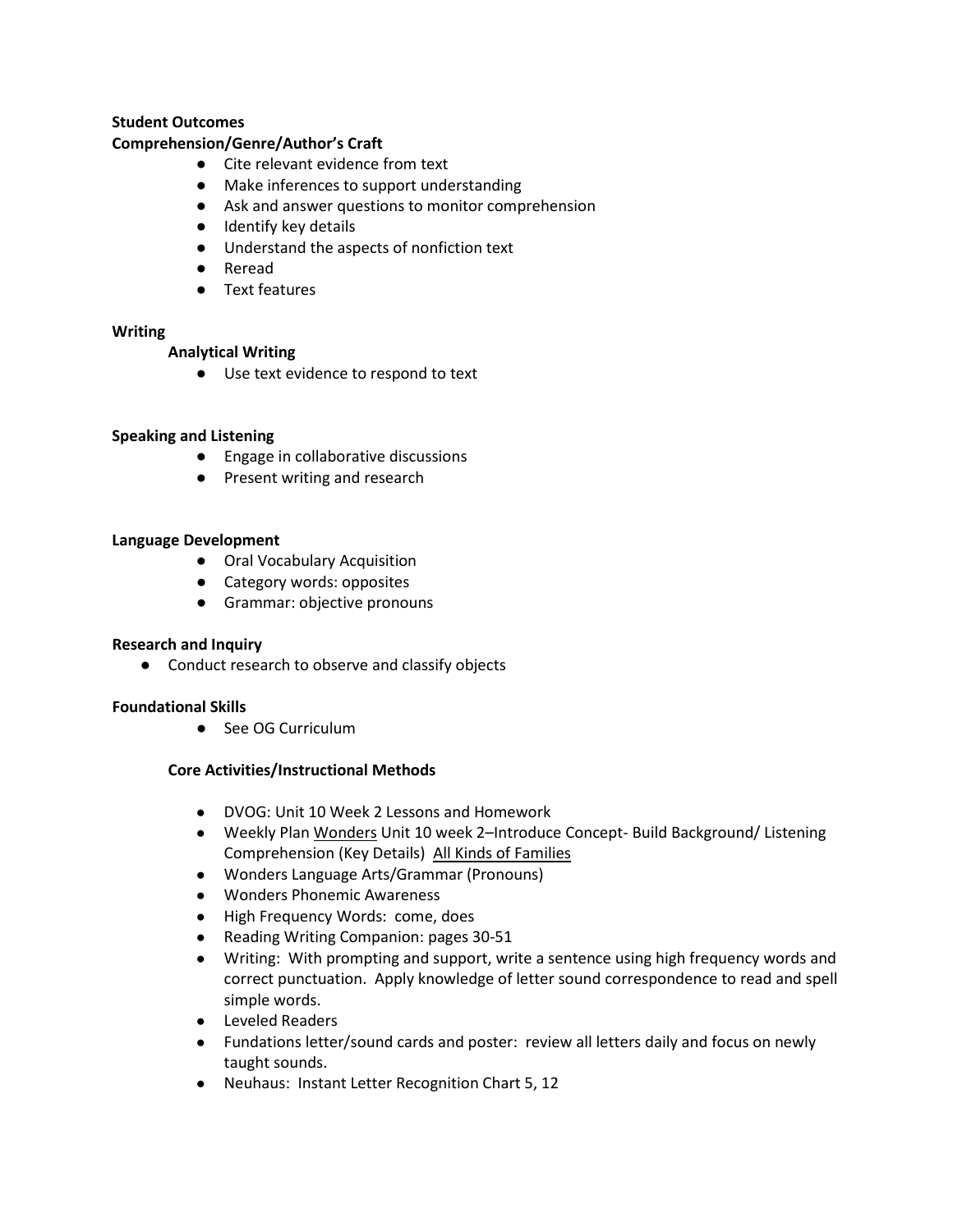**Student Outcomes**

**Comprehension/Genre/Author's Craft**

- Cite relevant evidence from text
- Make inferences to support understanding
- Ask and answer questions to monitor comprehension
- Identify key details
- Understand the aspects of nonfiction text
- Reread
- Text features

**Writing**

**Analytical Writing**

- Use text evidence to respond to text

**Speaking and Listening**

- Engage in collaborative discussions
- Present writing and research

**Language Development**

- Oral Vocabulary Acquisition
- Category words: opposites
- Grammar: objective pronouns

**Research and Inquiry**

- Conduct research to observe and classify objects

**Foundational Skills**

- See OG Curriculum

**Core Activities/Instructional Methods**

- DVOG: Unit 10 Week 2 Lessons and Homework
- Weekly Plan Wonders Unit 10 week 2–Introduce Concept- Build Background/ Listening Comprehension (Key Details) All Kinds of Families
- Wonders Language Arts/Grammar (Pronouns)
- Wonders Phonemic Awareness
- High Frequency Words: come, does
- Reading Writing Companion: pages 30-51
- Writing: With prompting and support, write a sentence using high frequency words and correct punctuation. Apply knowledge of letter sound correspondence to read and spell simple words.
- Leveled Readers
- Fundations letter/sound cards and poster: review all letters daily and focus on newly taught sounds.
- Neuhaus: Instant Letter Recognition Chart 5, 12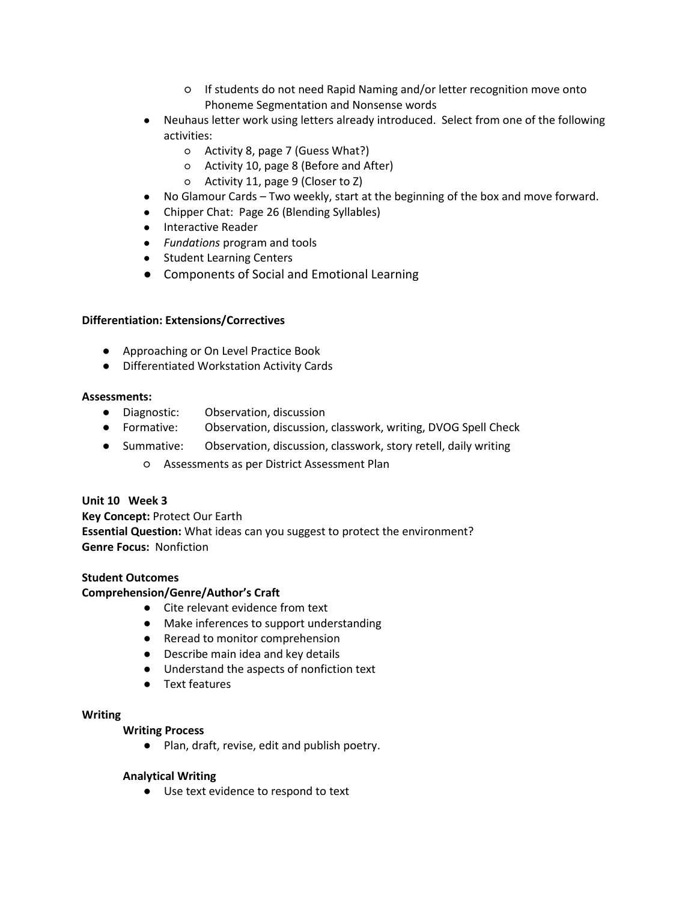- If students do not need Rapid Naming and/or letter recognition move onto Phoneme Segmentation and Nonsense words
- Neuhaus letter work using letters already introduced. Select from one of the following activities:
  - Activity 8, page 7 (Guess What?)
  - Activity 10, page 8 (Before and After)
  - Activity 11, page 9 (Closer to Z)
- No Glamour Cards – Two weekly, start at the beginning of the box and move forward.
- Chipper Chat: Page 26 (Blending Syllables)
- Interactive Reader
- *Fundations* program and tools
- Student Learning Centers
- Components of Social and Emotional Learning

**Differentiation: Extensions/Correctives**

- Approaching or On Level Practice Book
- Differentiated Workstation Activity Cards

**Assessments:**

- Diagnostic: Observation, discussion
- Formative: Observation, discussion, classwork, writing, DVOG Spell Check
- Summative: Observation, discussion, classwork, story retell, daily writing
  - Assessments as per District Assessment Plan

**Unit 10 Week 3**
**Key Concept:** Protect Our Earth
**Essential Question:** What ideas can you suggest to protect the environment?
**Genre Focus:** Nonfiction

**Student Outcomes**
**Comprehension/Genre/Author's Craft**

- Cite relevant evidence from text
- Make inferences to support understanding
- Reread to monitor comprehension
- Describe main idea and key details
- Understand the aspects of nonfiction text
- Text features

**Writing**

**Writing Process**

- Plan, draft, revise, edit and publish poetry.

**Analytical Writing**

- Use text evidence to respond to text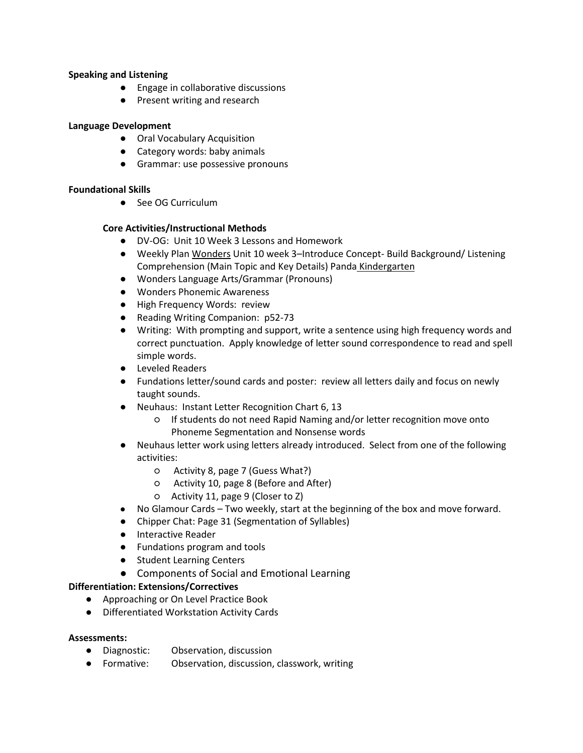**Speaking and Listening**

- Engage in collaborative discussions
- Present writing and research

**Language Development**

- Oral Vocabulary Acquisition
- Category words: baby animals
- Grammar: use possessive pronouns

**Foundational Skills**

- See OG Curriculum

**Core Activities/Instructional Methods**

- DV-OG: Unit 10 Week 3 Lessons and Homework
- Weekly Plan Wonders Unit 10 week 3–Introduce Concept- Build Background/ Listening Comprehension (Main Topic and Key Details) Panda Kindergarten
- Wonders Language Arts/Grammar (Pronouns)
- Wonders Phonemic Awareness
- High Frequency Words: review
- Reading Writing Companion: p52-73
- Writing: With prompting and support, write a sentence using high frequency words and correct punctuation. Apply knowledge of letter sound correspondence to read and spell simple words.
- Leveled Readers
- Fundations letter/sound cards and poster: review all letters daily and focus on newly taught sounds.
- Neuhaus: Instant Letter Recognition Chart 6, 13
  - If students do not need Rapid Naming and/or letter recognition move onto Phoneme Segmentation and Nonsense words
- Neuhaus letter work using letters already introduced. Select from one of the following activities:
  - Activity 8, page 7 (Guess What?)
  - Activity 10, page 8 (Before and After)
  - Activity 11, page 9 (Closer to Z)
- No Glamour Cards – Two weekly, start at the beginning of the box and move forward.
- Chipper Chat: Page 31 (Segmentation of Syllables)
- Interactive Reader
- Fundations program and tools
- Student Learning Centers
- Components of Social and Emotional Learning

**Differentiation: Extensions/Correctives**

- Approaching or On Level Practice Book
- Differentiated Workstation Activity Cards

**Assessments:**

- Diagnostic: Observation, discussion
- Formative: Observation, discussion, classwork, writing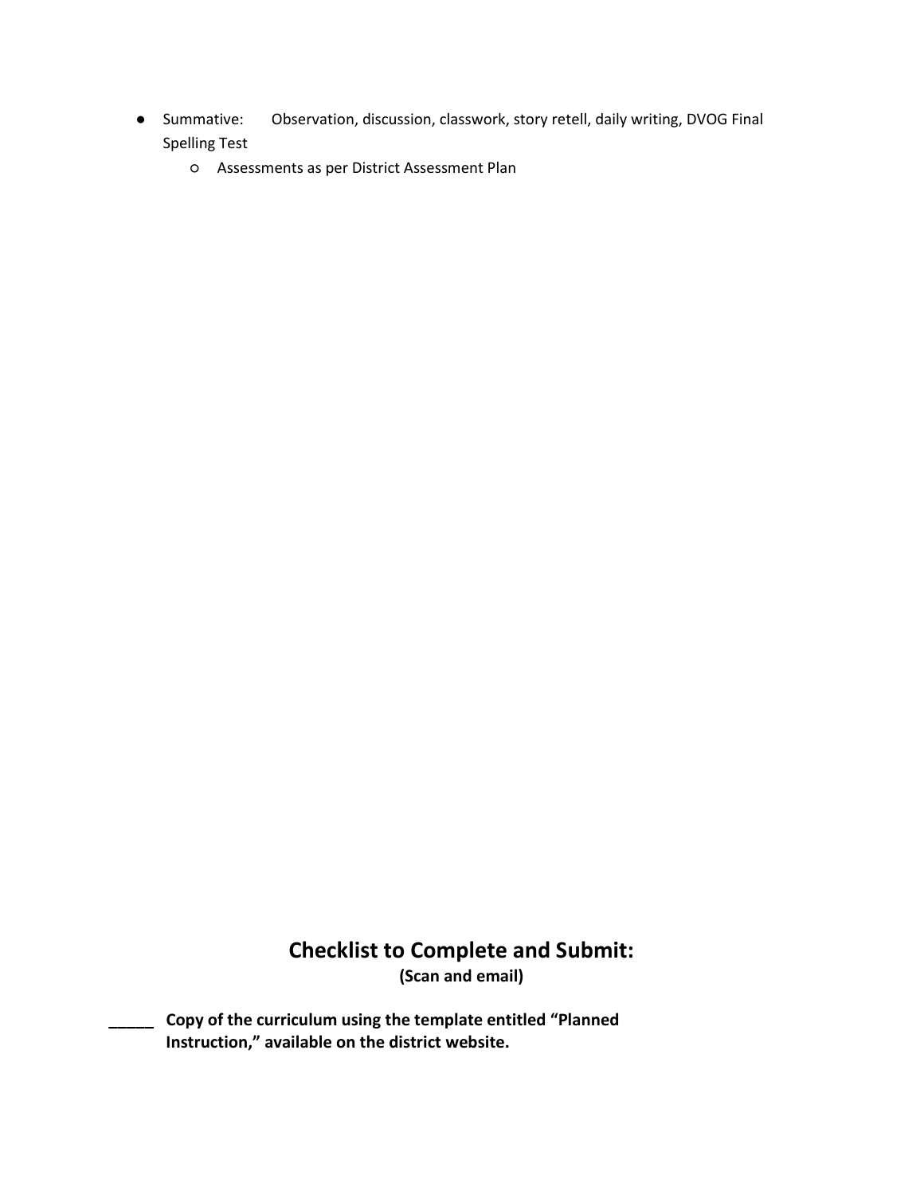- Summative: Observation, discussion, classwork, story retell, daily writing, DVOG Final Spelling Test
  - Assessments as per District Assessment Plan

## Checklist to Complete and Submit:

**(Scan and email)**

**_____ Copy of the curriculum using the template entitled "Planned Instruction," available on the district website.**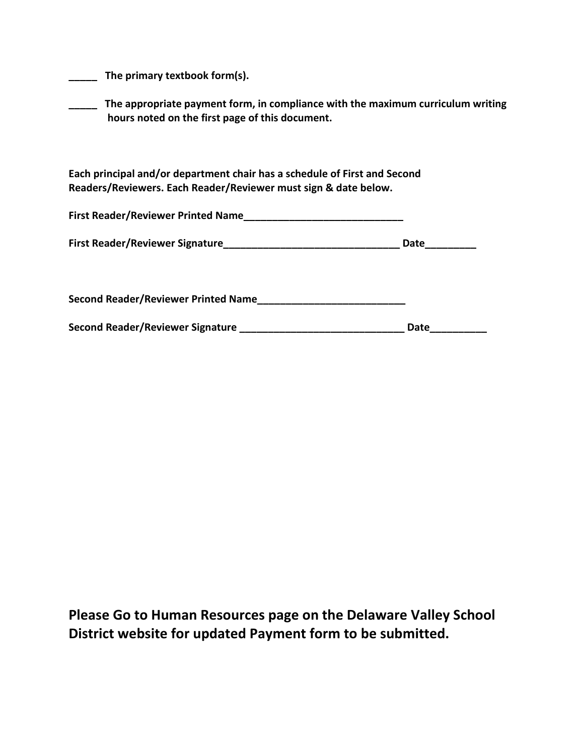**_____ The primary textbook form(s).**

**_____ The appropriate payment form, in compliance with the maximum curriculum writing hours noted on the first page of this document.**

**Each principal and/or department chair has a schedule of First and Second Readers/Reviewers. Each Reader/Reviewer must sign & date below.**

**First Reader/Reviewer Printed Name_____________________________**

**First Reader/Reviewer Signature________________________________ Date_________**

**Second Reader/Reviewer Printed Name__________________________**

**Second Reader/Reviewer Signature ______________________________ Date__________**

## Please Go to Human Resources page on the Delaware Valley School District website for updated Payment form to be submitted.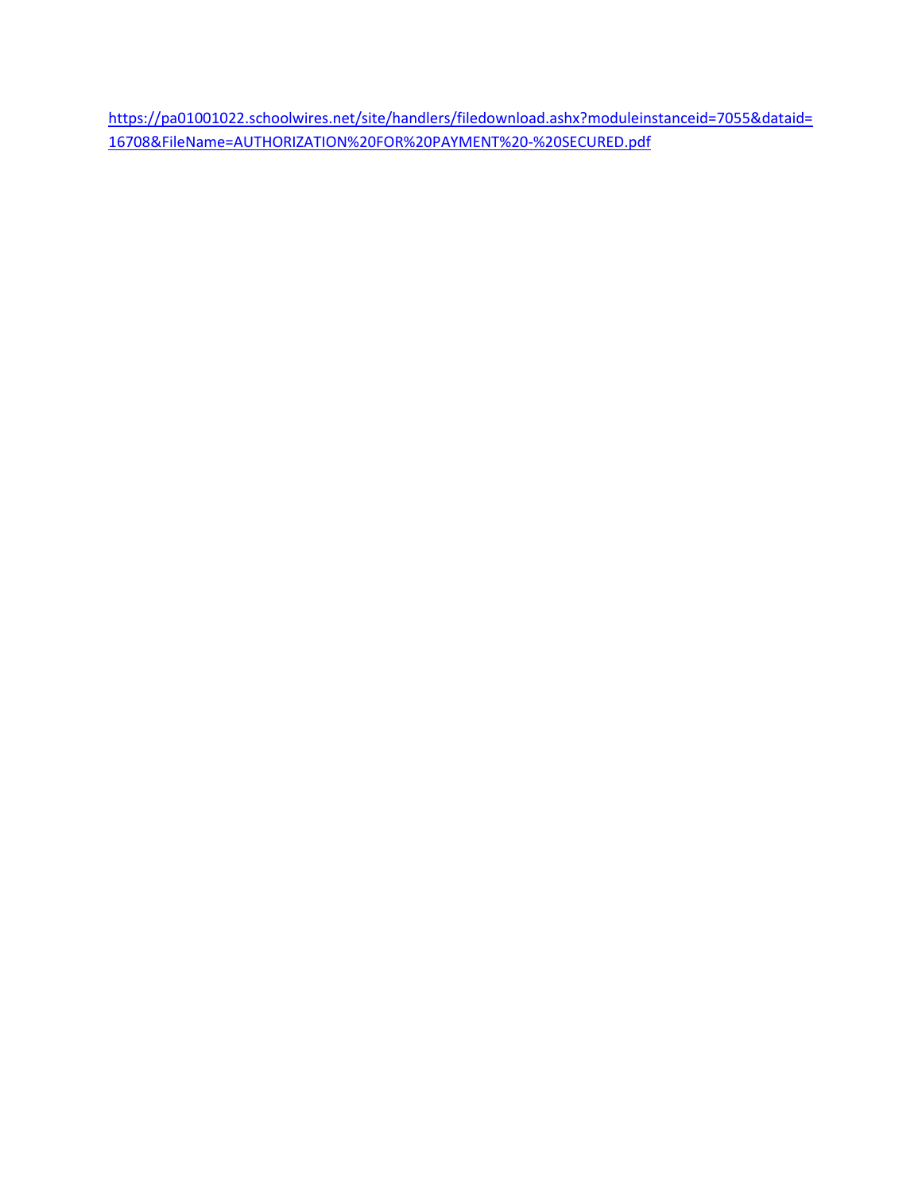https://pa01001022.schoolwires.net/site/handlers/filedownload.ashx?moduleinstanceid=7055&dataid=16708&FileName=AUTHORIZATION%20FOR%20PAYMENT%20-%20SECURED.pdf